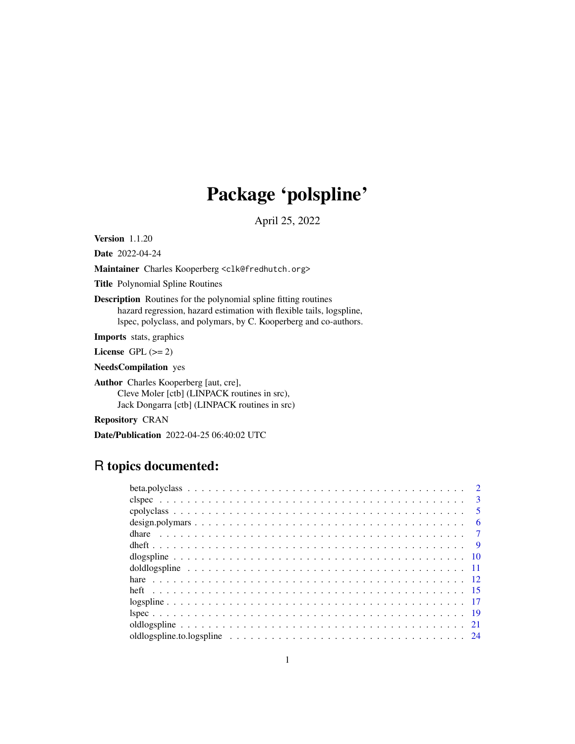# Package 'polspline'

April 25, 2022

**Version** 1.1.20

**Date** 2022-04-24

**Maintainer** Charles Kooperberg <clk@fredhutch.org>

**Title** Polynomial Spline Routines

**Description** Routines for the polynomial spline fitting routines hazard regression, hazard estimation with flexible tails, logspline, lspec, polyclass, and polymars, by C. Kooperberg and co-authors.

**Imports** stats, graphics

**License** GPL (>= 2)

**NeedsCompilation** yes

**Author** Charles Kooperberg [aut, cre], Cleve Moler [ctb] (LINPACK routines in src), Jack Dongarra [ctb] (LINPACK routines in src)

**Repository** CRAN

**Date/Publication** 2022-04-25 06:40:02 UTC

## R topics documented:

- beta.polyclass . . . . . . . . . . 2
- clspec . . . . . . . . . . 3
- cpolyclass . . . . . . . . . . 5
- design.polymars . . . . . . . . . . 6
- dhare . . . . . . . . . . 7
- dheft . . . . . . . . . . 9
- dlogspline . . . . . . . . . . 10
- doldlogspline . . . . . . . . . . 11
- hare . . . . . . . . . . 12
- heft . . . . . . . . . . 15
- logspline . . . . . . . . . . 17
- lspec . . . . . . . . . . 19
- oldlogspline . . . . . . . . . . 21
- oldlogspline.to.logspline . . . . . . . . . . 24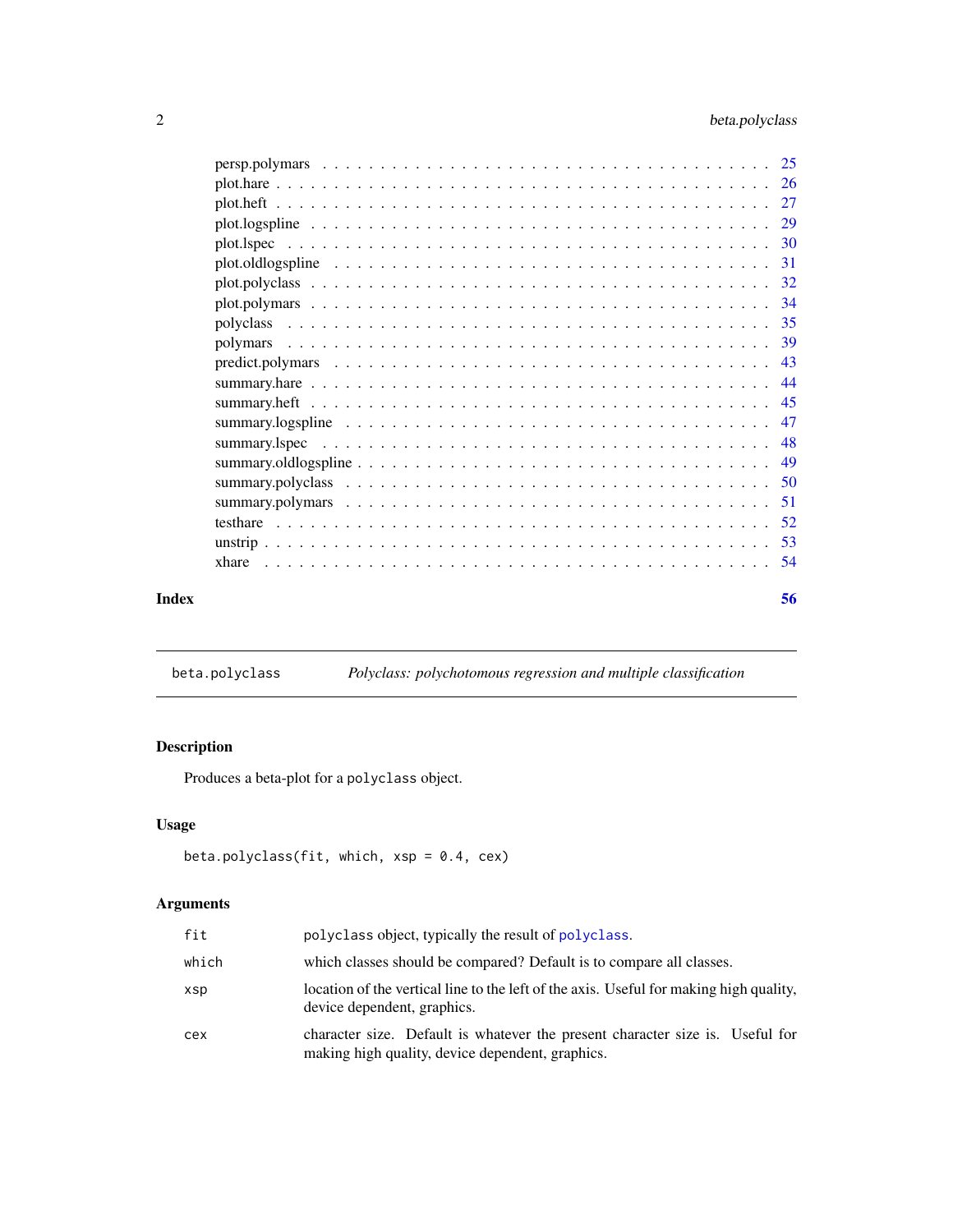persp.polymars . . . . . . . . . . . . . . . . . . . . . . . . . . . . . . . . . . . 25
plot.hare . . . . . . . . . . . . . . . . . . . . . . . . . . . . . . . . . . . . . . 26
plot.heft . . . . . . . . . . . . . . . . . . . . . . . . . . . . . . . . . . . . . . 27
plot.logspline . . . . . . . . . . . . . . . . . . . . . . . . . . . . . . . . . . . 29
plot.lspec . . . . . . . . . . . . . . . . . . . . . . . . . . . . . . . . . . . . . 30
plot.oldlogspline . . . . . . . . . . . . . . . . . . . . . . . . . . . . . . . . . 31
plot.polyclass . . . . . . . . . . . . . . . . . . . . . . . . . . . . . . . . . . . 32
plot.polymars . . . . . . . . . . . . . . . . . . . . . . . . . . . . . . . . . . . 34
polyclass . . . . . . . . . . . . . . . . . . . . . . . . . . . . . . . . . . . . . . 35
polymars . . . . . . . . . . . . . . . . . . . . . . . . . . . . . . . . . . . . . . 39
predict.polymars . . . . . . . . . . . . . . . . . . . . . . . . . . . . . . . . . . 43
summary.hare . . . . . . . . . . . . . . . . . . . . . . . . . . . . . . . . . . . . 44
summary.heft . . . . . . . . . . . . . . . . . . . . . . . . . . . . . . . . . . . . 45
summary.logspline . . . . . . . . . . . . . . . . . . . . . . . . . . . . . . . . . 47
summary.lspec . . . . . . . . . . . . . . . . . . . . . . . . . . . . . . . . . . . 48
summary.oldlogspline . . . . . . . . . . . . . . . . . . . . . . . . . . . . . . . . 49
summary.polyclass . . . . . . . . . . . . . . . . . . . . . . . . . . . . . . . . . 50
summary.polymars . . . . . . . . . . . . . . . . . . . . . . . . . . . . . . . . . 51
testhare . . . . . . . . . . . . . . . . . . . . . . . . . . . . . . . . . . . . . . 52
unstrip . . . . . . . . . . . . . . . . . . . . . . . . . . . . . . . . . . . . . . . 53
xhare . . . . . . . . . . . . . . . . . . . . . . . . . . . . . . . . . . . . . . . 54

**Index** **56**

---

## beta.polyclass — *Polyclass: polychotomous regression and multiple classification*

### Description

Produces a beta-plot for a `polyclass` object.

### Usage

```
beta.polyclass(fit, which, xsp = 0.4, cex)
```

### Arguments

| | |
|---|---|
| `fit` | `polyclass` object, typically the result of `polyclass`. |
| `which` | which classes should be compared? Default is to compare all classes. |
| `xsp` | location of the vertical line to the left of the axis. Useful for making high quality, device dependent, graphics. |
| `cex` | character size. Default is whatever the present character size is. Useful for making high quality, device dependent, graphics. |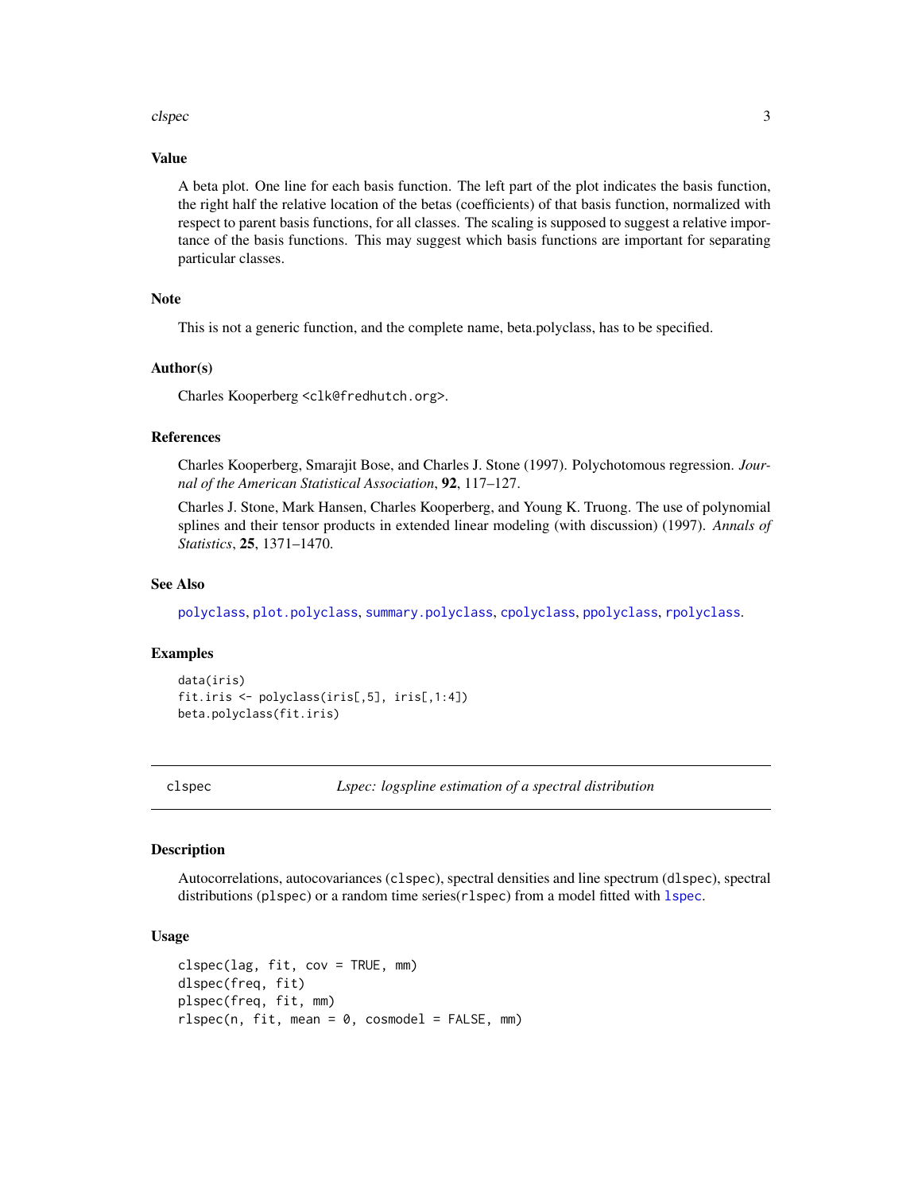### Value

A beta plot. One line for each basis function. The left part of the plot indicates the basis function, the right half the relative location of the betas (coefficients) of that basis function, normalized with respect to parent basis functions, for all classes. The scaling is supposed to suggest a relative importance of the basis functions. This may suggest which basis functions are important for separating particular classes.

### Note

This is not a generic function, and the complete name, beta.polyclass, has to be specified.

### Author(s)

Charles Kooperberg <clk@fredhutch.org>.

### References

Charles Kooperberg, Smarajit Bose, and Charles J. Stone (1997). Polychotomous regression. *Journal of the American Statistical Association*, **92**, 117–127.

Charles J. Stone, Mark Hansen, Charles Kooperberg, and Young K. Truong. The use of polynomial splines and their tensor products in extended linear modeling (with discussion) (1997). *Annals of Statistics*, **25**, 1371–1470.

### See Also

polyclass, plot.polyclass, summary.polyclass, cpolyclass, ppolyclass, rpolyclass.

### Examples

```
data(iris)
fit.iris <- polyclass(iris[,5], iris[,1:4])
beta.polyclass(fit.iris)
```

---

## clspec — *Lspec: logspline estimation of a spectral distribution*

---

### Description

Autocorrelations, autocovariances (clspec), spectral densities and line spectrum (dlspec), spectral distributions (plspec) or a random time series(rlspec) from a model fitted with lspec.

### Usage

```
clspec(lag, fit, cov = TRUE, mm)
dlspec(freq, fit)
plspec(freq, fit, mm)
rlspec(n, fit, mean = 0, cosmodel = FALSE, mm)
```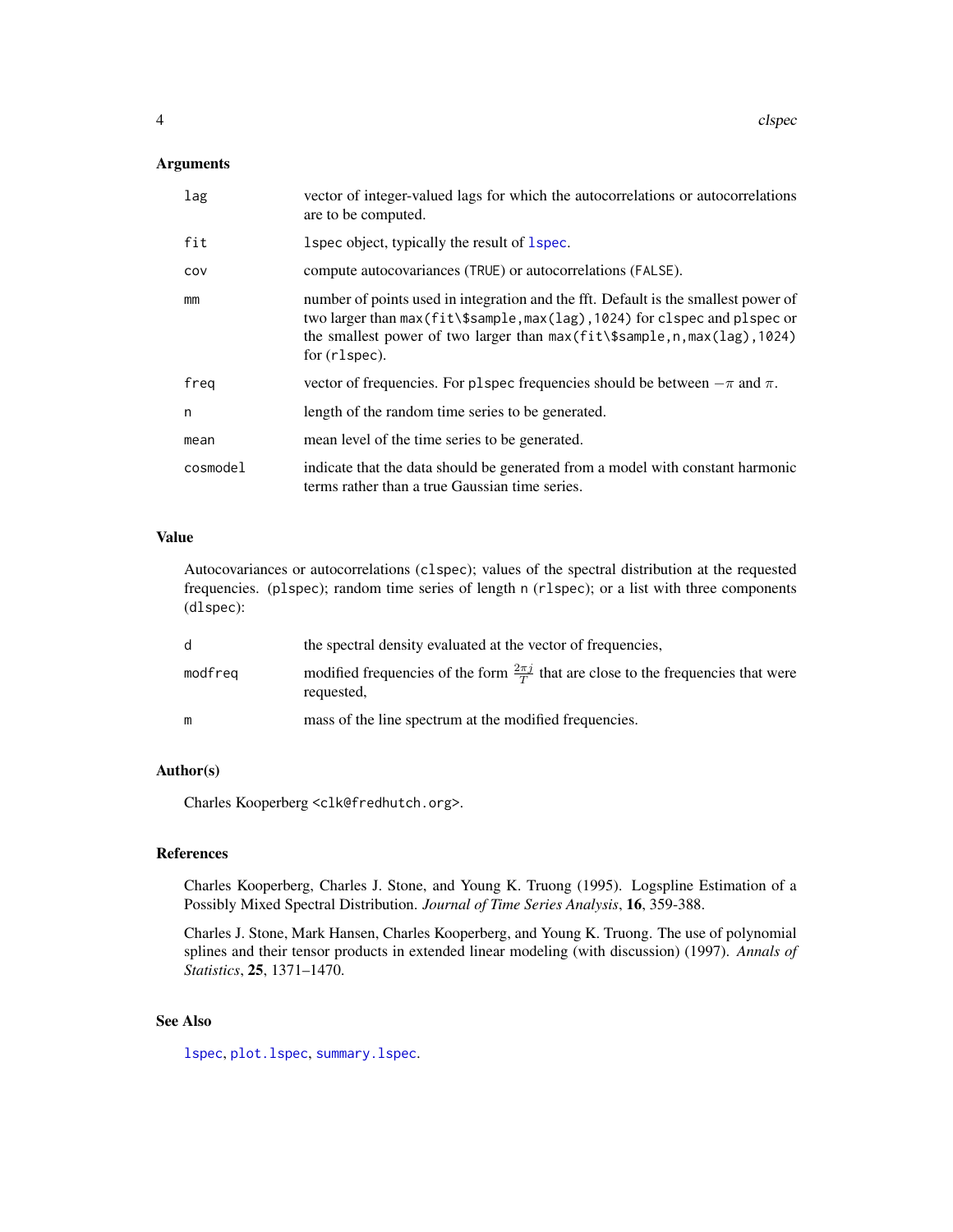## Arguments

| | |
|---|---|
| `lag` | vector of integer-valued lags for which the autocorrelations or autocorrelations are to be computed. |
| `fit` | `lspec` object, typically the result of `lspec`. |
| `cov` | compute autocovariances (`TRUE`) or autocorrelations (`FALSE`). |
| `mm` | number of points used in integration and the fft. Default is the smallest power of two larger than `max(fit\$sample,max(lag),1024)` for `clspec` and `plspec` or the smallest power of two larger than `max(fit\$sample,n,max(lag),1024)` for (`rlspec`). |
| `freq` | vector of frequencies. For `plspec` frequencies should be between $-\pi$ and $\pi$. |
| `n` | length of the random time series to be generated. |
| `mean` | mean level of the time series to be generated. |
| `cosmodel` | indicate that the data should be generated from a model with constant harmonic terms rather than a true Gaussian time series. |

## Value

Autocovariances or autocorrelations (`clspec`); values of the spectral distribution at the requested frequencies. (`plspec`); random time series of length `n` (`rlspec`); or a list with three components (`dlspec`):

| | |
|---|---|
| `d` | the spectral density evaluated at the vector of frequencies, |
| `modfreq` | modified frequencies of the form $\frac{2\pi j}{T}$ that are close to the frequencies that were requested, |
| `m` | mass of the line spectrum at the modified frequencies. |

## Author(s)

Charles Kooperberg <clk@fredhutch.org>.

## References

Charles Kooperberg, Charles J. Stone, and Young K. Truong (1995). Logspline Estimation of a Possibly Mixed Spectral Distribution. *Journal of Time Series Analysis*, **16**, 359-388.

Charles J. Stone, Mark Hansen, Charles Kooperberg, and Young K. Truong. The use of polynomial splines and their tensor products in extended linear modeling (with discussion) (1997). *Annals of Statistics*, **25**, 1371–1470.

## See Also

`lspec`, `plot.lspec`, `summary.lspec`.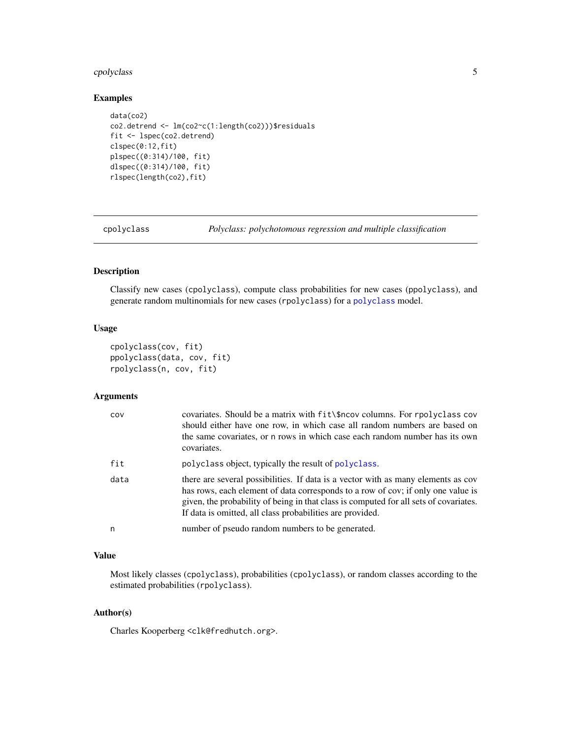## Examples

```
data(co2)
co2.detrend <- lm(co2~c(1:length(co2)))$residuals
fit <- lspec(co2.detrend)
clspec(0:12,fit)
plspec((0:314)/100, fit)
dlspec((0:314)/100, fit)
rlspec(length(co2),fit)
```

---

# cpolyclass — *Polyclass: polychotomous regression and multiple classification*

---

## Description

Classify new cases (cpolyclass), compute class probabilities for new cases (ppolyclass), and generate random multinomials for new cases (rpolyclass) for a polyclass model.

## Usage

```
cpolyclass(cov, fit)
ppolyclass(data, cov, fit)
rpolyclass(n, cov, fit)
```

## Arguments

| | |
|---|---|
| cov | covariates. Should be a matrix with fit\$ncov columns. For rpolyclass cov should either have one row, in which case all random numbers are based on the same covariates, or n rows in which case each random number has its own covariates. |
| fit | polyclass object, typically the result of polyclass. |
| data | there are several possibilities. If data is a vector with as many elements as cov has rows, each element of data corresponds to a row of cov; if only one value is given, the probability of being in that class is computed for all sets of covariates. If data is omitted, all class probabilities are provided. |
| n | number of pseudo random numbers to be generated. |

## Value

Most likely classes (cpolyclass), probabilities (cpolyclass), or random classes according to the estimated probabilities (rpolyclass).

## Author(s)

Charles Kooperberg <clk@fredhutch.org>.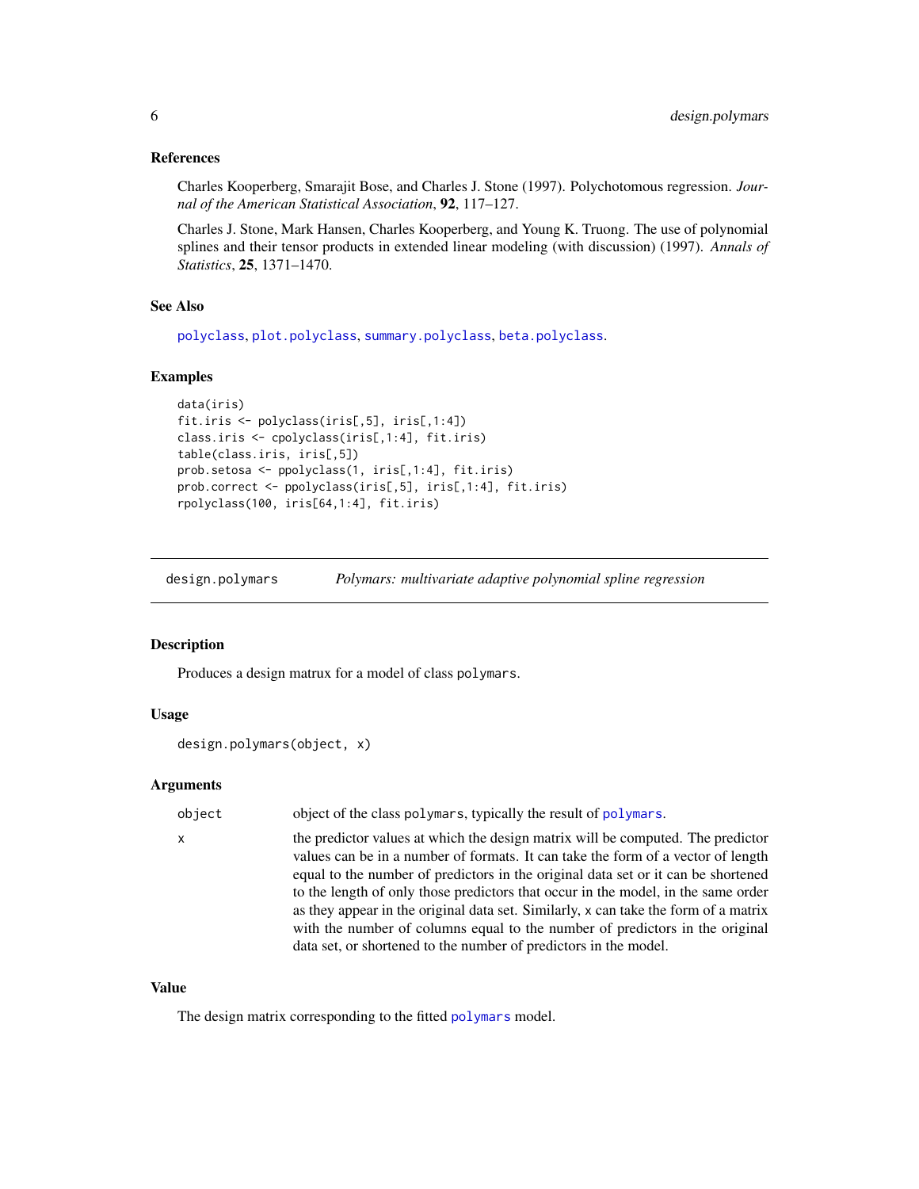### References

Charles Kooperberg, Smarajit Bose, and Charles J. Stone (1997). Polychotomous regression. *Journal of the American Statistical Association*, **92**, 117–127.

Charles J. Stone, Mark Hansen, Charles Kooperberg, and Young K. Truong. The use of polynomial splines and their tensor products in extended linear modeling (with discussion) (1997). *Annals of Statistics*, **25**, 1371–1470.

### See Also

polyclass, plot.polyclass, summary.polyclass, beta.polyclass.

### Examples

```
data(iris)
fit.iris <- polyclass(iris[,5], iris[,1:4])
class.iris <- cpolyclass(iris[,1:4], fit.iris)
table(class.iris, iris[,5])
prob.setosa <- ppolyclass(1, iris[,1:4], fit.iris)
prob.correct <- ppolyclass(iris[,5], iris[,1:4], fit.iris)
rpolyclass(100, iris[64,1:4], fit.iris)
```

---

## design.polymars — *Polymars: multivariate adaptive polynomial spline regression*

### Description

Produces a design matrux for a model of class polymars.

### Usage

```
design.polymars(object, x)
```

### Arguments

| | |
|---|---|
| object | object of the class polymars, typically the result of polymars. |
| x | the predictor values at which the design matrix will be computed. The predictor values can be in a number of formats. It can take the form of a vector of length equal to the number of predictors in the original data set or it can be shortened to the length of only those predictors that occur in the model, in the same order as they appear in the original data set. Similarly, x can take the form of a matrix with the number of columns equal to the number of predictors in the original data set, or shortened to the number of predictors in the model. |

### Value

The design matrix corresponding to the fitted polymars model.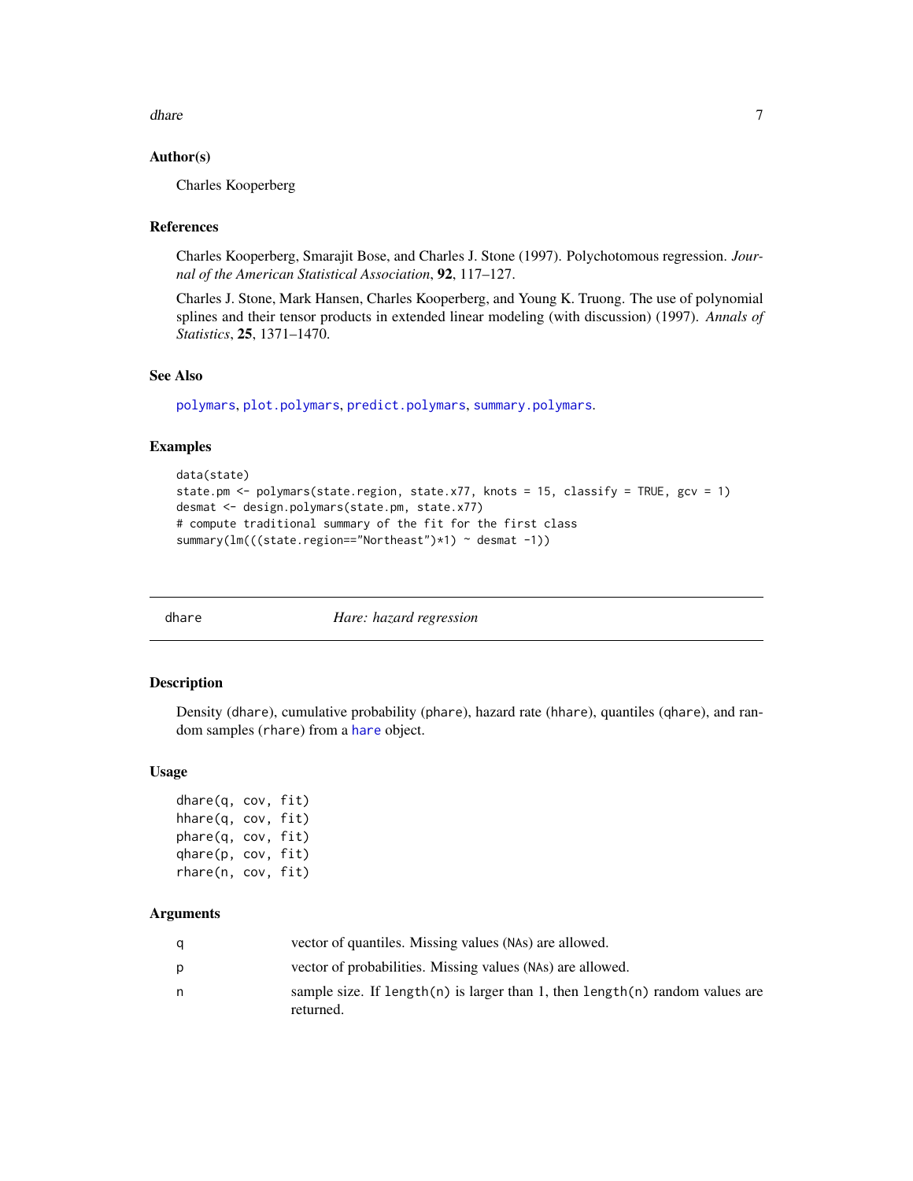### Author(s)

Charles Kooperberg

### References

Charles Kooperberg, Smarajit Bose, and Charles J. Stone (1997). Polychotomous regression. *Journal of the American Statistical Association*, **92**, 117–127.

Charles J. Stone, Mark Hansen, Charles Kooperberg, and Young K. Truong. The use of polynomial splines and their tensor products in extended linear modeling (with discussion) (1997). *Annals of Statistics*, **25**, 1371–1470.

### See Also

polymars, plot.polymars, predict.polymars, summary.polymars.

### Examples

```
data(state)
state.pm <- polymars(state.region, state.x77, knots = 15, classify = TRUE, gcv = 1)
desmat <- design.polymars(state.pm, state.x77)
# compute traditional summary of the fit for the first class
summary(lm(((state.region=="Northeast")*1) ~ desmat -1))
```

---

## dhare — *Hare: hazard regression*

### Description

Density (dhare), cumulative probability (phare), hazard rate (hhare), quantiles (qhare), and random samples (rhare) from a hare object.

### Usage

```
dhare(q, cov, fit)
hhare(q, cov, fit)
phare(q, cov, fit)
qhare(p, cov, fit)
rhare(n, cov, fit)
```

### Arguments

| | |
|---|---|
| q | vector of quantiles. Missing values (NAs) are allowed. |
| p | vector of probabilities. Missing values (NAs) are allowed. |
| n | sample size. If length(n) is larger than 1, then length(n) random values are returned. |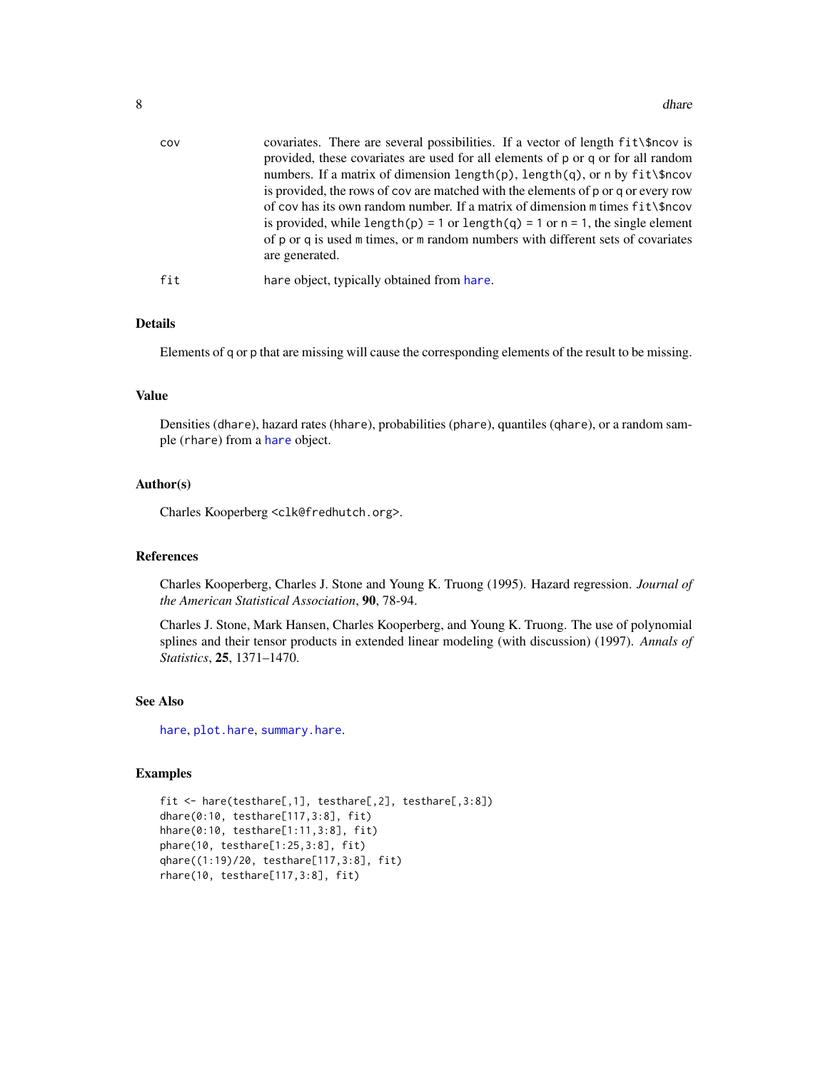| | |
|---|---|
| cov | covariates. There are several possibilities. If a vector of length fit\$ncov is provided, these covariates are used for all elements of p or q or for all random numbers. If a matrix of dimension length(p), length(q), or n by fit\$ncov is provided, the rows of cov are matched with the elements of p or q or every row of cov has its own random number. If a matrix of dimension m times fit\$ncov is provided, while length(p) = 1 or length(q) = 1 or n = 1, the single element of p or q is used m times, or m random numbers with different sets of covariates are generated. |
| fit | hare object, typically obtained from hare. |

## Details

Elements of q or p that are missing will cause the corresponding elements of the result to be missing.

## Value

Densities (dhare), hazard rates (hhare), probabilities (phare), quantiles (qhare), or a random sample (rhare) from a hare object.

## Author(s)

Charles Kooperberg <clk@fredhutch.org>.

## References

Charles Kooperberg, Charles J. Stone and Young K. Truong (1995). Hazard regression. *Journal of the American Statistical Association*, **90**, 78-94.

Charles J. Stone, Mark Hansen, Charles Kooperberg, and Young K. Truong. The use of polynomial splines and their tensor products in extended linear modeling (with discussion) (1997). *Annals of Statistics*, **25**, 1371–1470.

## See Also

hare, plot.hare, summary.hare.

## Examples

```
fit <- hare(testhare[,1], testhare[,2], testhare[,3:8])
dhare(0:10, testhare[117,3:8], fit)
hhare(0:10, testhare[1:11,3:8], fit)
phare(10, testhare[1:25,3:8], fit)
qhare((1:19)/20, testhare[117,3:8], fit)
rhare(10, testhare[117,3:8], fit)
```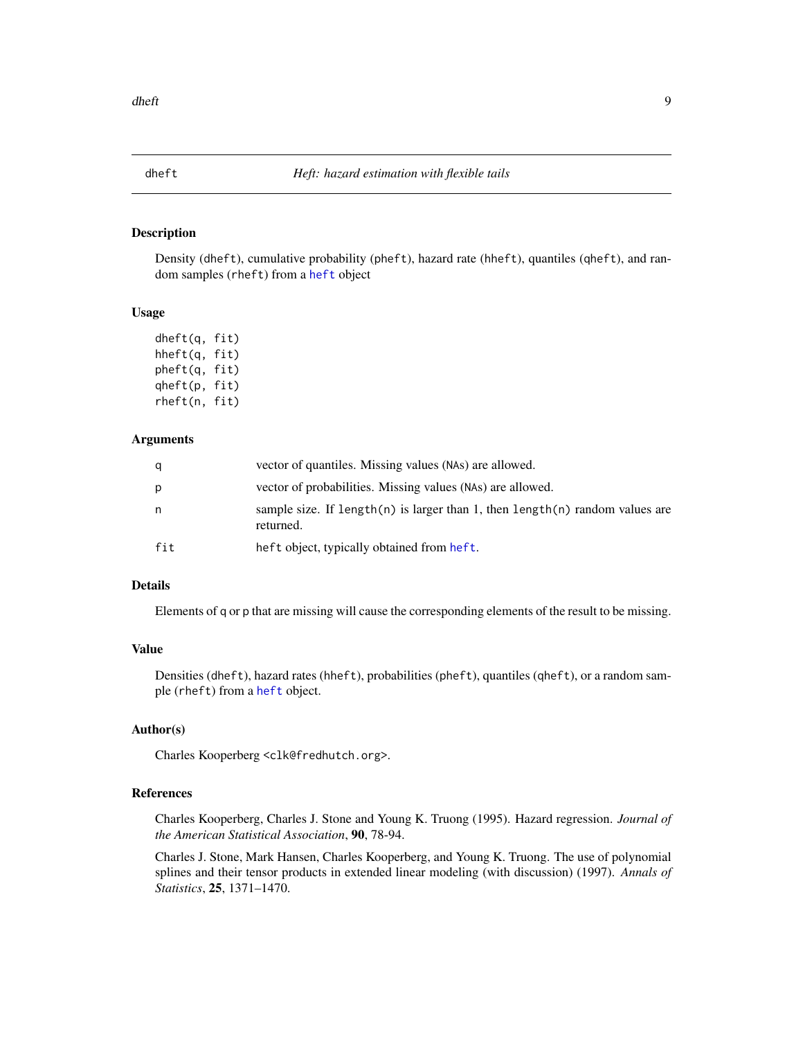## dheft *Heft: hazard estimation with flexible tails*

### Description

Density (dheft), cumulative probability (pheft), hazard rate (hheft), quantiles (qheft), and random samples (rheft) from a heft object

### Usage

```
dheft(q, fit)
hheft(q, fit)
pheft(q, fit)
qheft(p, fit)
rheft(n, fit)
```

### Arguments

| | |
|---|---|
| q | vector of quantiles. Missing values (NAs) are allowed. |
| p | vector of probabilities. Missing values (NAs) are allowed. |
| n | sample size. If length(n) is larger than 1, then length(n) random values are returned. |
| fit | heft object, typically obtained from heft. |

### Details

Elements of q or p that are missing will cause the corresponding elements of the result to be missing.

### Value

Densities (dheft), hazard rates (hheft), probabilities (pheft), quantiles (qheft), or a random sample (rheft) from a heft object.

### Author(s)

Charles Kooperberg <clk@fredhutch.org>.

### References

Charles Kooperberg, Charles J. Stone and Young K. Truong (1995). Hazard regression. *Journal of the American Statistical Association*, **90**, 78-94.

Charles J. Stone, Mark Hansen, Charles Kooperberg, and Young K. Truong. The use of polynomial splines and their tensor products in extended linear modeling (with discussion) (1997). *Annals of Statistics*, **25**, 1371–1470.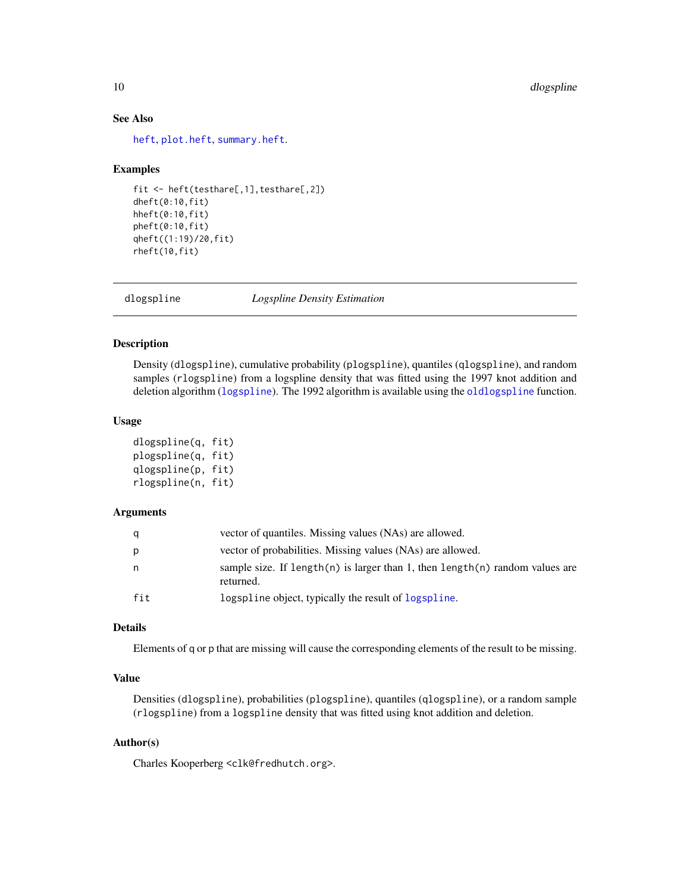## See Also

heft, plot.heft, summary.heft.

## Examples

```
fit <- heft(testhare[,1],testhare[,2])
dheft(0:10,fit)
hheft(0:10,fit)
pheft(0:10,fit)
qheft((1:19)/20,fit)
rheft(10,fit)
```

---

# dlogspline — *Logspline Density Estimation*

---

## Description

Density (`dlogspline`), cumulative probability (`plogspline`), quantiles (`qlogspline`), and random samples (`rlogspline`) from a logspline density that was fitted using the 1997 knot addition and deletion algorithm (`logspline`). The 1992 algorithm is available using the `oldlogspline` function.

## Usage

```
dlogspline(q, fit)
plogspline(q, fit)
qlogspline(p, fit)
rlogspline(n, fit)
```

## Arguments

| | |
|---|---|
| q | vector of quantiles. Missing values (NAs) are allowed. |
| p | vector of probabilities. Missing values (NAs) are allowed. |
| n | sample size. If `length(n)` is larger than 1, then `length(n)` random values are returned. |
| fit | `logspline` object, typically the result of `logspline`. |

## Details

Elements of `q` or `p` that are missing will cause the corresponding elements of the result to be missing.

## Value

Densities (`dlogspline`), probabilities (`plogspline`), quantiles (`qlogspline`), or a random sample (`rlogspline`) from a `logspline` density that was fitted using knot addition and deletion.

## Author(s)

Charles Kooperberg <clk@fredhutch.org>.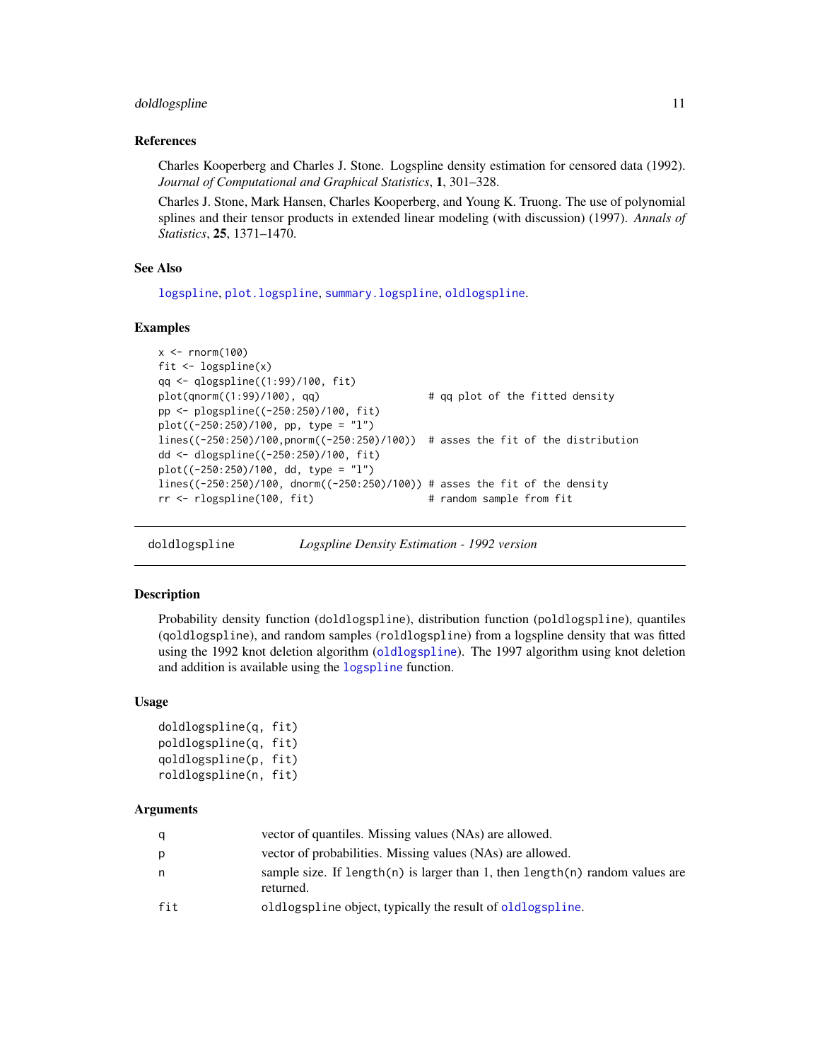### References

Charles Kooperberg and Charles J. Stone. Logspline density estimation for censored data (1992). *Journal of Computational and Graphical Statistics*, **1**, 301–328.

Charles J. Stone, Mark Hansen, Charles Kooperberg, and Young K. Truong. The use of polynomial splines and their tensor products in extended linear modeling (with discussion) (1997). *Annals of Statistics*, **25**, 1371–1470.

### See Also

`logspline`, `plot.logspline`, `summary.logspline`, `oldlogspline`.

### Examples

```
x <- rnorm(100)
fit <- logspline(x)
qq <- qlogspline((1:99)/100, fit)
plot(qnorm((1:99)/100), qq)                  # qq plot of the fitted density
pp <- plogspline((-250:250)/100, fit)
plot((-250:250)/100, pp, type = "l")
lines((-250:250)/100,pnorm((-250:250)/100))  # asses the fit of the distribution
dd <- dlogspline((-250:250)/100, fit)
plot((-250:250)/100, dd, type = "l")
lines((-250:250)/100, dnorm((-250:250)/100)) # asses the fit of the density
rr <- rlogspline(100, fit)                   # random sample from fit
```

---

## doldlogspline — *Logspline Density Estimation - 1992 version*

---

### Description

Probability density function (doldlogspline), distribution function (poldlogspline), quantiles (qoldlogspline), and random samples (roldlogspline) from a logspline density that was fitted using the 1992 knot deletion algorithm (`oldlogspline`). The 1997 algorithm using knot deletion and addition is available using the `logspline` function.

### Usage

```
doldlogspline(q, fit)
poldlogspline(q, fit)
qoldlogspline(p, fit)
roldlogspline(n, fit)
```

### Arguments

| | |
|---|---|
| q | vector of quantiles. Missing values (NAs) are allowed. |
| p | vector of probabilities. Missing values (NAs) are allowed. |
| n | sample size. If length(n) is larger than 1, then length(n) random values are returned. |
| fit | oldlogspline object, typically the result of `oldlogspline`. |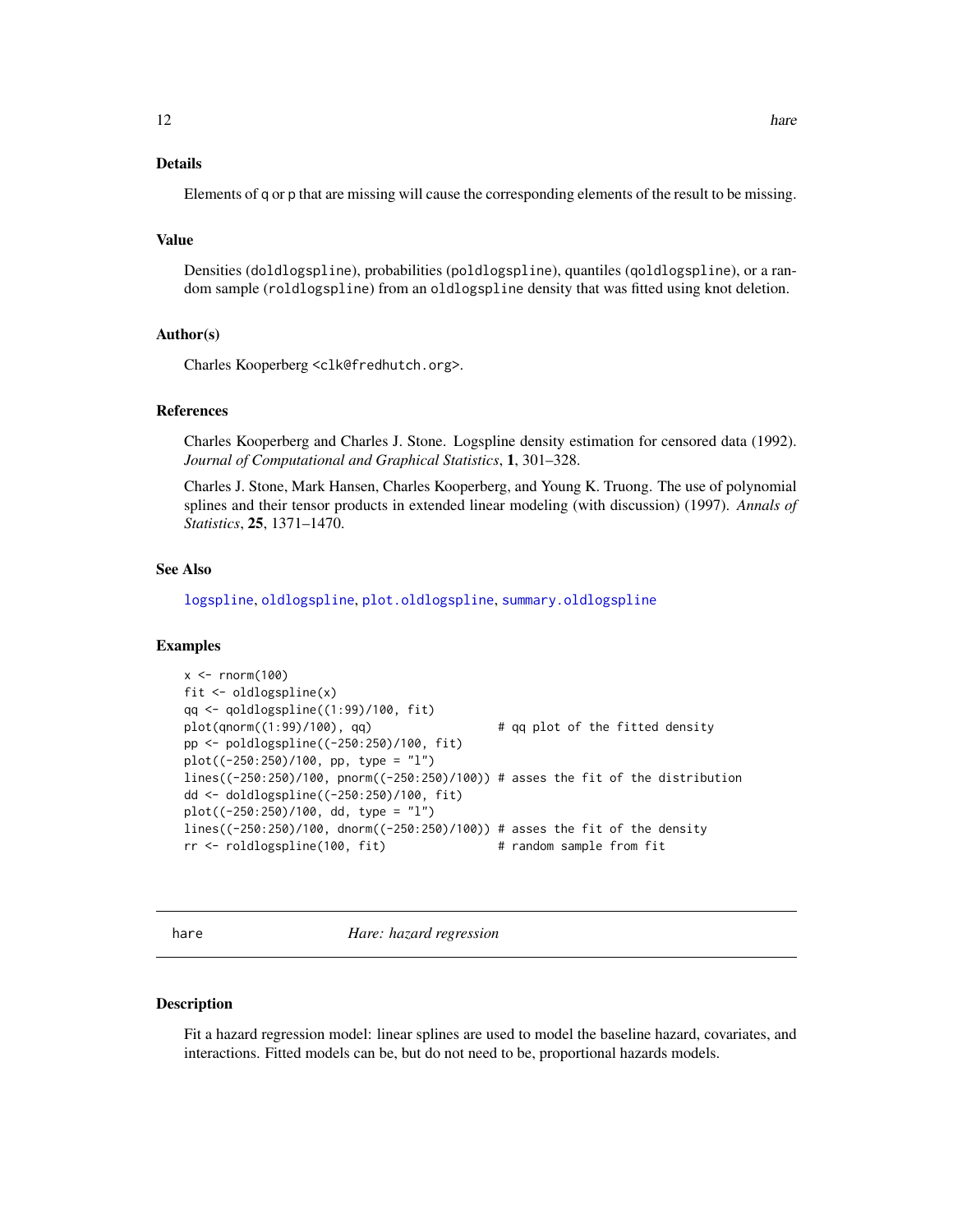### Details

Elements of q or p that are missing will cause the corresponding elements of the result to be missing.

### Value

Densities (doldlogspline), probabilities (poldlogspline), quantiles (qoldlogspline), or a random sample (roldlogspline) from an oldlogspline density that was fitted using knot deletion.

### Author(s)

Charles Kooperberg <clk@fredhutch.org>.

### References

Charles Kooperberg and Charles J. Stone. Logspline density estimation for censored data (1992). *Journal of Computational and Graphical Statistics*, **1**, 301–328.

Charles J. Stone, Mark Hansen, Charles Kooperberg, and Young K. Truong. The use of polynomial splines and their tensor products in extended linear modeling (with discussion) (1997). *Annals of Statistics*, **25**, 1371–1470.

### See Also

logspline, oldlogspline, plot.oldlogspline, summary.oldlogspline

### Examples

```
x <- rnorm(100)
fit <- oldlogspline(x)
qq <- qoldlogspline((1:99)/100, fit)
plot(qnorm((1:99)/100), qq)                   # qq plot of the fitted density
pp <- poldlogspline((-250:250)/100, fit)
plot((-250:250)/100, pp, type = "l")
lines((-250:250)/100, pnorm((-250:250)/100)) # asses the fit of the distribution
dd <- doldlogspline((-250:250)/100, fit)
plot((-250:250)/100, dd, type = "l")
lines((-250:250)/100, dnorm((-250:250)/100)) # asses the fit of the density
rr <- roldlogspline(100, fit)                # random sample from fit
```

---

## hare    *Hare: hazard regression*

### Description

Fit a hazard regression model: linear splines are used to model the baseline hazard, covariates, and interactions. Fitted models can be, but do not need to be, proportional hazards models.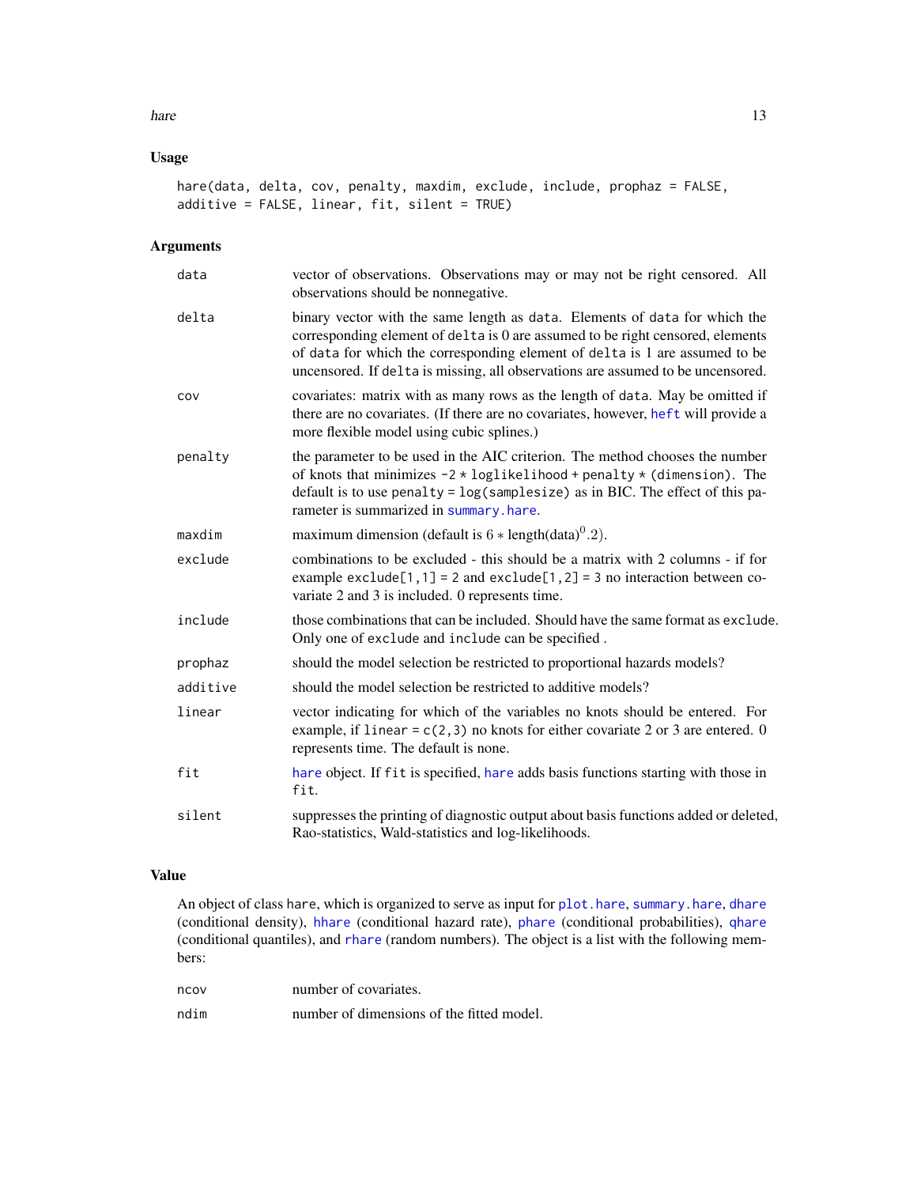### Usage

```
hare(data, delta, cov, penalty, maxdim, exclude, include, prophaz = FALSE,
additive = FALSE, linear, fit, silent = TRUE)
```

### Arguments

| | |
|---|---|
| data | vector of observations. Observations may or may not be right censored. All observations should be nonnegative. |
| delta | binary vector with the same length as data. Elements of data for which the corresponding element of delta is 0 are assumed to be right censored, elements of data for which the corresponding element of delta is 1 are assumed to be uncensored. If delta is missing, all observations are assumed to be uncensored. |
| cov | covariates: matrix with as many rows as the length of data. May be omitted if there are no covariates. (If there are no covariates, however, heft will provide a more flexible model using cubic splines.) |
| penalty | the parameter to be used in the AIC criterion. The method chooses the number of knots that minimizes -2 * loglikelihood + penalty * (dimension). The default is to use penalty = log(samplesize) as in BIC. The effect of this parameter is summarized in summary.hare. |
| maxdim | maximum dimension (default is $6 * \text{length(data)}^{0}.2$). |
| exclude | combinations to be excluded - this should be a matrix with 2 columns - if for example exclude[1,1] = 2 and exclude[1,2] = 3 no interaction between covariate 2 and 3 is included. 0 represents time. |
| include | those combinations that can be included. Should have the same format as exclude. Only one of exclude and include can be specified . |
| prophaz | should the model selection be restricted to proportional hazards models? |
| additive | should the model selection be restricted to additive models? |
| linear | vector indicating for which of the variables no knots should be entered. For example, if linear = c(2,3) no knots for either covariate 2 or 3 are entered. 0 represents time. The default is none. |
| fit | hare object. If fit is specified, hare adds basis functions starting with those in fit. |
| silent | suppresses the printing of diagnostic output about basis functions added or deleted, Rao-statistics, Wald-statistics and log-likelihoods. |

### Value

An object of class hare, which is organized to serve as input for plot.hare, summary.hare, dhare (conditional density), hhare (conditional hazard rate), phare (conditional probabilities), qhare (conditional quantiles), and rhare (random numbers). The object is a list with the following members:

| | |
|---|---|
| ncov | number of covariates. |
| ndim | number of dimensions of the fitted model. |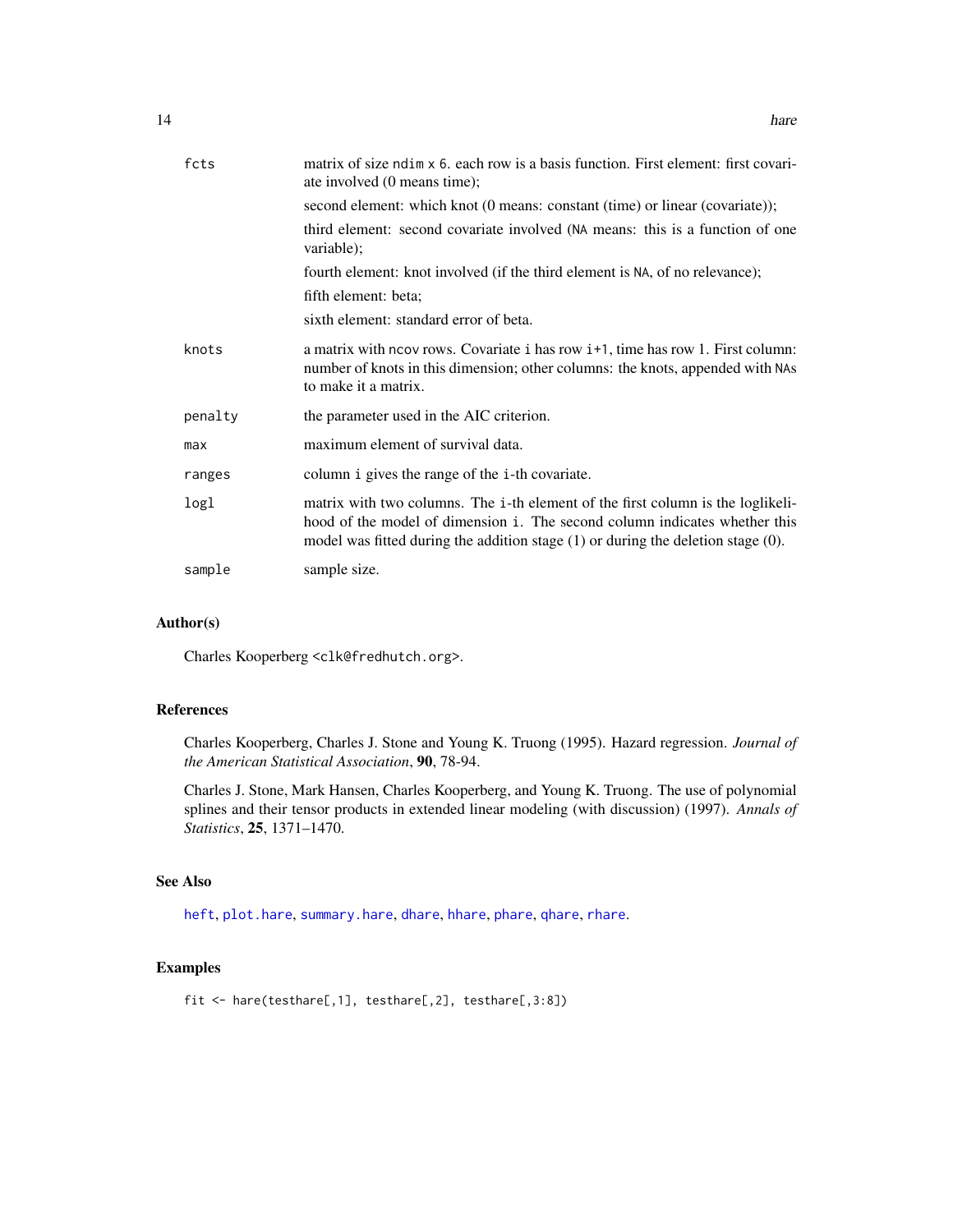| | |
|---|---|
| `fcts` | matrix of size `ndim x 6`. each row is a basis function. First element: first covariate involved (0 means time);<br>second element: which knot (0 means: constant (time) or linear (covariate));<br>third element: second covariate involved (`NA` means: this is a function of one variable);<br>fourth element: knot involved (if the third element is `NA`, of no relevance);<br>fifth element: beta;<br>sixth element: standard error of beta. |
| `knots` | a matrix with `ncov` rows. Covariate `i` has row `i+1`, time has row 1. First column: number of knots in this dimension; other columns: the knots, appended with `NA`s to make it a matrix. |
| `penalty` | the parameter used in the AIC criterion. |
| `max` | maximum element of survival data. |
| `ranges` | column `i` gives the range of the `i`-th covariate. |
| `logl` | matrix with two columns. The `i`-th element of the first column is the loglikelihood of the model of dimension `i`. The second column indicates whether this model was fitted during the addition stage (1) or during the deletion stage (0). |
| `sample` | sample size. |

## Author(s)

Charles Kooperberg <clk@fredhutch.org>.

## References

Charles Kooperberg, Charles J. Stone and Young K. Truong (1995). Hazard regression. *Journal of the American Statistical Association*, **90**, 78-94.

Charles J. Stone, Mark Hansen, Charles Kooperberg, and Young K. Truong. The use of polynomial splines and their tensor products in extended linear modeling (with discussion) (1997). *Annals of Statistics*, **25**, 1371–1470.

## See Also

`heft`, `plot.hare`, `summary.hare`, `dhare`, `hhare`, `phare`, `qhare`, `rhare`.

## Examples

```
fit <- hare(testhare[,1], testhare[,2], testhare[,3:8])
```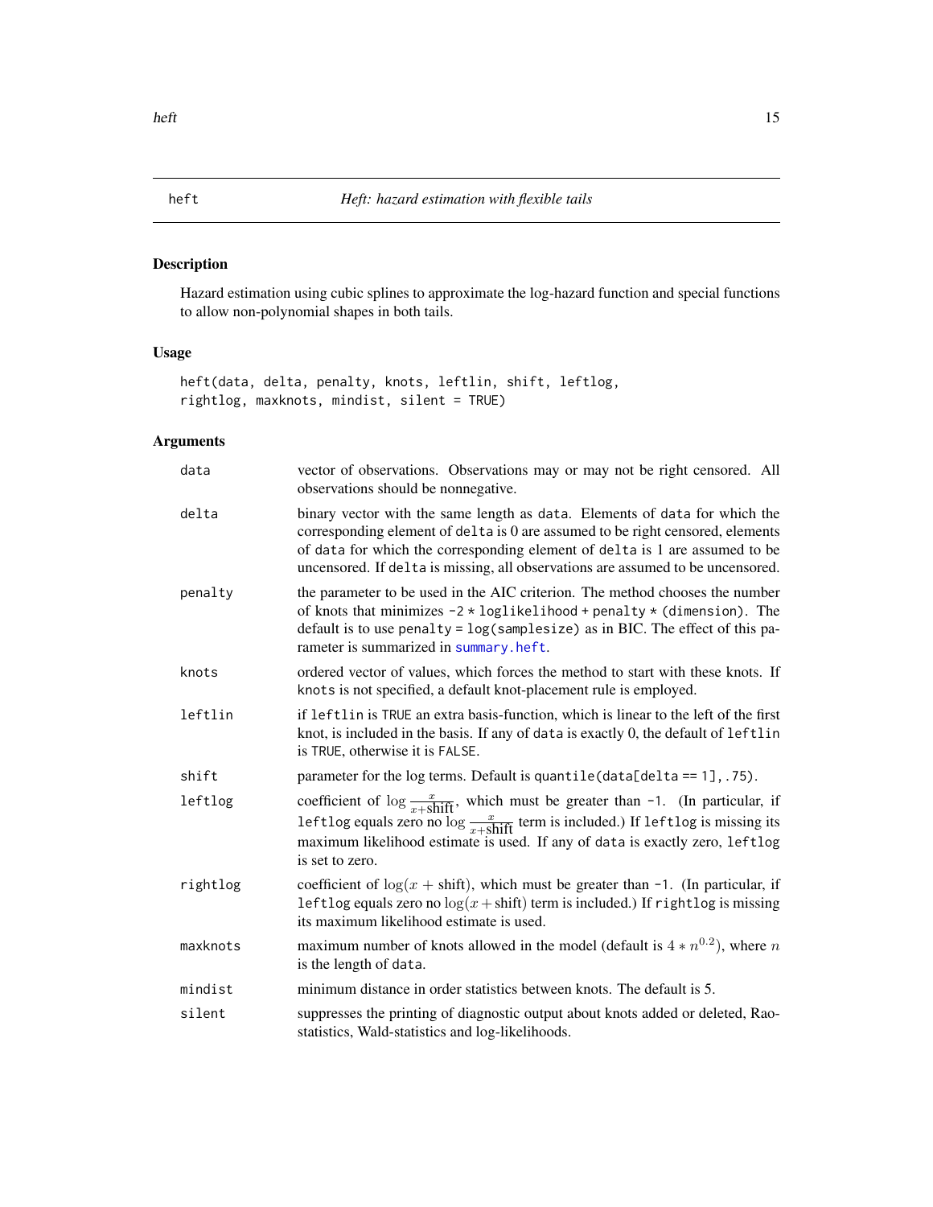# heft — *Heft: hazard estimation with flexible tails*

## Description

Hazard estimation using cubic splines to approximate the log-hazard function and special functions to allow non-polynomial shapes in both tails.

## Usage

```
heft(data, delta, penalty, knots, leftlin, shift, leftlog,
rightlog, maxknots, mindist, silent = TRUE)
```

## Arguments

- `data` — vector of observations. Observations may or may not be right censored. All observations should be nonnegative.
- `delta` — binary vector with the same length as `data`. Elements of `data` for which the corresponding element of `delta` is 0 are assumed to be right censored, elements of `data` for which the corresponding element of `delta` is 1 are assumed to be uncensored. If `delta` is missing, all observations are assumed to be uncensored.
- `penalty` — the parameter to be used in the AIC criterion. The method chooses the number of knots that minimizes `-2 * loglikelihood + penalty * (dimension)`. The default is to use `penalty = log(samplesize)` as in BIC. The effect of this parameter is summarized in `summary.heft`.
- `knots` — ordered vector of values, which forces the method to start with these knots. If `knots` is not specified, a default knot-placement rule is employed.
- `leftlin` — if `leftlin` is `TRUE` an extra basis-function, which is linear to the left of the first knot, is included in the basis. If any of `data` is exactly 0, the default of `leftlin` is `TRUE`, otherwise it is `FALSE`.
- `shift` — parameter for the log terms. Default is `quantile(data[delta == 1],.75)`.
- `leftlog` — coefficient of $\log \frac{x}{x+\text{shift}}$, which must be greater than `-1`. (In particular, if `leftlog` equals zero no $\log \frac{x}{x+\text{shift}}$ term is included.) If `leftlog` is missing its maximum likelihood estimate is used. If any of `data` is exactly zero, `leftlog` is set to zero.
- `rightlog` — coefficient of $\log(x + \text{shift})$, which must be greater than `-1`. (In particular, if `leftlog` equals zero no $\log(x+\text{shift})$ term is included.) If `rightlog` is missing its maximum likelihood estimate is used.
- `maxknots` — maximum number of knots allowed in the model (default is $4 * n^{0.2}$), where $n$ is the length of `data`.
- `mindist` — minimum distance in order statistics between knots. The default is 5.
- `silent` — suppresses the printing of diagnostic output about knots added or deleted, Rao-statistics, Wald-statistics and log-likelihoods.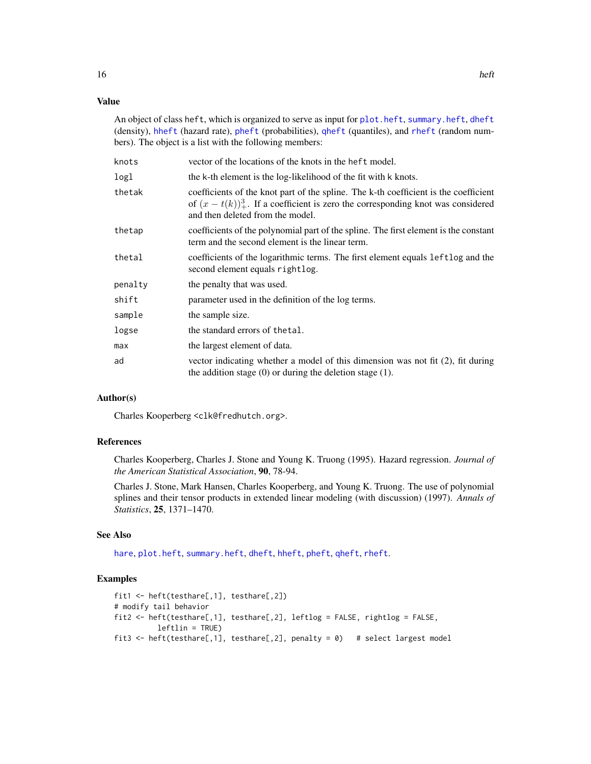## Value

An object of class `heft`, which is organized to serve as input for `plot.heft`, `summary.heft`, `dheft` (density), `hheft` (hazard rate), `pheft` (probabilities), `qheft` (quantiles), and `rheft` (random numbers). The object is a list with the following members:

| | |
|---|---|
| `knots` | vector of the locations of the knots in the `heft` model. |
| `logl` | the k-th element is the log-likelihood of the fit with k knots. |
| `thetak` | coefficients of the knot part of the spline. The k-th coefficient is the coefficient of $(x - t(k))^3_+$. If a coefficient is zero the corresponding knot was considered and then deleted from the model. |
| `thetap` | coefficients of the polynomial part of the spline. The first element is the constant term and the second element is the linear term. |
| `thetal` | coefficients of the logarithmic terms. The first element equals `leftlog` and the second element equals `rightlog`. |
| `penalty` | the penalty that was used. |
| `shift` | parameter used in the definition of the log terms. |
| `sample` | the sample size. |
| `logse` | the standard errors of `thetal`. |
| `max` | the largest element of data. |
| `ad` | vector indicating whether a model of this dimension was not fit (2), fit during the addition stage (0) or during the deletion stage (1). |

## Author(s)

Charles Kooperberg <clk@fredhutch.org>.

## References

Charles Kooperberg, Charles J. Stone and Young K. Truong (1995). Hazard regression. *Journal of the American Statistical Association*, **90**, 78-94.

Charles J. Stone, Mark Hansen, Charles Kooperberg, and Young K. Truong. The use of polynomial splines and their tensor products in extended linear modeling (with discussion) (1997). *Annals of Statistics*, **25**, 1371–1470.

## See Also

`hare`, `plot.heft`, `summary.heft`, `dheft`, `hheft`, `pheft`, `qheft`, `rheft`.

## Examples

```
fit1 <- heft(testhare[,1], testhare[,2])
# modify tail behavior
fit2 <- heft(testhare[,1], testhare[,2], leftlog = FALSE, rightlog = FALSE,
        leftlin = TRUE)
fit3 <- heft(testhare[,1], testhare[,2], penalty = 0)   # select largest model
```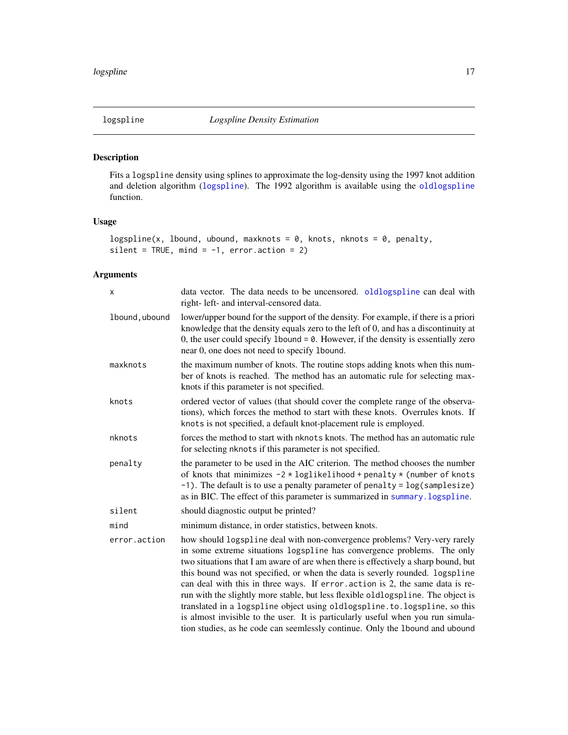# logspline — *Logspline Density Estimation*

## Description

Fits a `logspline` density using splines to approximate the log-density using the 1997 knot addition and deletion algorithm (`logspline`). The 1992 algorithm is available using the `oldlogspline` function.

## Usage

```
logspline(x, lbound, ubound, maxknots = 0, knots, nknots = 0, penalty,
silent = TRUE, mind = -1, error.action = 2)
```

## Arguments

| | |
|---|---|
| `x` | data vector. The data needs to be uncensored. `oldlogspline` can deal with right- left- and interval-censored data. |
| `lbound,ubound` | lower/upper bound for the support of the density. For example, if there is a priori knowledge that the density equals zero to the left of 0, and has a discontinuity at 0, the user could specify `lbound = 0`. However, if the density is essentially zero near 0, one does not need to specify `lbound`. |
| `maxknots` | the maximum number of knots. The routine stops adding knots when this number of knots is reached. The method has an automatic rule for selecting maxknots if this parameter is not specified. |
| `knots` | ordered vector of values (that should cover the complete range of the observations), which forces the method to start with these knots. Overrules knots. If `knots` is not specified, a default knot-placement rule is employed. |
| `nknots` | forces the method to start with `nknots` knots. The method has an automatic rule for selecting `nknots` if this parameter is not specified. |
| `penalty` | the parameter to be used in the AIC criterion. The method chooses the number of knots that minimizes `-2 * loglikelihood + penalty * (number of knots -1)`. The default is to use a penalty parameter of `penalty = log(samplesize)` as in BIC. The effect of this parameter is summarized in `summary.logspline`. |
| `silent` | should diagnostic output be printed? |
| `mind` | minimum distance, in order statistics, between knots. |
| `error.action` | how should `logspline` deal with non-convergence problems? Very-very rarely in some extreme situations `logspline` has convergence problems. The only two situations that I am aware of are when there is effectively a sharp bound, but this bound was not specified, or when the data is severly rounded. `logspline` can deal with this in three ways. If `error.action` is 2, the same data is rerun with the slightly more stable, but less flexible `oldlogspline`. The object is translated in a `logspline` object using `oldlogspline.to.logspline`, so this is almost invisible to the user. It is particularly useful when you run simulation studies, as he code can seemlessly continue. Only the `lbound` and `ubound` |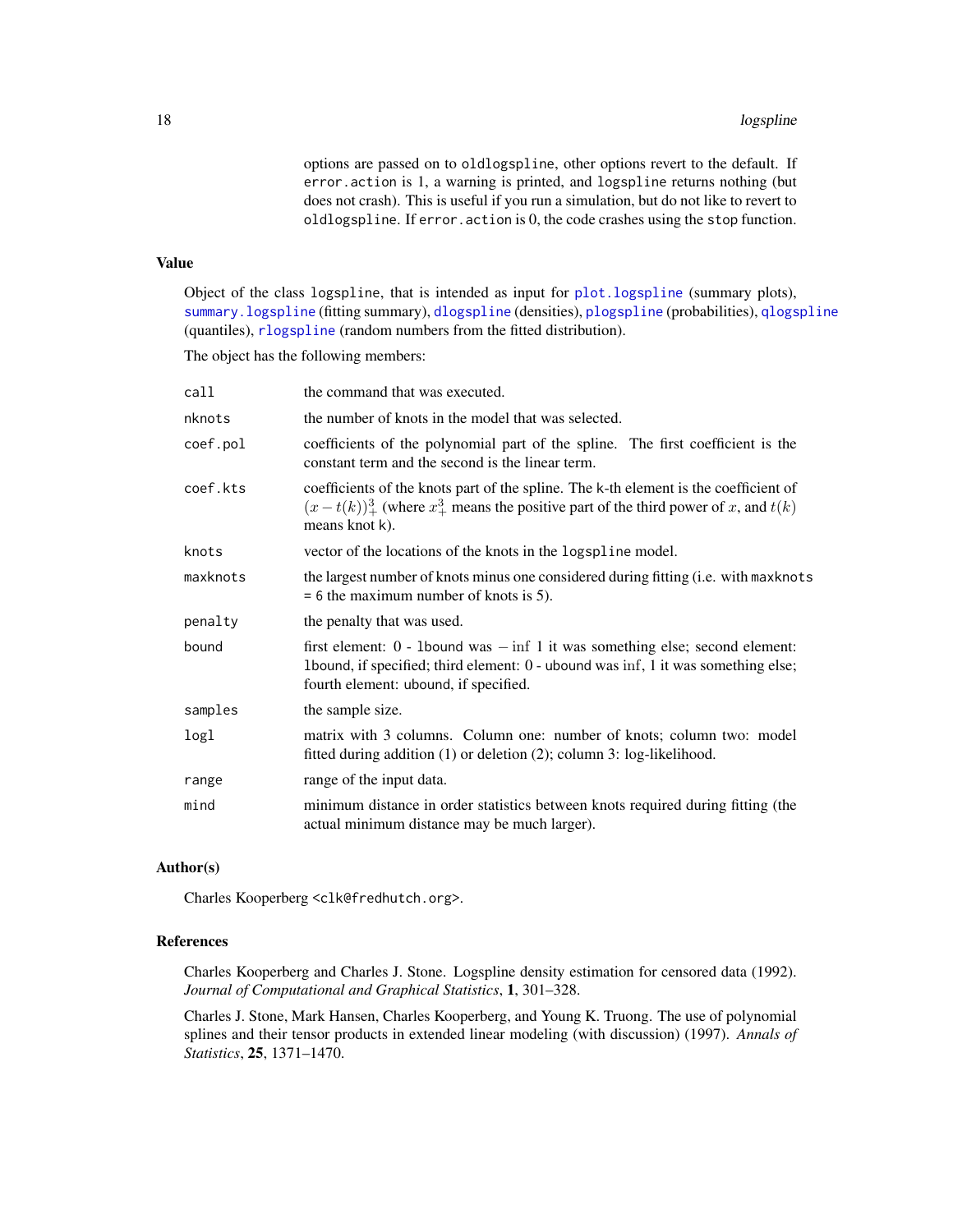options are passed on to `oldlogspline`, other options revert to the default. If `error.action` is 1, a warning is printed, and `logspline` returns nothing (but does not crash). This is useful if you run a simulation, but do not like to revert to `oldlogspline`. If `error.action` is 0, the code crashes using the `stop` function.

## Value

Object of the class `logspline`, that is intended as input for `plot.logspline` (summary plots), `summary.logspline` (fitting summary), `dlogspline` (densities), `plogspline` (probabilities), `qlogspline` (quantiles), `rlogspline` (random numbers from the fitted distribution).

The object has the following members:

| | |
|---|---|
| `call` | the command that was executed. |
| `nknots` | the number of knots in the model that was selected. |
| `coef.pol` | coefficients of the polynomial part of the spline. The first coefficient is the constant term and the second is the linear term. |
| `coef.kts` | coefficients of the knots part of the spline. The k-th element is the coefficient of $(x - t(k))^3_+$ (where $x^3_+$ means the positive part of the third power of $x$, and $t(k)$ means knot k). |
| `knots` | vector of the locations of the knots in the `logspline` model. |
| `maxknots` | the largest number of knots minus one considered during fitting (i.e. with `maxknots = 6` the maximum number of knots is 5). |
| `penalty` | the penalty that was used. |
| `bound` | first element: 0 - `lbound` was $-\inf$ 1 it was something else; second element: `lbound`, if specified; third element: 0 - `ubound` was $\inf$, 1 it was something else; fourth element: `ubound`, if specified. |
| `samples` | the sample size. |
| `logl` | matrix with 3 columns. Column one: number of knots; column two: model fitted during addition (1) or deletion (2); column 3: log-likelihood. |
| `range` | range of the input data. |
| `mind` | minimum distance in order statistics between knots required during fitting (the actual minimum distance may be much larger). |

## Author(s)

Charles Kooperberg <clk@fredhutch.org>.

## References

Charles Kooperberg and Charles J. Stone. Logspline density estimation for censored data (1992). *Journal of Computational and Graphical Statistics*, **1**, 301–328.

Charles J. Stone, Mark Hansen, Charles Kooperberg, and Young K. Truong. The use of polynomial splines and their tensor products in extended linear modeling (with discussion) (1997). *Annals of Statistics*, **25**, 1371–1470.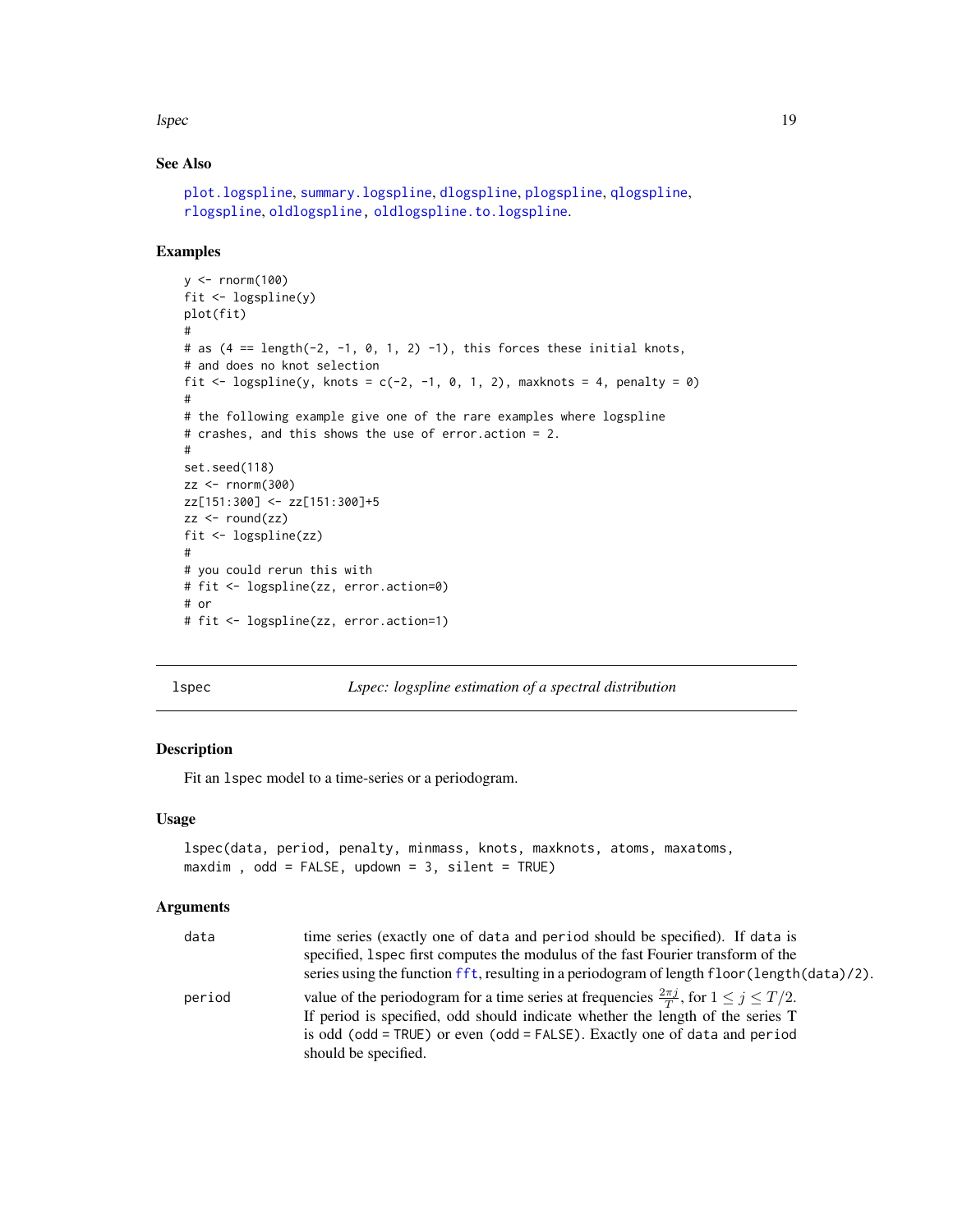### See Also

plot.logspline, summary.logspline, dlogspline, plogspline, qlogspline, rlogspline, oldlogspline, oldlogspline.to.logspline.

### Examples

```
y <- rnorm(100)
fit <- logspline(y)
plot(fit)
#
# as (4 == length(-2, -1, 0, 1, 2) -1), this forces these initial knots,
# and does no knot selection
fit <- logspline(y, knots = c(-2, -1, 0, 1, 2), maxknots = 4, penalty = 0)
#
# the following example give one of the rare examples where logspline
# crashes, and this shows the use of error.action = 2.
#
set.seed(118)
zz <- rnorm(300)
zz[151:300] <- zz[151:300]+5
zz <- round(zz)
fit <- logspline(zz)
#
# you could rerun this with
# fit <- logspline(zz, error.action=0)
# or
# fit <- logspline(zz, error.action=1)
```

---

## lspec — *Lspec: logspline estimation of a spectral distribution*

### Description

Fit an lspec model to a time-series or a periodogram.

### Usage

```
lspec(data, period, penalty, minmass, knots, maxknots, atoms, maxatoms,
maxdim , odd = FALSE, updown = 3, silent = TRUE)
```

### Arguments

| | |
|---|---|
| data | time series (exactly one of data and period should be specified). If data is specified, lspec first computes the modulus of the fast Fourier transform of the series using the function fft, resulting in a periodogram of length floor(length(data)/2). |
| period | value of the periodogram for a time series at frequencies $\frac{2\pi j}{T}$, for $1 \leq j \leq T/2$. If period is specified, odd should indicate whether the length of the series T is odd (odd = TRUE) or even (odd = FALSE). Exactly one of data and period should be specified. |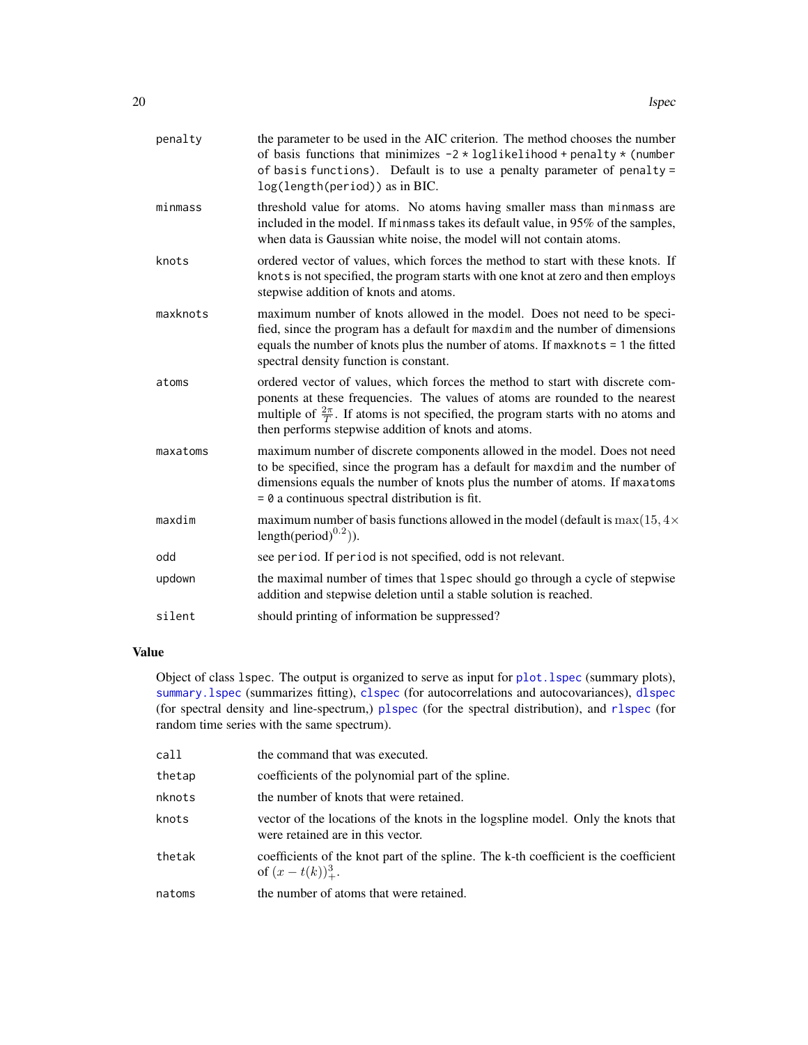| | |
|---|---|
| penalty | the parameter to be used in the AIC criterion. The method chooses the number of basis functions that minimizes `-2 * loglikelihood + penalty * (number of basis functions)`. Default is to use a penalty parameter of `penalty = log(length(period))` as in BIC. |
| minmass | threshold value for atoms. No atoms having smaller mass than `minmass` are included in the model. If `minmass` takes its default value, in 95% of the samples, when data is Gaussian white noise, the model will not contain atoms. |
| knots | ordered vector of values, which forces the method to start with these knots. If `knots` is not specified, the program starts with one knot at zero and then employs stepwise addition of knots and atoms. |
| maxknots | maximum number of knots allowed in the model. Does not need to be specified, since the program has a default for `maxdim` and the number of dimensions equals the number of knots plus the number of atoms. If `maxknots = 1` the fitted spectral density function is constant. |
| atoms | ordered vector of values, which forces the method to start with discrete components at these frequencies. The values of atoms are rounded to the nearest multiple of $\frac{2\pi}{T}$. If atoms is not specified, the program starts with no atoms and then performs stepwise addition of knots and atoms. |
| maxatoms | maximum number of discrete components allowed in the model. Does not need to be specified, since the program has a default for `maxdim` and the number of dimensions equals the number of knots plus the number of atoms. If `maxatoms = 0` a continuous spectral distribution is fit. |
| maxdim | maximum number of basis functions allowed in the model (default is $\max(15, 4 \times \text{length(period)}^{0.2})$). |
| odd | see `period`. If `period` is not specified, `odd` is not relevant. |
| updown | the maximal number of times that `lspec` should go through a cycle of stepwise addition and stepwise deletion until a stable solution is reached. |
| silent | should printing of information be suppressed? |

## Value

Object of class `lspec`. The output is organized to serve as input for `plot.lspec` (summary plots), `summary.lspec` (summarizes fitting), `clspec` (for autocorrelations and autocovariances), `dlspec` (for spectral density and line-spectrum,) `plspec` (for the spectral distribution), and `rlspec` (for random time series with the same spectrum).

| | |
|---|---|
| call | the command that was executed. |
| thetap | coefficients of the polynomial part of the spline. |
| nknots | the number of knots that were retained. |
| knots | vector of the locations of the knots in the logspline model. Only the knots that were retained are in this vector. |
| thetak | coefficients of the knot part of the spline. The k-th coefficient is the coefficient of $(x - t(k))^3_+$. |
| natoms | the number of atoms that were retained. |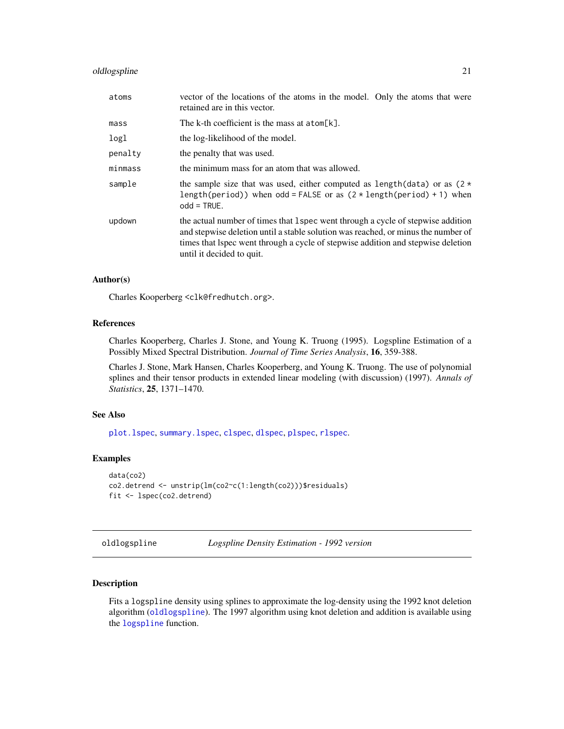| | |
|---|---|
| atoms | vector of the locations of the atoms in the model. Only the atoms that were retained are in this vector. |
| mass | The k-th coefficient is the mass at `atom[k]`. |
| logl | the log-likelihood of the model. |
| penalty | the penalty that was used. |
| minmass | the minimum mass for an atom that was allowed. |
| sample | the sample size that was used, either computed as `length(data)` or as `(2 * length(period))` when `odd = FALSE` or as `(2 * length(period) + 1)` when `odd = TRUE`. |
| updown | the actual number of times that `lspec` went through a cycle of stepwise addition and stepwise deletion until a stable solution was reached, or minus the number of times that lspec went through a cycle of stepwise addition and stepwise deletion until it decided to quit. |

### Author(s)

Charles Kooperberg <clk@fredhutch.org>.

### References

Charles Kooperberg, Charles J. Stone, and Young K. Truong (1995). Logspline Estimation of a Possibly Mixed Spectral Distribution. *Journal of Time Series Analysis*, **16**, 359-388.

Charles J. Stone, Mark Hansen, Charles Kooperberg, and Young K. Truong. The use of polynomial splines and their tensor products in extended linear modeling (with discussion) (1997). *Annals of Statistics*, **25**, 1371–1470.

### See Also

`plot.lspec`, `summary.lspec`, `clspec`, `dlspec`, `plspec`, `rlspec`.

### Examples

```
data(co2)
co2.detrend <- unstrip(lm(co2~c(1:length(co2)))$residuals)
fit <- lspec(co2.detrend)
```

---

## oldlogspline — *Logspline Density Estimation - 1992 version*

### Description

Fits a `logspline` density using splines to approximate the log-density using the 1992 knot deletion algorithm (`oldlogspline`). The 1997 algorithm using knot deletion and addition is available using the `logspline` function.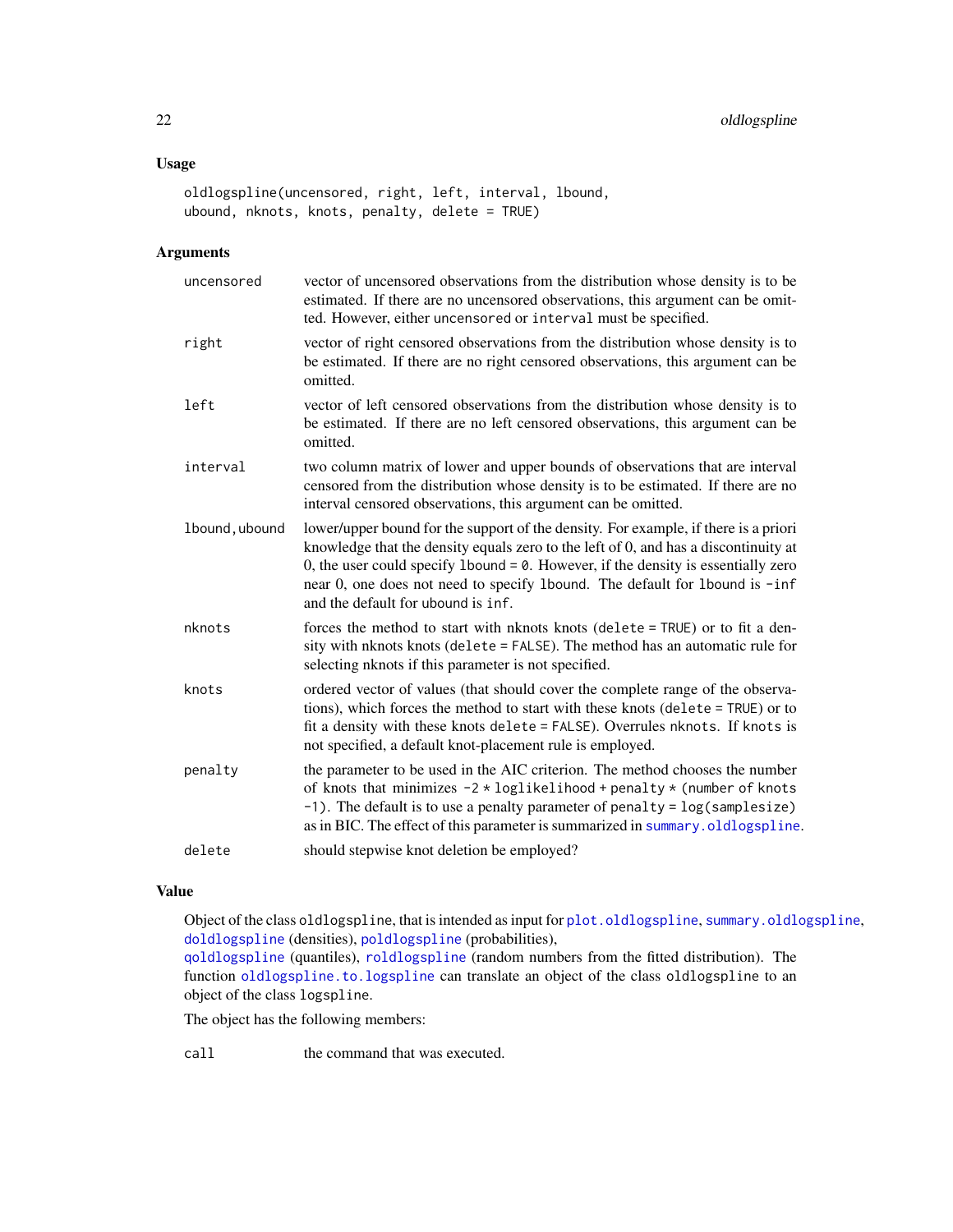### Usage

```
oldlogspline(uncensored, right, left, interval, lbound,
ubound, nknots, knots, penalty, delete = TRUE)
```

### Arguments

| | |
|---|---|
| uncensored | vector of uncensored observations from the distribution whose density is to be estimated. If there are no uncensored observations, this argument can be omitted. However, either uncensored or interval must be specified. |
| right | vector of right censored observations from the distribution whose density is to be estimated. If there are no right censored observations, this argument can be omitted. |
| left | vector of left censored observations from the distribution whose density is to be estimated. If there are no left censored observations, this argument can be omitted. |
| interval | two column matrix of lower and upper bounds of observations that are interval censored from the distribution whose density is to be estimated. If there are no interval censored observations, this argument can be omitted. |
| lbound,ubound | lower/upper bound for the support of the density. For example, if there is a priori knowledge that the density equals zero to the left of 0, and has a discontinuity at 0, the user could specify lbound = 0. However, if the density is essentially zero near 0, one does not need to specify lbound. The default for lbound is -inf and the default for ubound is inf. |
| nknots | forces the method to start with nknots knots (delete = TRUE) or to fit a density with nknots knots (delete = FALSE). The method has an automatic rule for selecting nknots if this parameter is not specified. |
| knots | ordered vector of values (that should cover the complete range of the observations), which forces the method to start with these knots (delete = TRUE) or to fit a density with these knots delete = FALSE). Overrules nknots. If knots is not specified, a default knot-placement rule is employed. |
| penalty | the parameter to be used in the AIC criterion. The method chooses the number of knots that minimizes -2 * loglikelihood + penalty * (number of knots -1). The default is to use a penalty parameter of penalty = log(samplesize) as in BIC. The effect of this parameter is summarized in summary.oldlogspline. |
| delete | should stepwise knot deletion be employed? |

### Value

Object of the class oldlogspline, that is intended as input for plot.oldlogspline, summary.oldlogspline, doldlogspline (densities), poldlogspline (probabilities), qoldlogspline (quantiles), roldlogspline (random numbers from the fitted distribution). The function oldlogspline.to.logspline can translate an object of the class oldlogspline to an object of the class logspline.

The object has the following members:

| | |
|---|---|
| call | the command that was executed. |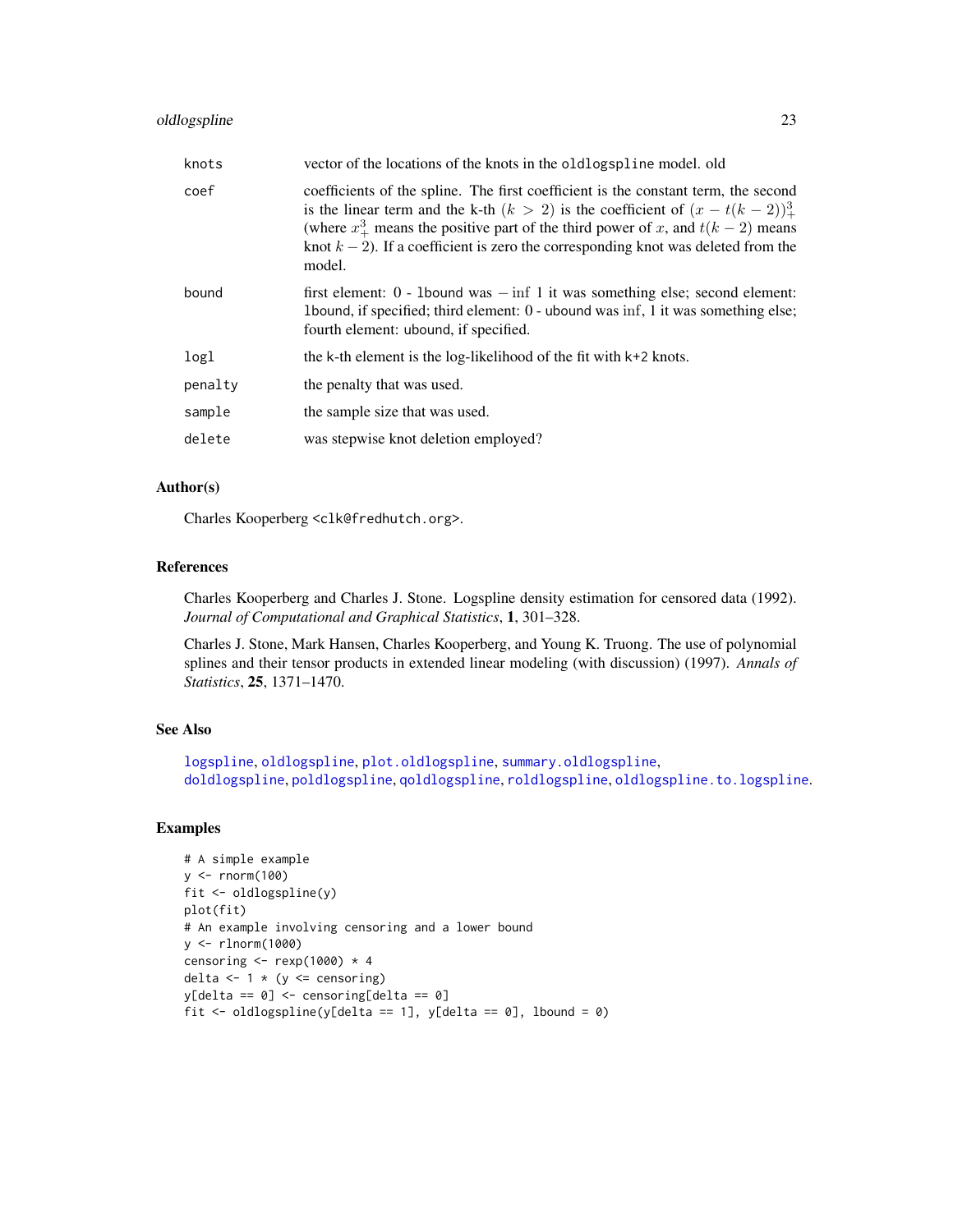| | |
|---|---|
| knots | vector of the locations of the knots in the `oldlogspline` model. old |
| coef | coefficients of the spline. The first coefficient is the constant term, the second is the linear term and the k-th $(k > 2)$ is the coefficient of $(x - t(k-2))^3_+$ (where $x^3_+$ means the positive part of the third power of $x$, and $t(k-2)$ means knot $k-2$). If a coefficient is zero the corresponding knot was deleted from the model. |
| bound | first element: 0 - `lbound` was $-\inf$ 1 it was something else; second element: `lbound`, if specified; third element: 0 - `ubound` was $\inf$, 1 it was something else; fourth element: `ubound`, if specified. |
| logl | the k-th element is the log-likelihood of the fit with k+2 knots. |
| penalty | the penalty that was used. |
| sample | the sample size that was used. |
| delete | was stepwise knot deletion employed? |

## Author(s)

Charles Kooperberg <clk@fredhutch.org>.

## References

Charles Kooperberg and Charles J. Stone. Logspline density estimation for censored data (1992). *Journal of Computational and Graphical Statistics*, **1**, 301–328.

Charles J. Stone, Mark Hansen, Charles Kooperberg, and Young K. Truong. The use of polynomial splines and their tensor products in extended linear modeling (with discussion) (1997). *Annals of Statistics*, **25**, 1371–1470.

## See Also

`logspline`, `oldlogspline`, `plot.oldlogspline`, `summary.oldlogspline`, `doldlogspline`, `poldlogspline`, `qoldlogspline`, `roldlogspline`, `oldlogspline.to.logspline`.

## Examples

```
# A simple example
y <- rnorm(100)
fit <- oldlogspline(y)
plot(fit)
# An example involving censoring and a lower bound
y <- rlnorm(1000)
censoring <- rexp(1000) * 4
delta <- 1 * (y <= censoring)
y[delta == 0] <- censoring[delta == 0]
fit <- oldlogspline(y[delta == 1], y[delta == 0], lbound = 0)
```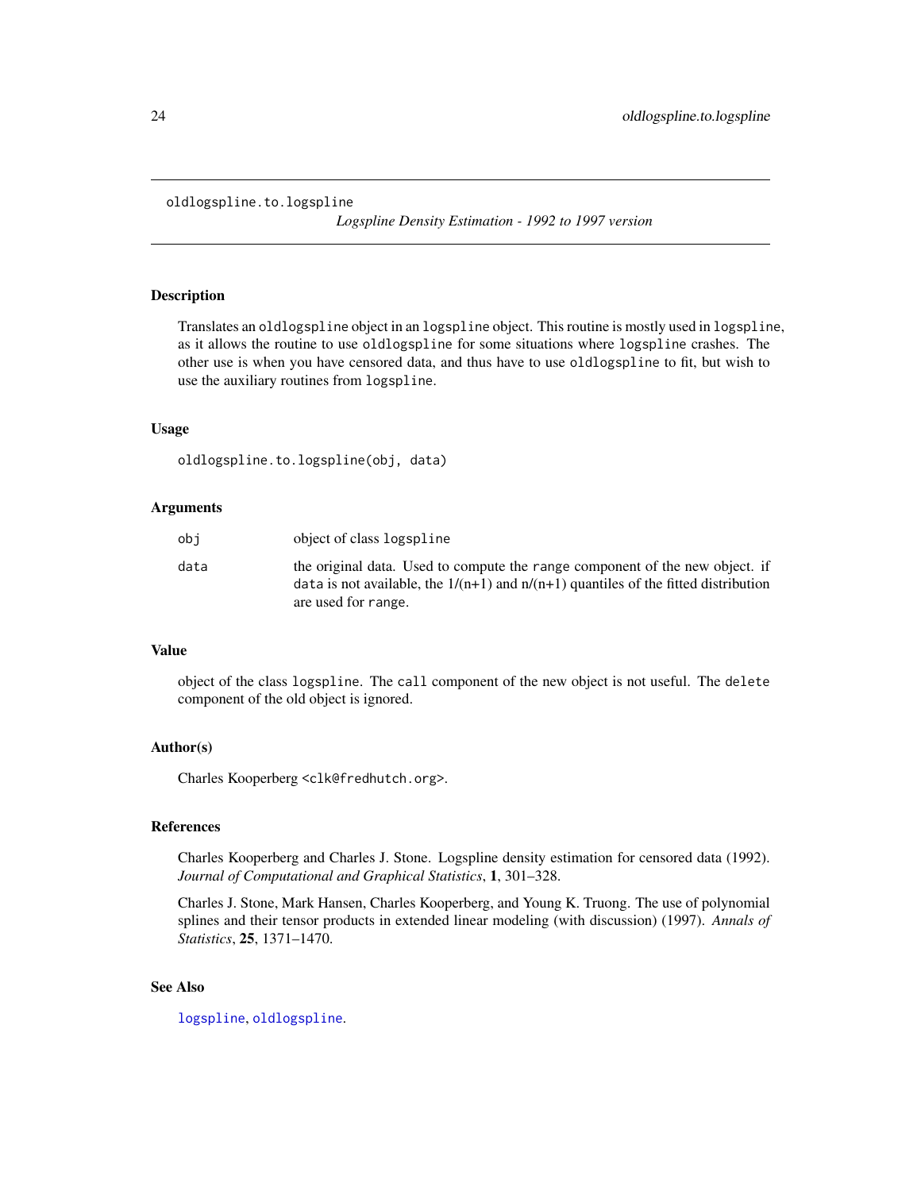oldlogspline.to.logspline

*Logspline Density Estimation - 1992 to 1997 version*

## Description

Translates an oldlogspline object in an logspline object. This routine is mostly used in logspline, as it allows the routine to use oldlogspline for some situations where logspline crashes. The other use is when you have censored data, and thus have to use oldlogspline to fit, but wish to use the auxiliary routines from logspline.

## Usage

```
oldlogspline.to.logspline(obj, data)
```

## Arguments

| | |
|---|---|
| obj | object of class logspline |
| data | the original data. Used to compute the range component of the new object. if data is not available, the 1/(n+1) and n/(n+1) quantiles of the fitted distribution are used for range. |

## Value

object of the class logspline. The call component of the new object is not useful. The delete component of the old object is ignored.

## Author(s)

Charles Kooperberg <clk@fredhutch.org>.

## References

Charles Kooperberg and Charles J. Stone. Logspline density estimation for censored data (1992). *Journal of Computational and Graphical Statistics*, **1**, 301–328.

Charles J. Stone, Mark Hansen, Charles Kooperberg, and Young K. Truong. The use of polynomial splines and their tensor products in extended linear modeling (with discussion) (1997). *Annals of Statistics*, **25**, 1371–1470.

## See Also

logspline, oldlogspline.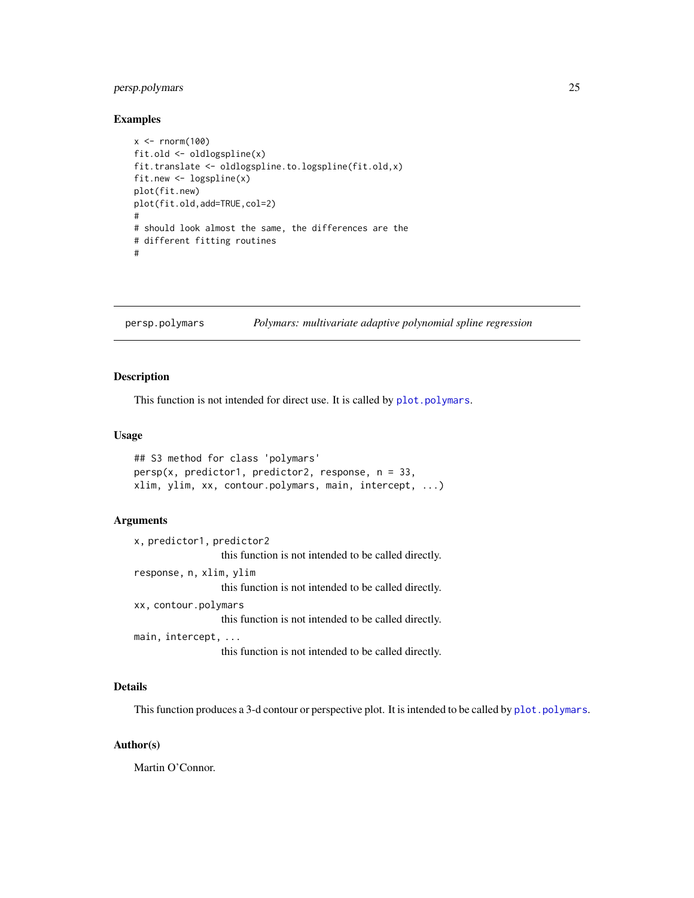## Examples

```
x <- rnorm(100)
fit.old <- oldlogspline(x)
fit.translate <- oldlogspline.to.logspline(fit.old,x)
fit.new <- logspline(x)
plot(fit.new)
plot(fit.old,add=TRUE,col=2)
#
# should look almost the same, the differences are the
# different fitting routines
#
```

---

# persp.polymars *Polymars: multivariate adaptive polynomial spline regression*

---

## Description

This function is not intended for direct use. It is called by `plot.polymars`.

## Usage

```
## S3 method for class 'polymars'
persp(x, predictor1, predictor2, response, n = 33,
xlim, ylim, xx, contour.polymars, main, intercept, ...)
```

## Arguments

`x, predictor1, predictor2`
: this function is not intended to be called directly.

`response, n, xlim, ylim`
: this function is not intended to be called directly.

`xx, contour.polymars`
: this function is not intended to be called directly.

`main, intercept, ...`
: this function is not intended to be called directly.

## Details

This function produces a 3-d contour or perspective plot. It is intended to be called by `plot.polymars`.

## Author(s)

Martin O'Connor.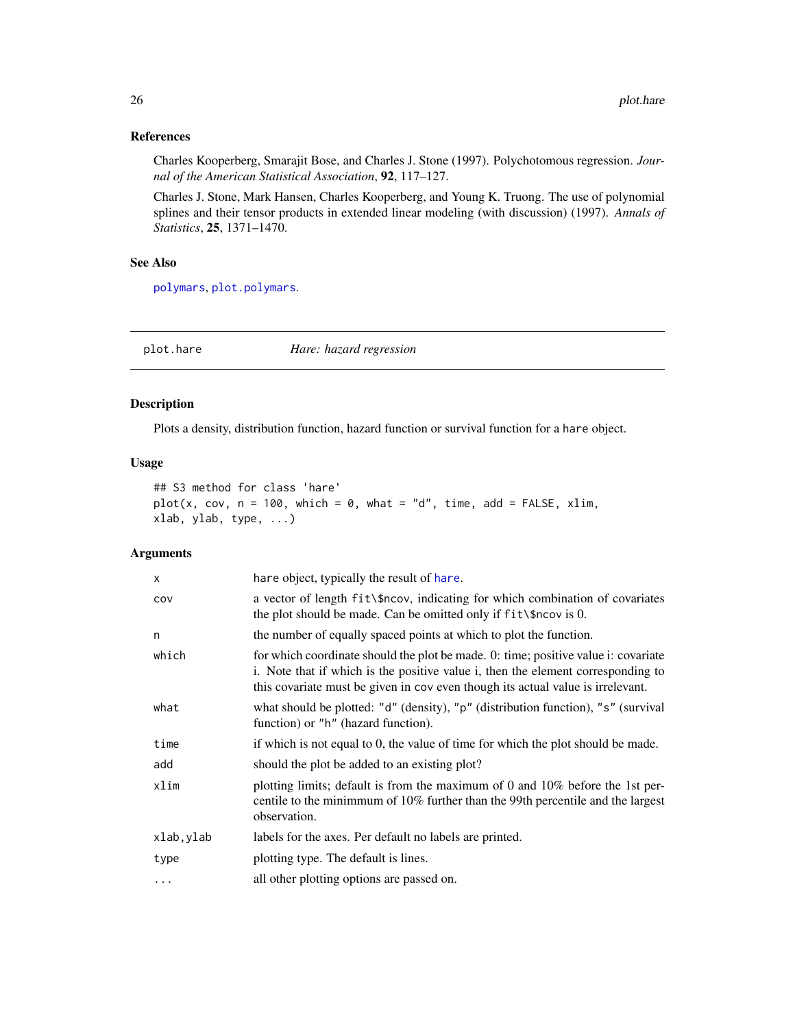### References

Charles Kooperberg, Smarajit Bose, and Charles J. Stone (1997). Polychotomous regression. *Journal of the American Statistical Association*, **92**, 117–127.

Charles J. Stone, Mark Hansen, Charles Kooperberg, and Young K. Truong. The use of polynomial splines and their tensor products in extended linear modeling (with discussion) (1997). *Annals of Statistics*, **25**, 1371–1470.

### See Also

`polymars`, `plot.polymars`.

---

## plot.hare — *Hare: hazard regression*

### Description

Plots a density, distribution function, hazard function or survival function for a `hare` object.

### Usage

```
## S3 method for class 'hare'
plot(x, cov, n = 100, which = 0, what = "d", time, add = FALSE, xlim,
xlab, ylab, type, ...)
```

### Arguments

| | |
|---|---|
| `x` | `hare` object, typically the result of `hare`. |
| `cov` | a vector of length `fit\$ncov`, indicating for which combination of covariates the plot should be made. Can be omitted only if `fit\$ncov` is 0. |
| `n` | the number of equally spaced points at which to plot the function. |
| `which` | for which coordinate should the plot be made. 0: time; positive value i: covariate i. Note that if which is the positive value i, then the element corresponding to this covariate must be given in cov even though its actual value is irrelevant. |
| `what` | what should be plotted: `"d"` (density), `"p"` (distribution function), `"s"` (survival function) or `"h"` (hazard function). |
| `time` | if which is not equal to 0, the value of time for which the plot should be made. |
| `add` | should the plot be added to an existing plot? |
| `xlim` | plotting limits; default is from the maximum of 0 and 10% before the 1st percentile to the minimmum of 10% further than the 99th percentile and the largest observation. |
| `xlab,ylab` | labels for the axes. Per default no labels are printed. |
| `type` | plotting type. The default is lines. |
| `...` | all other plotting options are passed on. |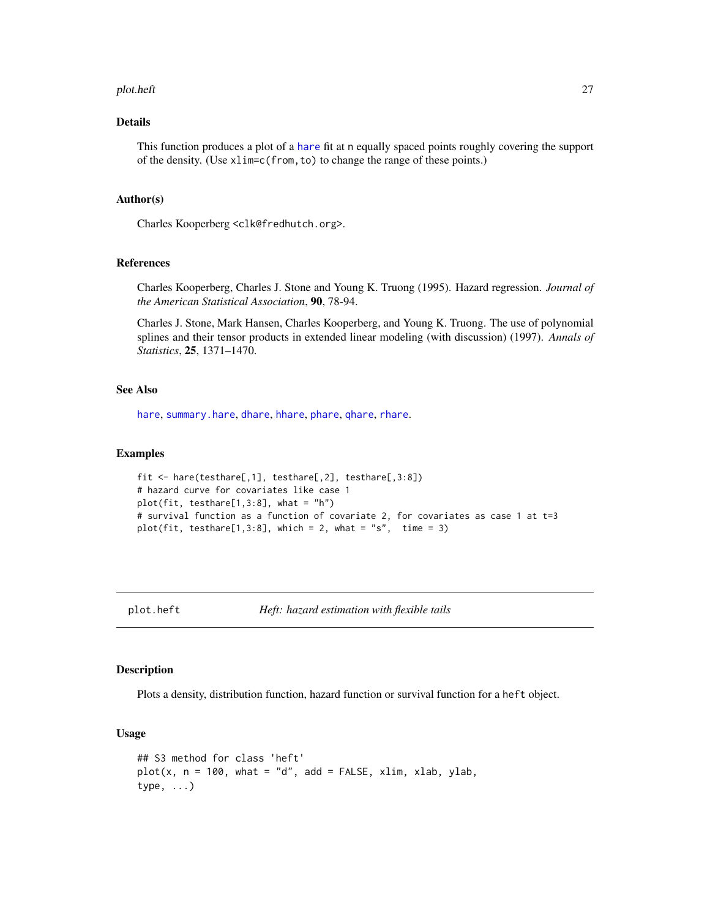### Details

This function produces a plot of a hare fit at n equally spaced points roughly covering the support of the density. (Use xlim=c(from,to) to change the range of these points.)

### Author(s)

Charles Kooperberg <clk@fredhutch.org>.

### References

Charles Kooperberg, Charles J. Stone and Young K. Truong (1995). Hazard regression. *Journal of the American Statistical Association*, **90**, 78-94.

Charles J. Stone, Mark Hansen, Charles Kooperberg, and Young K. Truong. The use of polynomial splines and their tensor products in extended linear modeling (with discussion) (1997). *Annals of Statistics*, **25**, 1371–1470.

### See Also

hare, summary.hare, dhare, hhare, phare, qhare, rhare.

### Examples

```
fit <- hare(testhare[,1], testhare[,2], testhare[,3:8])
# hazard curve for covariates like case 1
plot(fit, testhare[1,3:8], what = "h")
# survival function as a function of covariate 2, for covariates as case 1 at t=3
plot(fit, testhare[1,3:8], which = 2, what = "s",  time = 3)
```

---

## plot.heft — *Heft: hazard estimation with flexible tails*

### Description

Plots a density, distribution function, hazard function or survival function for a heft object.

### Usage

```
## S3 method for class 'heft'
plot(x, n = 100, what = "d", add = FALSE, xlim, xlab, ylab,
type, ...)
```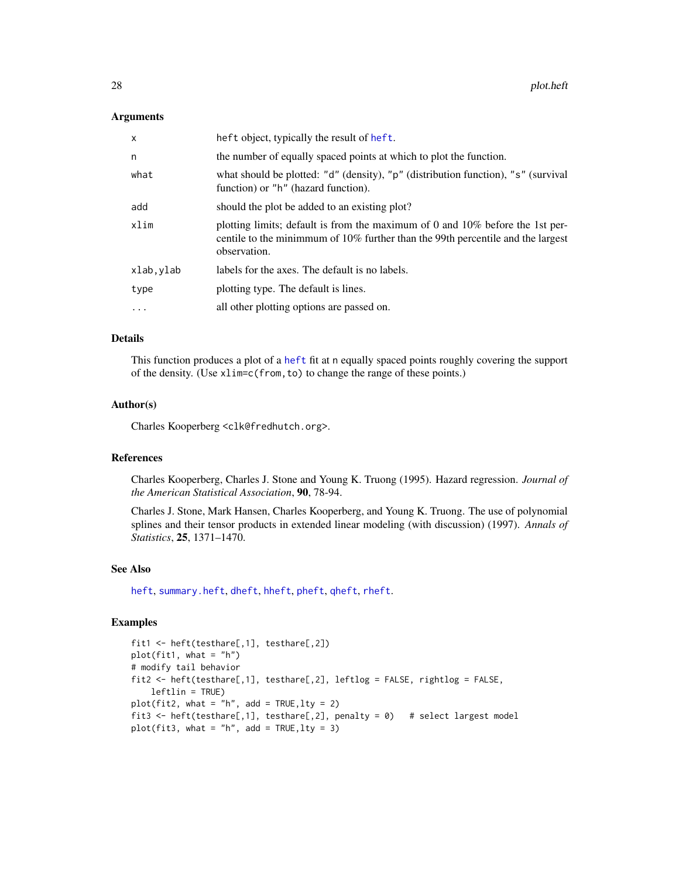### Arguments

| | |
|---|---|
| `x` | `heft` object, typically the result of `heft`. |
| `n` | the number of equally spaced points at which to plot the function. |
| `what` | what should be plotted: `"d"` (density), `"p"` (distribution function), `"s"` (survival function) or `"h"` (hazard function). |
| `add` | should the plot be added to an existing plot? |
| `xlim` | plotting limits; default is from the maximum of 0 and 10% before the 1st percentile to the minimmum of 10% further than the 99th percentile and the largest observation. |
| `xlab,ylab` | labels for the axes. The default is no labels. |
| `type` | plotting type. The default is lines. |
| `...` | all other plotting options are passed on. |

### Details

This function produces a plot of a `heft` fit at `n` equally spaced points roughly covering the support of the density. (Use `xlim=c(from,to)` to change the range of these points.)

### Author(s)

Charles Kooperberg <clk@fredhutch.org>.

### References

Charles Kooperberg, Charles J. Stone and Young K. Truong (1995). Hazard regression. *Journal of the American Statistical Association*, **90**, 78-94.

Charles J. Stone, Mark Hansen, Charles Kooperberg, and Young K. Truong. The use of polynomial splines and their tensor products in extended linear modeling (with discussion) (1997). *Annals of Statistics*, **25**, 1371–1470.

### See Also

`heft`, `summary.heft`, `dheft`, `hheft`, `pheft`, `qheft`, `rheft`.

### Examples

```
fit1 <- heft(testhare[,1], testhare[,2])
plot(fit1, what = "h")
# modify tail behavior
fit2 <- heft(testhare[,1], testhare[,2], leftlog = FALSE, rightlog = FALSE,
    leftlin = TRUE)
plot(fit2, what = "h", add = TRUE,lty = 2)
fit3 <- heft(testhare[,1], testhare[,2], penalty = 0)   # select largest model
plot(fit3, what = "h", add = TRUE,lty = 3)
```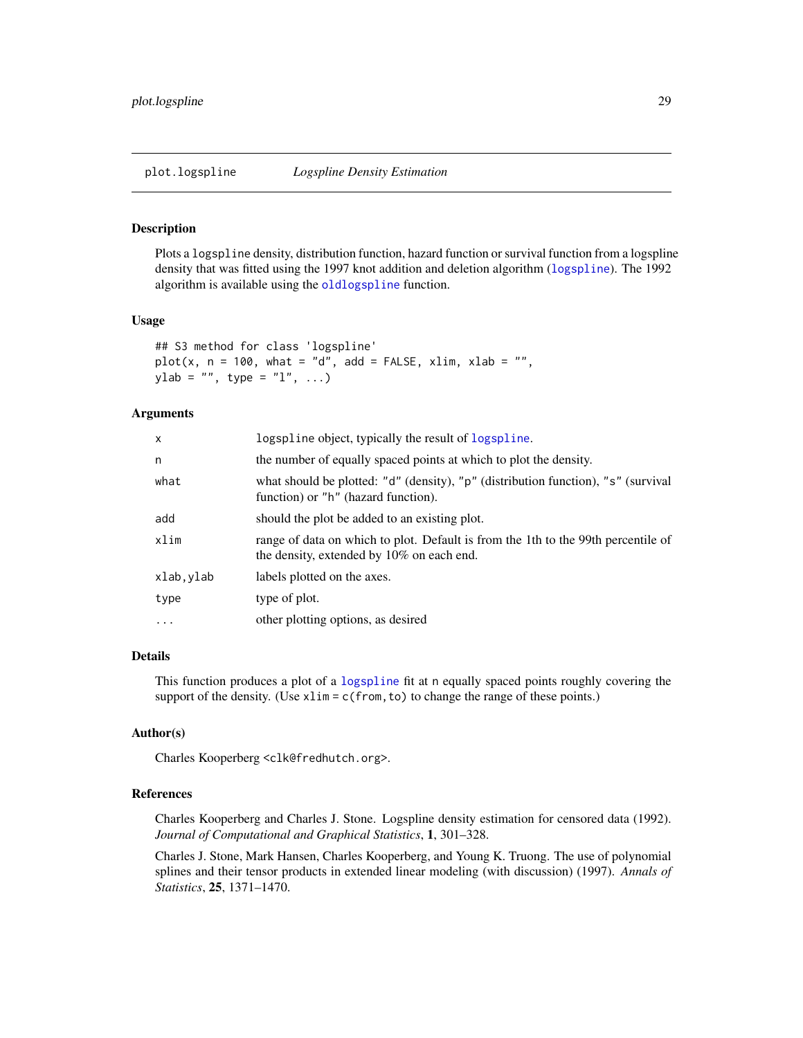## plot.logspline *Logspline Density Estimation*

### Description

Plots a `logspline` density, distribution function, hazard function or survival function from a logspline density that was fitted using the 1997 knot addition and deletion algorithm (`logspline`). The 1992 algorithm is available using the `oldlogspline` function.

### Usage

```
## S3 method for class 'logspline'
plot(x, n = 100, what = "d", add = FALSE, xlim, xlab = "",
ylab = "", type = "l", ...)
```

### Arguments

| | |
|---|---|
| `x` | `logspline` object, typically the result of `logspline`. |
| `n` | the number of equally spaced points at which to plot the density. |
| `what` | what should be plotted: `"d"` (density), `"p"` (distribution function), `"s"` (survival function) or `"h"` (hazard function). |
| `add` | should the plot be added to an existing plot. |
| `xlim` | range of data on which to plot. Default is from the 1th to the 99th percentile of the density, extended by 10% on each end. |
| `xlab,ylab` | labels plotted on the axes. |
| `type` | type of plot. |
| `...` | other plotting options, as desired |

### Details

This function produces a plot of a `logspline` fit at `n` equally spaced points roughly covering the support of the density. (Use `xlim = c(from,to)` to change the range of these points.)

### Author(s)

Charles Kooperberg <clk@fredhutch.org>.

### References

Charles Kooperberg and Charles J. Stone. Logspline density estimation for censored data (1992). *Journal of Computational and Graphical Statistics*, **1**, 301–328.

Charles J. Stone, Mark Hansen, Charles Kooperberg, and Young K. Truong. The use of polynomial splines and their tensor products in extended linear modeling (with discussion) (1997). *Annals of Statistics*, **25**, 1371–1470.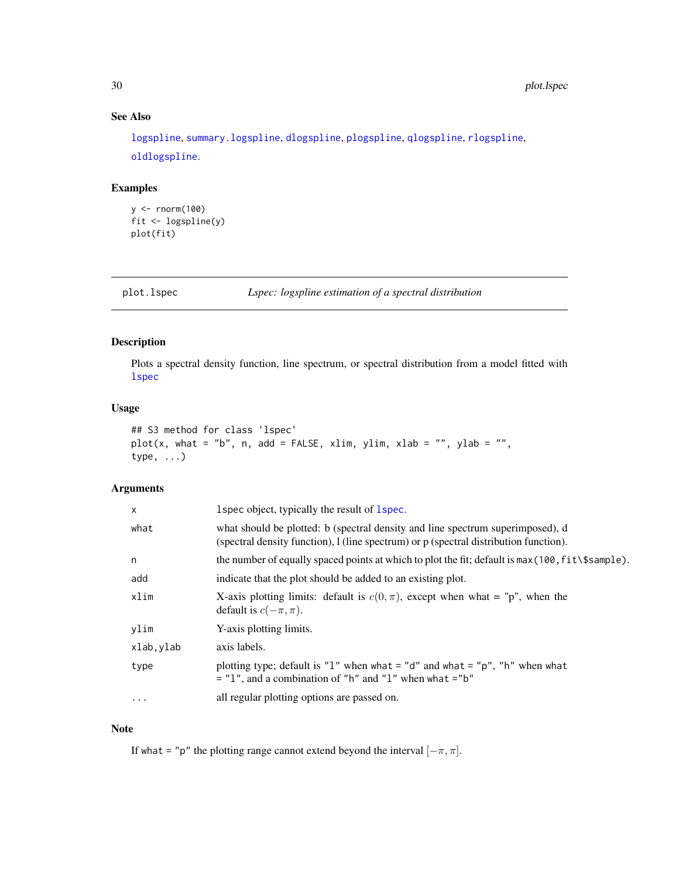## See Also

logspline, summary.logspline, dlogspline, plogspline, qlogspline, rlogspline, oldlogspline.

## Examples

```
y <- rnorm(100)
fit <- logspline(y)
plot(fit)
```

---

# plot.lspec — *Lspec: logspline estimation of a spectral distribution*

---

## Description

Plots a spectral density function, line spectrum, or spectral distribution from a model fitted with lspec

## Usage

```
## S3 method for class 'lspec'
plot(x, what = "b", n, add = FALSE, xlim, ylim, xlab = "", ylab = "",
type, ...)
```

## Arguments

| | |
|---|---|
| x | lspec object, typically the result of lspec. |
| what | what should be plotted: b (spectral density and line spectrum superimposed), d (spectral density function), l (line spectrum) or p (spectral distribution function). |
| n | the number of equally spaced points at which to plot the fit; default is max(100,fit\$sample). |
| add | indicate that the plot should be added to an existing plot. |
| xlim | X-axis plotting limits: default is $c(0, \pi)$, except when what = "p", when the default is $c(-\pi, \pi)$. |
| ylim | Y-axis plotting limits. |
| xlab,ylab | axis labels. |
| type | plotting type; default is "l" when what = "d" and what = "p", "h" when what = "l", and a combination of "h" and "l" when what ="b" |
| ... | all regular plotting options are passed on. |

## Note

If what = "p" the plotting range cannot extend beyond the interval $[-\pi, \pi]$.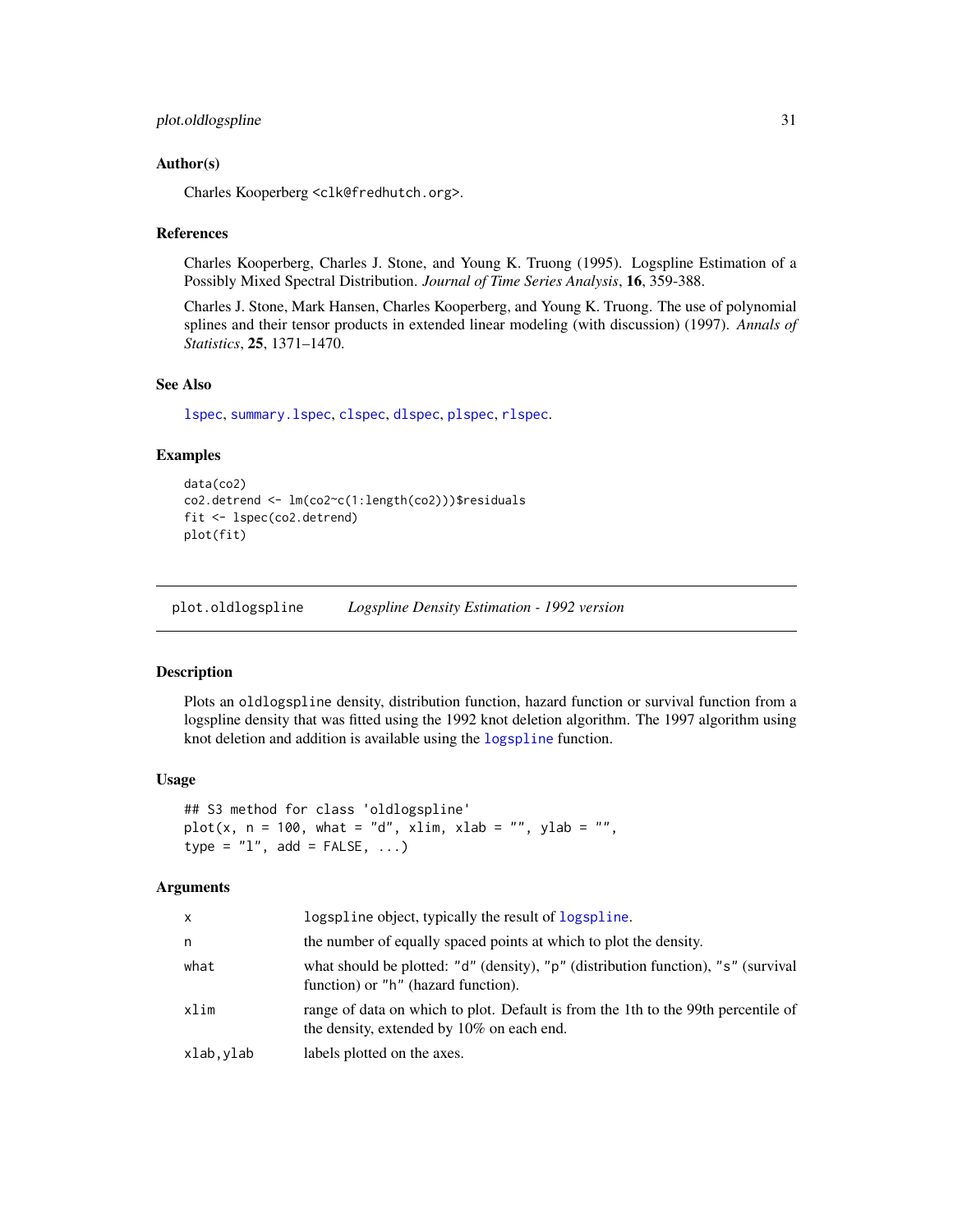## Author(s)

Charles Kooperberg <clk@fredhutch.org>.

## References

Charles Kooperberg, Charles J. Stone, and Young K. Truong (1995). Logspline Estimation of a Possibly Mixed Spectral Distribution. *Journal of Time Series Analysis*, **16**, 359-388.

Charles J. Stone, Mark Hansen, Charles Kooperberg, and Young K. Truong. The use of polynomial splines and their tensor products in extended linear modeling (with discussion) (1997). *Annals of Statistics*, **25**, 1371–1470.

## See Also

lspec, summary.lspec, clspec, dlspec, plspec, rlspec.

## Examples

```
data(co2)
co2.detrend <- lm(co2~c(1:length(co2)))$residuals
fit <- lspec(co2.detrend)
plot(fit)
```

---

# plot.oldlogspline — *Logspline Density Estimation - 1992 version*

## Description

Plots an oldlogspline density, distribution function, hazard function or survival function from a logspline density that was fitted using the 1992 knot deletion algorithm. The 1997 algorithm using knot deletion and addition is available using the logspline function.

## Usage

```
## S3 method for class 'oldlogspline'
plot(x, n = 100, what = "d", xlim, xlab = "", ylab = "",
type = "l", add = FALSE, ...)
```

## Arguments

| | |
|---|---|
| x | logspline object, typically the result of logspline. |
| n | the number of equally spaced points at which to plot the density. |
| what | what should be plotted: "d" (density), "p" (distribution function), "s" (survival function) or "h" (hazard function). |
| xlim | range of data on which to plot. Default is from the 1th to the 99th percentile of the density, extended by 10% on each end. |
| xlab,ylab | labels plotted on the axes. |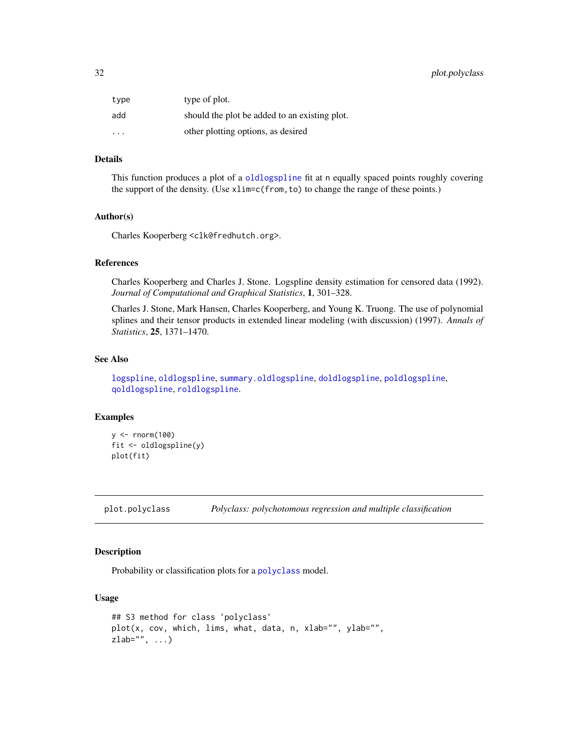| | |
|---|---|
| type | type of plot. |
| add | should the plot be added to an existing plot. |
| ... | other plotting options, as desired |

### Details

This function produces a plot of a oldlogspline fit at n equally spaced points roughly covering the support of the density. (Use xlim=c(from,to) to change the range of these points.)

### Author(s)

Charles Kooperberg <clk@fredhutch.org>.

### References

Charles Kooperberg and Charles J. Stone. Logspline density estimation for censored data (1992). *Journal of Computational and Graphical Statistics*, **1**, 301–328.

Charles J. Stone, Mark Hansen, Charles Kooperberg, and Young K. Truong. The use of polynomial splines and their tensor products in extended linear modeling (with discussion) (1997). *Annals of Statistics*, **25**, 1371–1470.

### See Also

logspline, oldlogspline, summary.oldlogspline, doldlogspline, poldlogspline, qoldlogspline, roldlogspline.

### Examples

```
y <- rnorm(100)
fit <- oldlogspline(y)
plot(fit)
```

---

## plot.polyclass *Polyclass: polychotomous regression and multiple classification*

### Description

Probability or classification plots for a polyclass model.

### Usage

```
## S3 method for class 'polyclass'
plot(x, cov, which, lims, what, data, n, xlab="", ylab="",
zlab="", ...)
```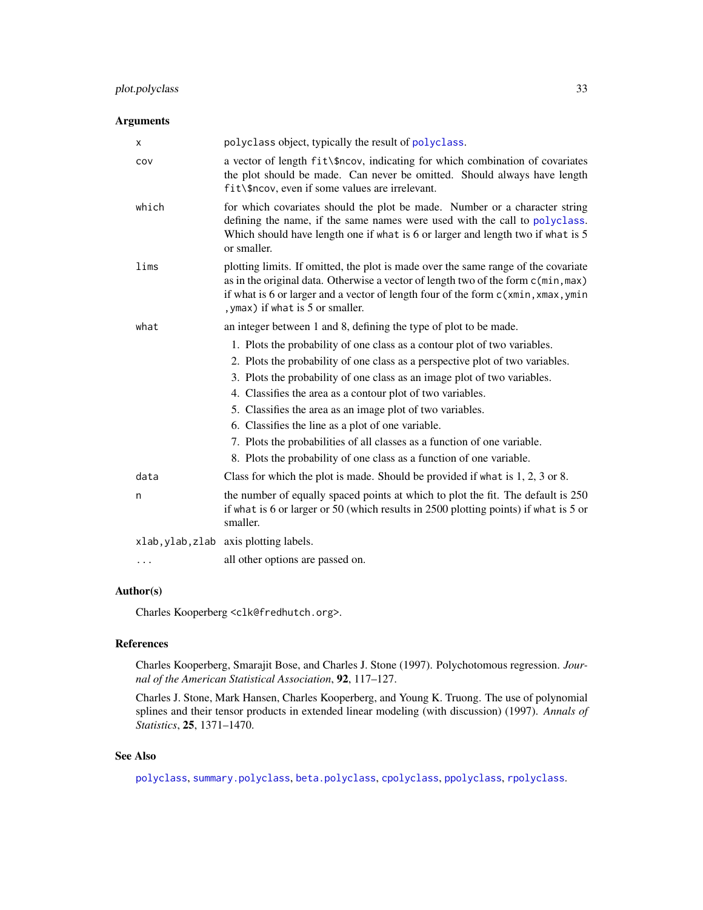## Arguments

| | |
|---|---|
| `x` | `polyclass` object, typically the result of `polyclass`. |
| `cov` | a vector of length `fit\$ncov`, indicating for which combination of covariates the plot should be made. Can never be omitted. Should always have length `fit\$ncov`, even if some values are irrelevant. |
| `which` | for which covariates should the plot be made. Number or a character string defining the name, if the same names were used with the call to `polyclass`. Which should have length one if `what` is 6 or larger and length two if `what` is 5 or smaller. |
| `lims` | plotting limits. If omitted, the plot is made over the same range of the covariate as in the original data. Otherwise a vector of length two of the form `c(min,max)` if what is 6 or larger and a vector of length four of the form `c(xmin,xmax,ymin ,ymax)` if `what` is 5 or smaller. |
| `what` | an integer between 1 and 8, defining the type of plot to be made. 1. Plots the probability of one class as a contour plot of two variables. 2. Plots the probability of one class as a perspective plot of two variables. 3. Plots the probability of one class as an image plot of two variables. 4. Classifies the area as a contour plot of two variables. 5. Classifies the area as an image plot of two variables. 6. Classifies the line as a plot of one variable. 7. Plots the probabilities of all classes as a function of one variable. 8. Plots the probability of one class as a function of one variable. |
| `data` | Class for which the plot is made. Should be provided if `what` is 1, 2, 3 or 8. |
| `n` | the number of equally spaced points at which to plot the fit. The default is 250 if `what` is 6 or larger or 50 (which results in 2500 plotting points) if `what` is 5 or smaller. |
| `xlab,ylab,zlab` | axis plotting labels. |
| `...` | all other options are passed on. |

## Author(s)

Charles Kooperberg <clk@fredhutch.org>.

## References

Charles Kooperberg, Smarajit Bose, and Charles J. Stone (1997). Polychotomous regression. *Journal of the American Statistical Association*, **92**, 117–127.

Charles J. Stone, Mark Hansen, Charles Kooperberg, and Young K. Truong. The use of polynomial splines and their tensor products in extended linear modeling (with discussion) (1997). *Annals of Statistics*, **25**, 1371–1470.

## See Also

`polyclass`, `summary.polyclass`, `beta.polyclass`, `cpolyclass`, `ppolyclass`, `rpolyclass`.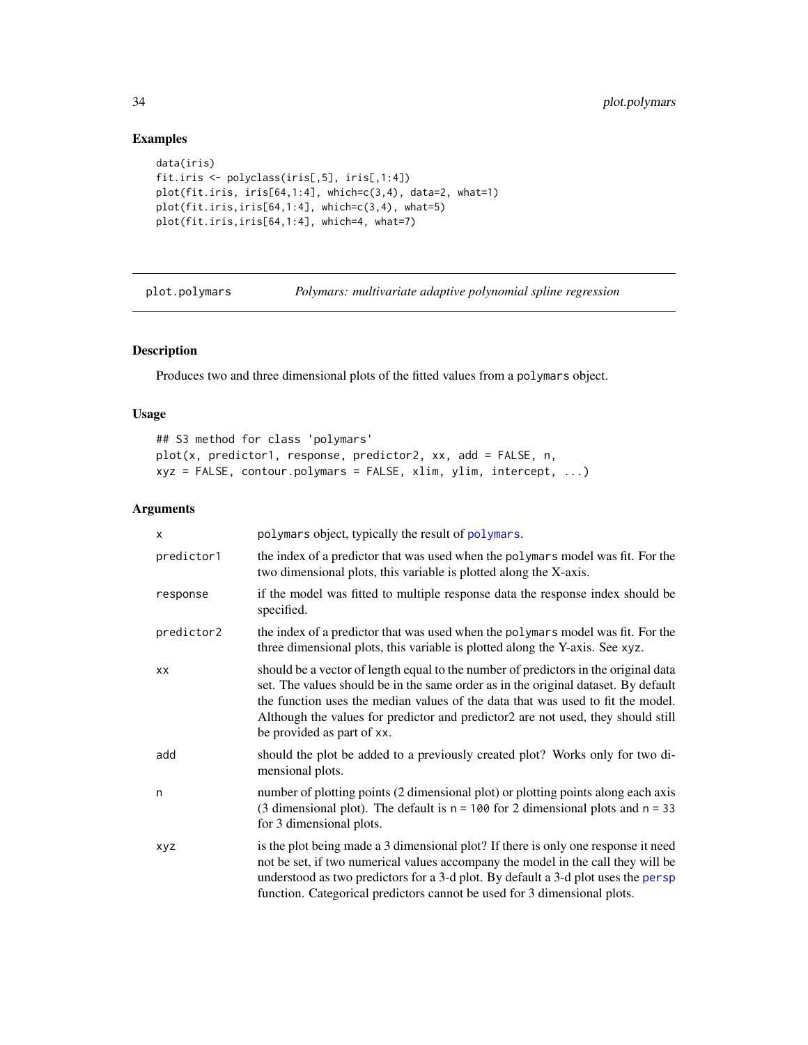## Examples

```
data(iris)
fit.iris <- polyclass(iris[,5], iris[,1:4])
plot(fit.iris, iris[64,1:4], which=c(3,4), data=2, what=1)
plot(fit.iris,iris[64,1:4], which=c(3,4), what=5)
plot(fit.iris,iris[64,1:4], which=4, what=7)
```

---

# plot.polymars *Polymars: multivariate adaptive polynomial spline regression*

---

## Description

Produces two and three dimensional plots of the fitted values from a `polymars` object.

## Usage

```
## S3 method for class 'polymars'
plot(x, predictor1, response, predictor2, xx, add = FALSE, n,
xyz = FALSE, contour.polymars = FALSE, xlim, ylim, intercept, ...)
```

## Arguments

| | |
|---|---|
| `x` | `polymars` object, typically the result of `polymars`. |
| `predictor1` | the index of a predictor that was used when the `polymars` model was fit. For the two dimensional plots, this variable is plotted along the X-axis. |
| `response` | if the model was fitted to multiple response data the response index should be specified. |
| `predictor2` | the index of a predictor that was used when the `polymars` model was fit. For the three dimensional plots, this variable is plotted along the Y-axis. See `xyz`. |
| `xx` | should be a vector of length equal to the number of predictors in the original data set. The values should be in the same order as in the original dataset. By default the function uses the median values of the data that was used to fit the model. Although the values for predictor and predictor2 are not used, they should still be provided as part of `xx`. |
| `add` | should the plot be added to a previously created plot? Works only for two dimensional plots. |
| `n` | number of plotting points (2 dimensional plot) or plotting points along each axis (3 dimensional plot). The default is `n = 100` for 2 dimensional plots and `n = 33` for 3 dimensional plots. |
| `xyz` | is the plot being made a 3 dimensional plot? If there is only one response it need not be set, if two numerical values accompany the model in the call they will be understood as two predictors for a 3-d plot. By default a 3-d plot uses the `persp` function. Categorical predictors cannot be used for 3 dimensional plots. |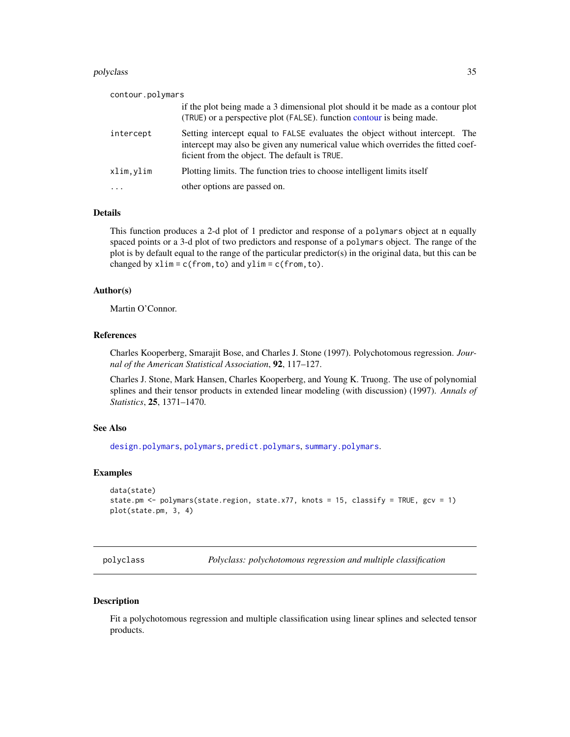| | |
|---|---|
| contour.polymars | if the plot being made a 3 dimensional plot should it be made as a contour plot (TRUE) or a perspective plot (FALSE). function contour is being made. |
| intercept | Setting intercept equal to FALSE evaluates the object without intercept. The intercept may also be given any numerical value which overrides the fitted coefficient from the object. The default is TRUE. |
| xlim,ylim | Plotting limits. The function tries to choose intelligent limits itself |
| ... | other options are passed on. |

## Details

This function produces a 2-d plot of 1 predictor and response of a polymars object at n equally spaced points or a 3-d plot of two predictors and response of a polymars object. The range of the plot is by default equal to the range of the particular predictor(s) in the original data, but this can be changed by xlim = c(from,to) and ylim = c(from,to).

## Author(s)

Martin O'Connor.

## References

Charles Kooperberg, Smarajit Bose, and Charles J. Stone (1997). Polychotomous regression. *Journal of the American Statistical Association*, **92**, 117–127.

Charles J. Stone, Mark Hansen, Charles Kooperberg, and Young K. Truong. The use of polynomial splines and their tensor products in extended linear modeling (with discussion) (1997). *Annals of Statistics*, **25**, 1371–1470.

## See Also

design.polymars, polymars, predict.polymars, summary.polymars.

## Examples

```
data(state)
state.pm <- polymars(state.region, state.x77, knots = 15, classify = TRUE, gcv = 1)
plot(state.pm, 3, 4)
```

---

# polyclass — *Polyclass: polychotomous regression and multiple classification*

## Description

Fit a polychotomous regression and multiple classification using linear splines and selected tensor products.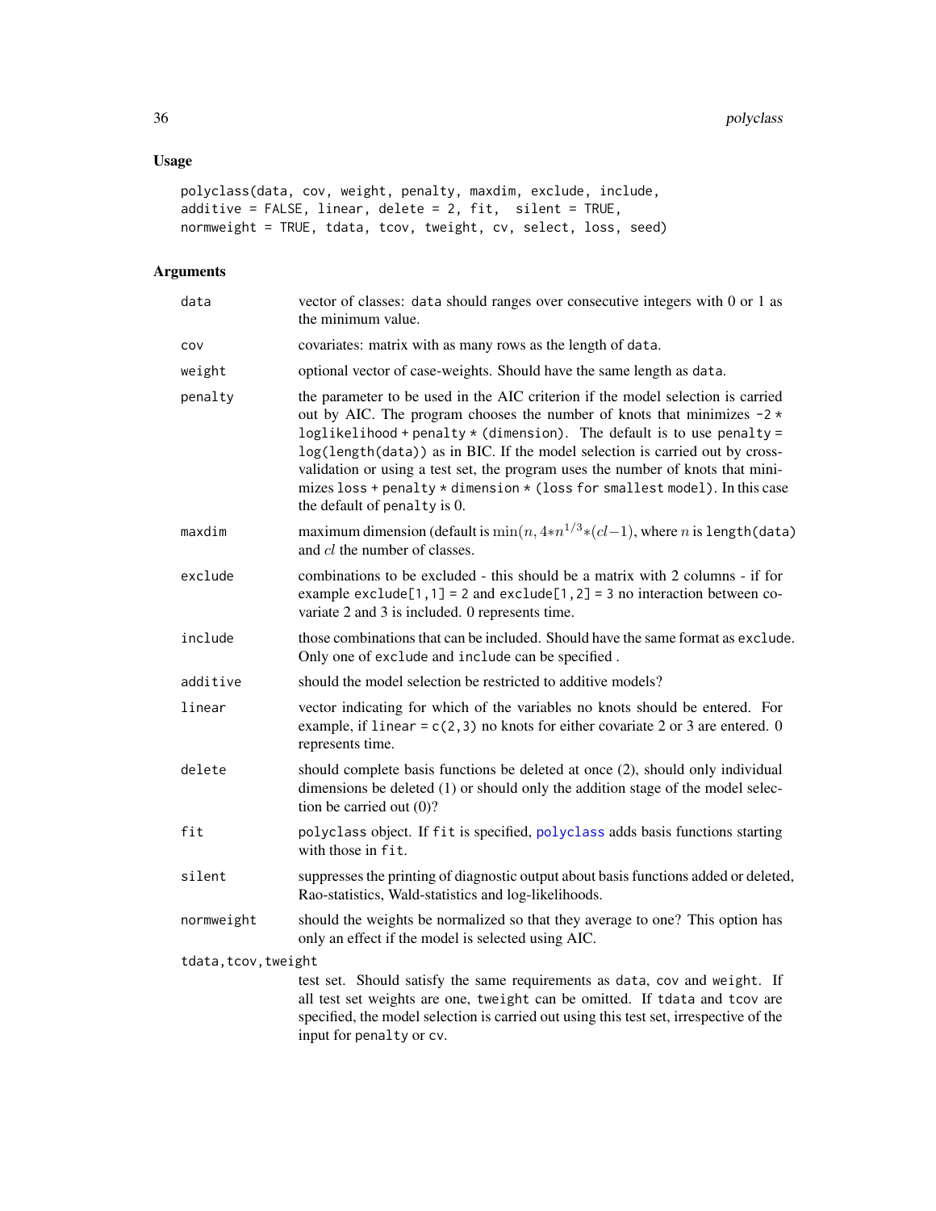## Usage

```
polyclass(data, cov, weight, penalty, maxdim, exclude, include,
additive = FALSE, linear, delete = 2, fit,  silent = TRUE,
normweight = TRUE, tdata, tcov, tweight, cv, select, loss, seed)
```

## Arguments

`data` vector of classes: data should ranges over consecutive integers with 0 or 1 as the minimum value.

`cov` covariates: matrix with as many rows as the length of data.

`weight` optional vector of case-weights. Should have the same length as data.

`penalty` the parameter to be used in the AIC criterion if the model selection is carried out by AIC. The program chooses the number of knots that minimizes `-2 * loglikelihood + penalty * (dimension)`. The default is to use `penalty = log(length(data))` as in BIC. If the model selection is carried out by cross-validation or using a test set, the program uses the number of knots that minimizes `loss + penalty * dimension * (loss for smallest model)`. In this case the default of penalty is 0.

`maxdim` maximum dimension (default is $\min(n, 4{*}n^{1/3}{*}(cl-1)$, where $n$ is `length(data)` and $cl$ the number of classes.

`exclude` combinations to be excluded - this should be a matrix with 2 columns - if for example `exclude[1,1] = 2` and `exclude[1,2] = 3` no interaction between covariate 2 and 3 is included. 0 represents time.

`include` those combinations that can be included. Should have the same format as exclude. Only one of exclude and include can be specified .

`additive` should the model selection be restricted to additive models?

`linear` vector indicating for which of the variables no knots should be entered. For example, if `linear = c(2,3)` no knots for either covariate 2 or 3 are entered. 0 represents time.

`delete` should complete basis functions be deleted at once (2), should only individual dimensions be deleted (1) or should only the addition stage of the model selection be carried out (0)?

`fit` polyclass object. If fit is specified, polyclass adds basis functions starting with those in fit.

`silent` suppresses the printing of diagnostic output about basis functions added or deleted, Rao-statistics, Wald-statistics and log-likelihoods.

`normweight` should the weights be normalized so that they average to one? This option has only an effect if the model is selected using AIC.

`tdata,tcov,tweight` test set. Should satisfy the same requirements as data, cov and weight. If all test set weights are one, tweight can be omitted. If tdata and tcov are specified, the model selection is carried out using this test set, irrespective of the input for penalty or cv.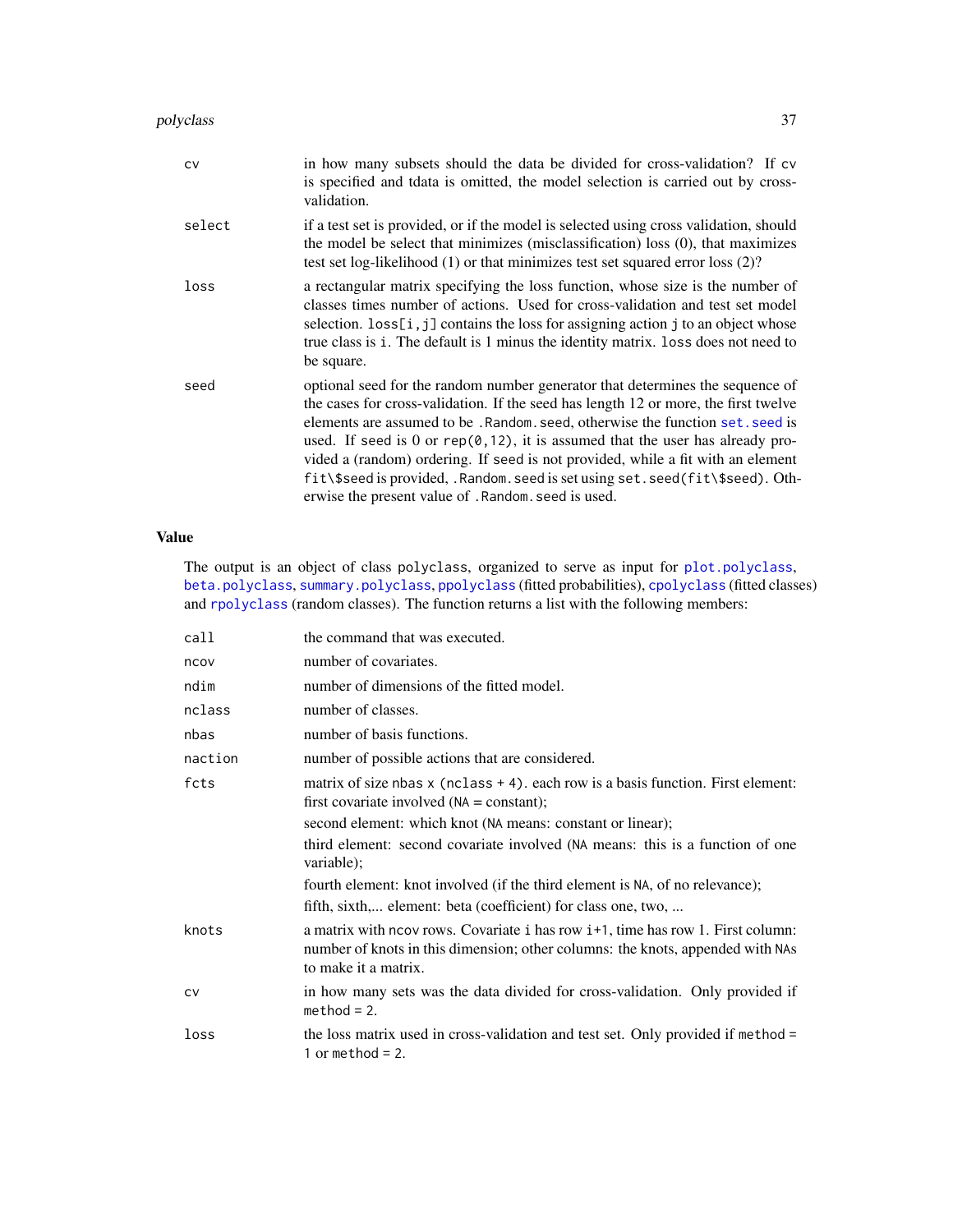| | |
|---|---|
| cv | in how many subsets should the data be divided for cross-validation? If cv is specified and tdata is omitted, the model selection is carried out by cross-validation. |
| select | if a test set is provided, or if the model is selected using cross validation, should the model be select that minimizes (misclassification) loss (0), that maximizes test set log-likelihood (1) or that minimizes test set squared error loss (2)? |
| loss | a rectangular matrix specifying the loss function, whose size is the number of classes times number of actions. Used for cross-validation and test set model selection. `loss[i,j]` contains the loss for assigning action j to an object whose true class is i. The default is 1 minus the identity matrix. `loss` does not need to be square. |
| seed | optional seed for the random number generator that determines the sequence of the cases for cross-validation. If the seed has length 12 or more, the first twelve elements are assumed to be `.Random.seed`, otherwise the function `set.seed` is used. If seed is 0 or `rep(0,12)`, it is assumed that the user has already provided a (random) ordering. If seed is not provided, while a fit with an element `fit\$seed` is provided, `.Random.seed` is set using `set.seed(fit\$seed)`. Otherwise the present value of `.Random.seed` is used. |

## Value

The output is an object of class polyclass, organized to serve as input for `plot.polyclass`, `beta.polyclass`, `summary.polyclass`, `ppolyclass` (fitted probabilities), `cpolyclass` (fitted classes) and `rpolyclass` (random classes). The function returns a list with the following members:

| | |
|---|---|
| call | the command that was executed. |
| ncov | number of covariates. |
| ndim | number of dimensions of the fitted model. |
| nclass | number of classes. |
| nbas | number of basis functions. |
| naction | number of possible actions that are considered. |
| fcts | matrix of size nbas x (nclass + 4). each row is a basis function. First element: first covariate involved (NA = constant); second element: which knot (NA means: constant or linear); third element: second covariate involved (NA means: this is a function of one variable); fourth element: knot involved (if the third element is NA, of no relevance); fifth, sixth,... element: beta (coefficient) for class one, two, ... |
| knots | a matrix with ncov rows. Covariate i has row i+1, time has row 1. First column: number of knots in this dimension; other columns: the knots, appended with NAs to make it a matrix. |
| cv | in how many sets was the data divided for cross-validation. Only provided if method = 2. |
| loss | the loss matrix used in cross-validation and test set. Only provided if method = 1 or method = 2. |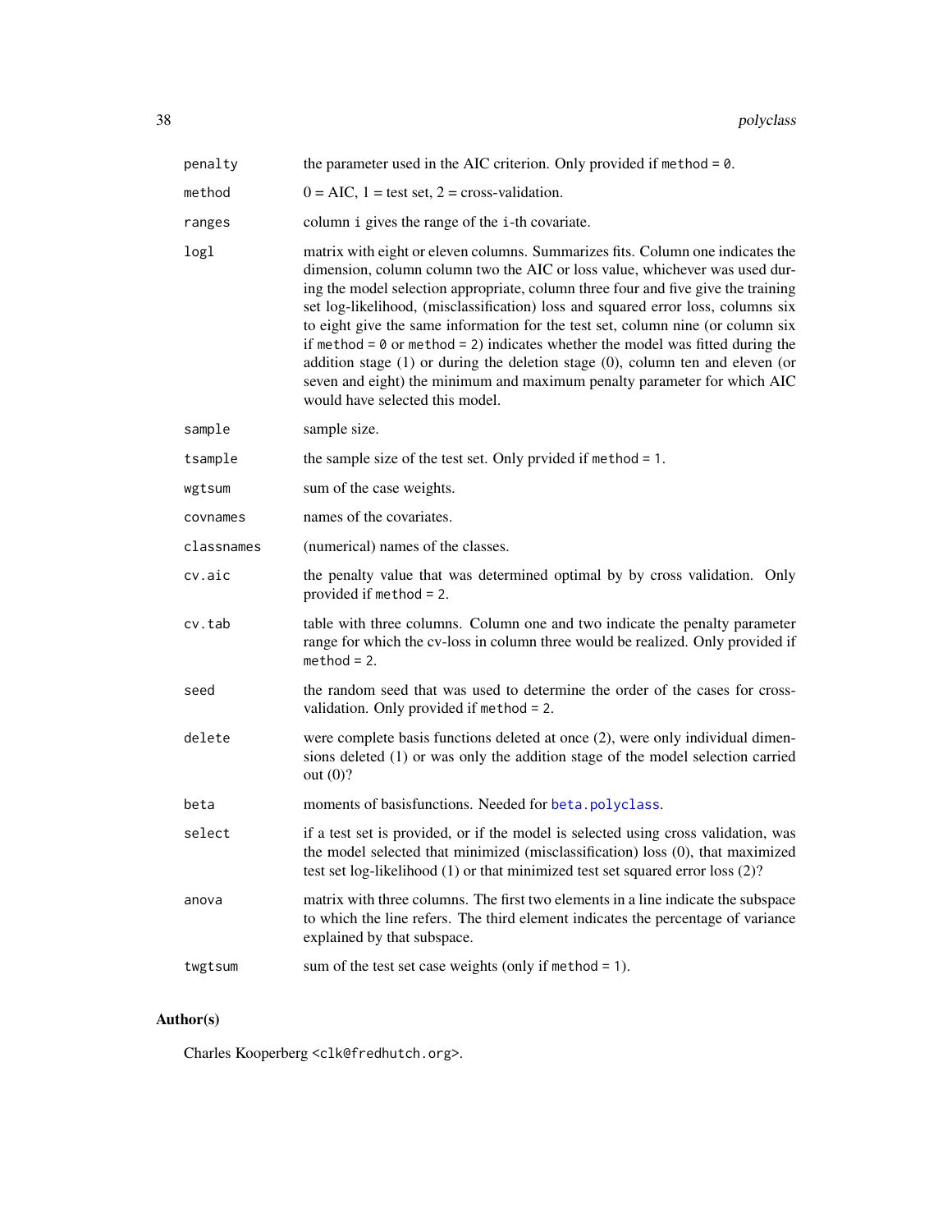| | |
|---|---|
| penalty | the parameter used in the AIC criterion. Only provided if `method = 0`. |
| method | 0 = AIC, 1 = test set, 2 = cross-validation. |
| ranges | column `i` gives the range of the `i`-th covariate. |
| logl | matrix with eight or eleven columns. Summarizes fits. Column one indicates the dimension, column column two the AIC or loss value, whichever was used during the model selection appropriate, column three four and five give the training set log-likelihood, (misclassification) loss and squared error loss, columns six to eight give the same information for the test set, column nine (or column six if `method = 0` or `method = 2`) indicates whether the model was fitted during the addition stage (1) or during the deletion stage (0), column ten and eleven (or seven and eight) the minimum and maximum penalty parameter for which AIC would have selected this model. |
| sample | sample size. |
| tsample | the sample size of the test set. Only prvided if `method = 1`. |
| wgtsum | sum of the case weights. |
| covnames | names of the covariates. |
| classnames | (numerical) names of the classes. |
| cv.aic | the penalty value that was determined optimal by by cross validation. Only provided if `method = 2`. |
| cv.tab | table with three columns. Column one and two indicate the penalty parameter range for which the cv-loss in column three would be realized. Only provided if `method = 2`. |
| seed | the random seed that was used to determine the order of the cases for cross-validation. Only provided if `method = 2`. |
| delete | were complete basis functions deleted at once (2), were only individual dimensions deleted (1) or was only the addition stage of the model selection carried out (0)? |
| beta | moments of basisfunctions. Needed for `beta.polyclass`. |
| select | if a test set is provided, or if the model is selected using cross validation, was the model selected that minimized (misclassification) loss (0), that maximized test set log-likelihood (1) or that minimized test set squared error loss (2)? |
| anova | matrix with three columns. The first two elements in a line indicate the subspace to which the line refers. The third element indicates the percentage of variance explained by that subspace. |
| twgtsum | sum of the test set case weights (only if `method = 1`). |

## Author(s)

Charles Kooperberg <clk@fredhutch.org>.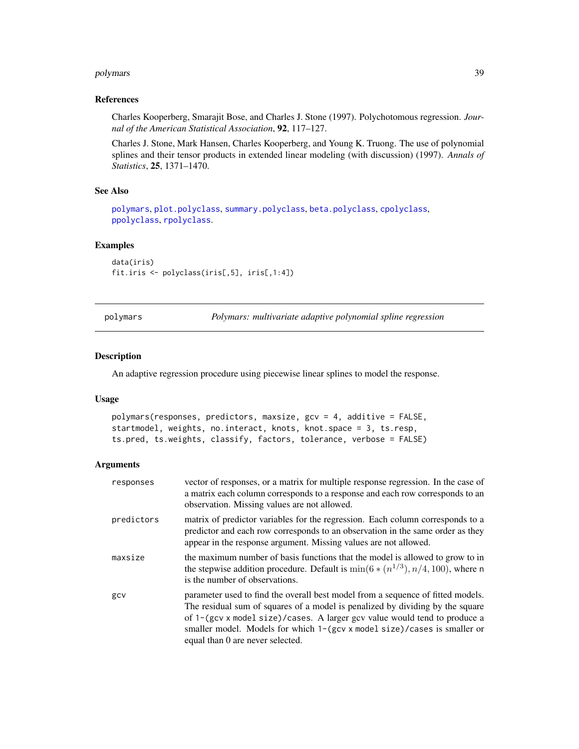## References

Charles Kooperberg, Smarajit Bose, and Charles J. Stone (1997). Polychotomous regression. *Journal of the American Statistical Association*, **92**, 117–127.

Charles J. Stone, Mark Hansen, Charles Kooperberg, and Young K. Truong. The use of polynomial splines and their tensor products in extended linear modeling (with discussion) (1997). *Annals of Statistics*, **25**, 1371–1470.

## See Also

polymars, plot.polyclass, summary.polyclass, beta.polyclass, cpolyclass, ppolyclass, rpolyclass.

## Examples

```
data(iris)
fit.iris <- polyclass(iris[,5], iris[,1:4])
```

---

# polymars — *Polymars: multivariate adaptive polynomial spline regression*

## Description

An adaptive regression procedure using piecewise linear splines to model the response.

## Usage

```
polymars(responses, predictors, maxsize, gcv = 4, additive = FALSE,
startmodel, weights, no.interact, knots, knot.space = 3, ts.resp,
ts.pred, ts.weights, classify, factors, tolerance, verbose = FALSE)
```

## Arguments

| | |
|---|---|
| `responses` | vector of responses, or a matrix for multiple response regression. In the case of a matrix each column corresponds to a response and each row corresponds to an observation. Missing values are not allowed. |
| `predictors` | matrix of predictor variables for the regression. Each column corresponds to a predictor and each row corresponds to an observation in the same order as they appear in the response argument. Missing values are not allowed. |
| `maxsize` | the maximum number of basis functions that the model is allowed to grow to in the stepwise addition procedure. Default is $\min(6 * (n^{1/3}), n/4, 100)$, where n is the number of observations. |
| `gcv` | parameter used to find the overall best model from a sequence of fitted models. The residual sum of squares of a model is penalized by dividing by the square of `1-(gcv x model size)/cases`. A larger gcv value would tend to produce a smaller model. Models for which `1-(gcv x model size)/cases` is smaller or equal than 0 are never selected. |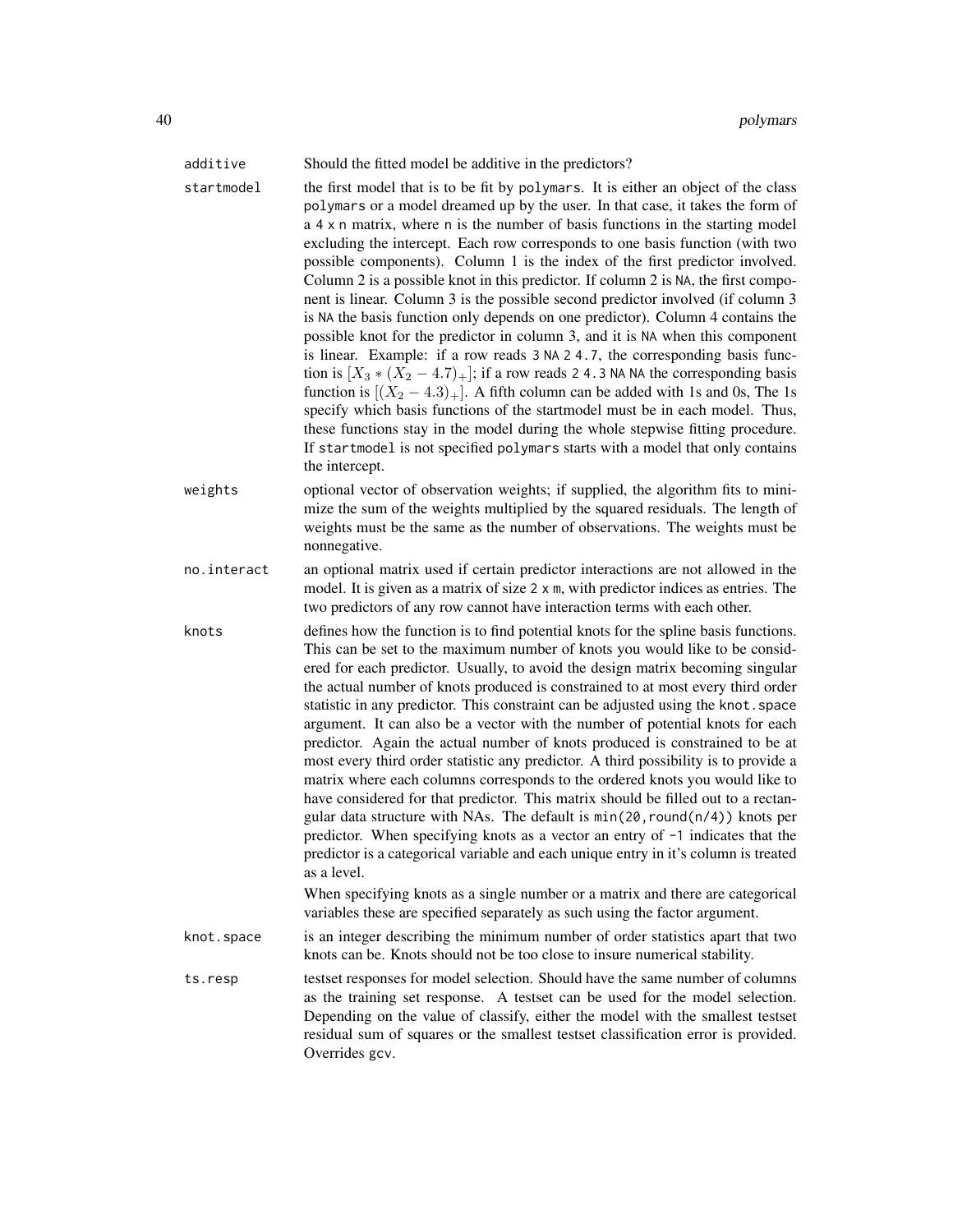`additive`
: Should the fitted model be additive in the predictors?

`startmodel`
: the first model that is to be fit by `polymars`. It is either an object of the class `polymars` or a model dreamed up by the user. In that case, it takes the form of a `4 x n` matrix, where `n` is the number of basis functions in the starting model excluding the intercept. Each row corresponds to one basis function (with two possible components). Column 1 is the index of the first predictor involved. Column 2 is a possible knot in this predictor. If column 2 is `NA`, the first component is linear. Column 3 is the possible second predictor involved (if column 3 is `NA` the basis function only depends on one predictor). Column 4 contains the possible knot for the predictor in column 3, and it is `NA` when this component is linear. Example: if a row reads `3 NA 2 4.7`, the corresponding basis function is $[X_3 * (X_2 - 4.7)_+]$; if a row reads `2 4.3 NA NA` the corresponding basis function is $[(X_2 - 4.3)_+]$. A fifth column can be added with 1s and 0s, The 1s specify which basis functions of the startmodel must be in each model. Thus, these functions stay in the model during the whole stepwise fitting procedure. If `startmodel` is not specified `polymars` starts with a model that only contains the intercept.

`weights`
: optional vector of observation weights; if supplied, the algorithm fits to minimize the sum of the weights multiplied by the squared residuals. The length of weights must be the same as the number of observations. The weights must be nonnegative.

`no.interact`
: an optional matrix used if certain predictor interactions are not allowed in the model. It is given as a matrix of size `2 x m`, with predictor indices as entries. The two predictors of any row cannot have interaction terms with each other.

`knots`
: defines how the function is to find potential knots for the spline basis functions. This can be set to the maximum number of knots you would like to be considered for each predictor. Usually, to avoid the design matrix becoming singular the actual number of knots produced is constrained to at most every third order statistic in any predictor. This constraint can be adjusted using the `knot.space` argument. It can also be a vector with the number of potential knots for each predictor. Again the actual number of knots produced is constrained to be at most every third order statistic any predictor. A third possibility is to provide a matrix where each columns corresponds to the ordered knots you would like to have considered for that predictor. This matrix should be filled out to a rectangular data structure with NAs. The default is `min(20,round(n/4))` knots per predictor. When specifying knots as a vector an entry of `-1` indicates that the predictor is a categorical variable and each unique entry in it's column is treated as a level.

  When specifying knots as a single number or a matrix and there are categorical variables these are specified separately as such using the factor argument.

`knot.space`
: is an integer describing the minimum number of order statistics apart that two knots can be. Knots should not be too close to insure numerical stability.

`ts.resp`
: testset responses for model selection. Should have the same number of columns as the training set response. A testset can be used for the model selection. Depending on the value of classify, either the model with the smallest testset residual sum of squares or the smallest testset classification error is provided. Overrides gcv.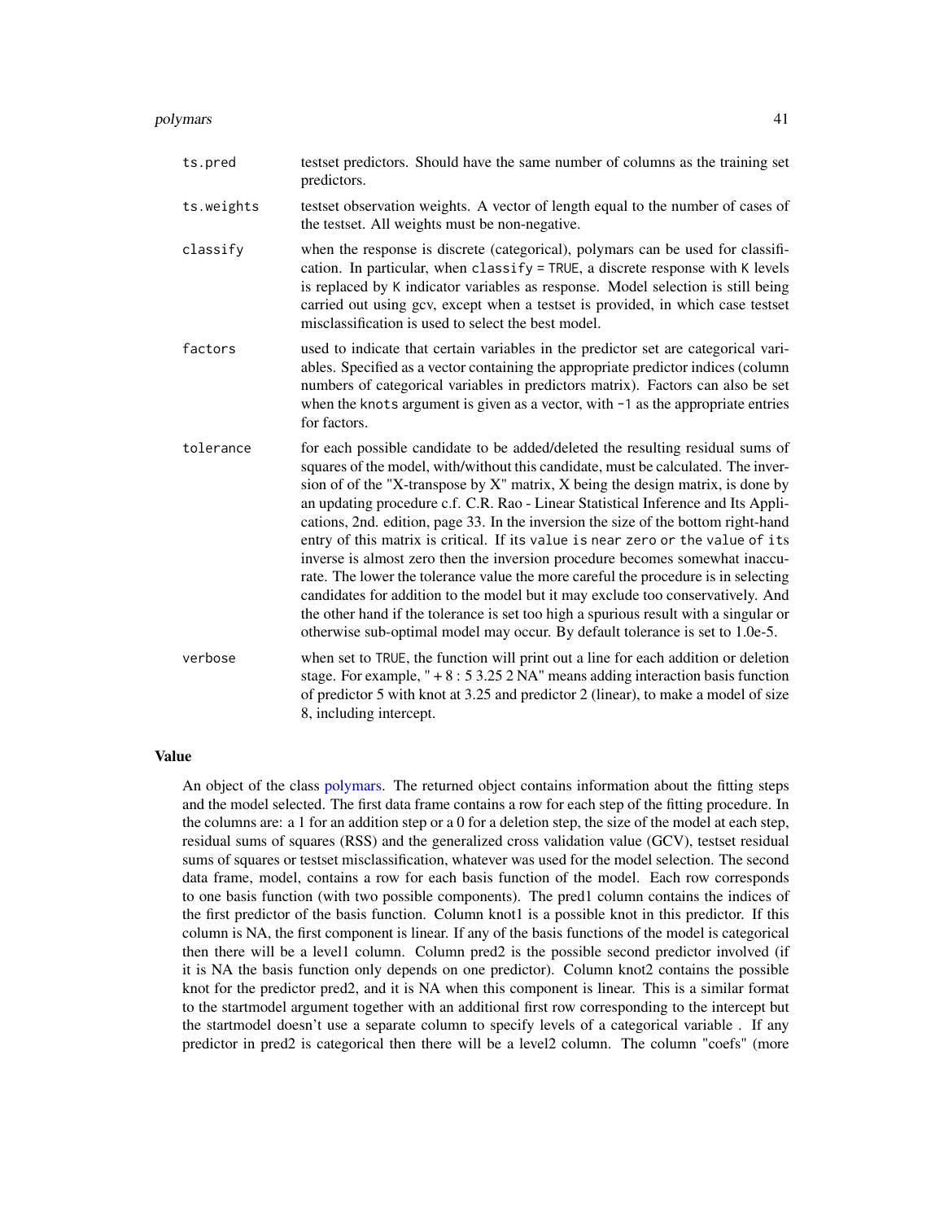`ts.pred`
: testset predictors. Should have the same number of columns as the training set predictors.

`ts.weights`
: testset observation weights. A vector of length equal to the number of cases of the testset. All weights must be non-negative.

`classify`
: when the response is discrete (categorical), polymars can be used for classification. In particular, when `classify = TRUE`, a discrete response with `K` levels is replaced by `K` indicator variables as response. Model selection is still being carried out using gcv, except when a testset is provided, in which case testset misclassification is used to select the best model.

`factors`
: used to indicate that certain variables in the predictor set are categorical variables. Specified as a vector containing the appropriate predictor indices (column numbers of categorical variables in predictors matrix). Factors can also be set when the `knots` argument is given as a vector, with `-1` as the appropriate entries for factors.

`tolerance`
: for each possible candidate to be added/deleted the resulting residual sums of squares of the model, with/without this candidate, must be calculated. The inversion of of the "X-transpose by X" matrix, X being the design matrix, is done by an updating procedure c.f. C.R. Rao - Linear Statistical Inference and Its Applications, 2nd. edition, page 33. In the inversion the size of the bottom right-hand entry of this matrix is critical. If `its value is near zero or the value of its` inverse is almost zero then the inversion procedure becomes somewhat inaccurate. The lower the tolerance value the more careful the procedure is in selecting candidates for addition to the model but it may exclude too conservatively. And the other hand if the tolerance is set too high a spurious result with a singular or otherwise sub-optimal model may occur. By default tolerance is set to 1.0e-5.

`verbose`
: when set to `TRUE`, the function will print out a line for each addition or deletion stage. For example, " + 8 : 5 3.25 2 NA" means adding interaction basis function of predictor 5 with knot at 3.25 and predictor 2 (linear), to make a model of size 8, including intercept.

## Value

An object of the class polymars. The returned object contains information about the fitting steps and the model selected. The first data frame contains a row for each step of the fitting procedure. In the columns are: a 1 for an addition step or a 0 for a deletion step, the size of the model at each step, residual sums of squares (RSS) and the generalized cross validation value (GCV), testset residual sums of squares or testset misclassification, whatever was used for the model selection. The second data frame, model, contains a row for each basis function of the model. Each row corresponds to one basis function (with two possible components). The pred1 column contains the indices of the first predictor of the basis function. Column knot1 is a possible knot in this predictor. If this column is NA, the first component is linear. If any of the basis functions of the model is categorical then there will be a level1 column. Column pred2 is the possible second predictor involved (if it is NA the basis function only depends on one predictor). Column knot2 contains the possible knot for the predictor pred2, and it is NA when this component is linear. This is a similar format to the startmodel argument together with an additional first row corresponding to the intercept but the startmodel doesn't use a separate column to specify levels of a categorical variable . If any predictor in pred2 is categorical then there will be a level2 column. The column "coefs" (more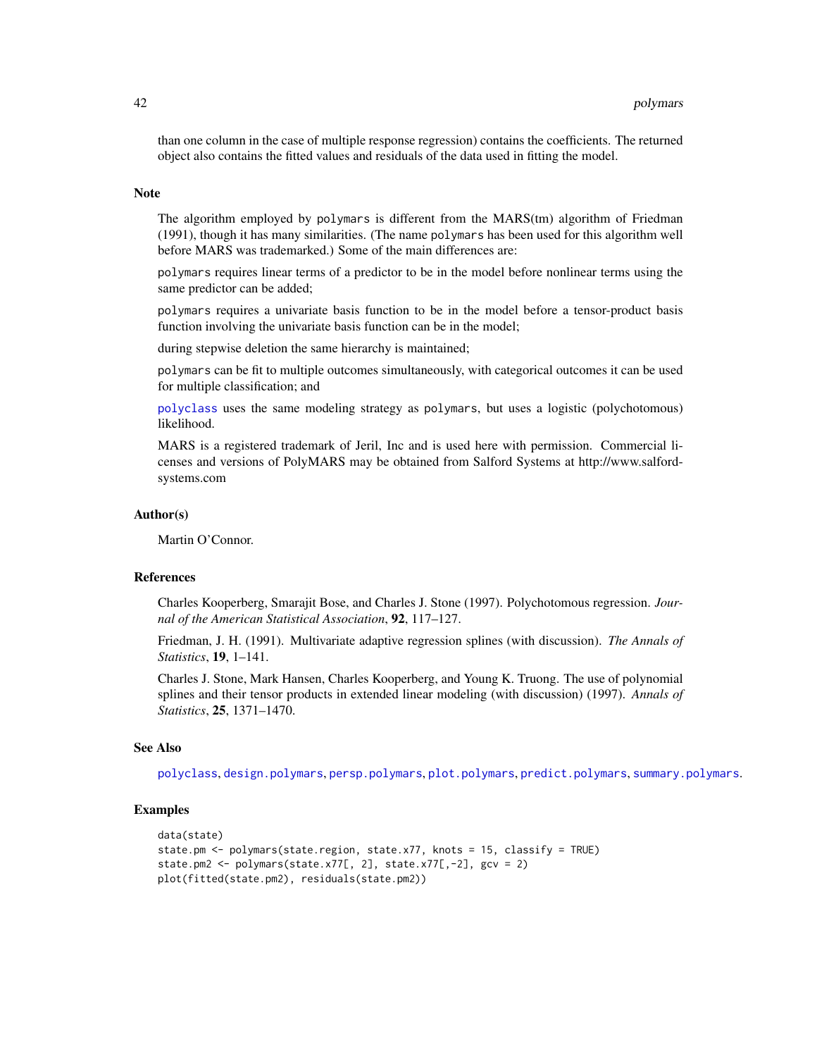than one column in the case of multiple response regression) contains the coefficients. The returned object also contains the fitted values and residuals of the data used in fitting the model.

### Note

The algorithm employed by polymars is different from the MARS(tm) algorithm of Friedman (1991), though it has many similarities. (The name polymars has been used for this algorithm well before MARS was trademarked.) Some of the main differences are:

polymars requires linear terms of a predictor to be in the model before nonlinear terms using the same predictor can be added;

polymars requires a univariate basis function to be in the model before a tensor-product basis function involving the univariate basis function can be in the model;

during stepwise deletion the same hierarchy is maintained;

polymars can be fit to multiple outcomes simultaneously, with categorical outcomes it can be used for multiple classification; and

polyclass uses the same modeling strategy as polymars, but uses a logistic (polychotomous) likelihood.

MARS is a registered trademark of Jeril, Inc and is used here with permission. Commercial licenses and versions of PolyMARS may be obtained from Salford Systems at http://www.salford-systems.com

### Author(s)

Martin O'Connor.

### References

Charles Kooperberg, Smarajit Bose, and Charles J. Stone (1997). Polychotomous regression. *Journal of the American Statistical Association*, **92**, 117–127.

Friedman, J. H. (1991). Multivariate adaptive regression splines (with discussion). *The Annals of Statistics*, **19**, 1–141.

Charles J. Stone, Mark Hansen, Charles Kooperberg, and Young K. Truong. The use of polynomial splines and their tensor products in extended linear modeling (with discussion) (1997). *Annals of Statistics*, **25**, 1371–1470.

### See Also

polyclass, design.polymars, persp.polymars, plot.polymars, predict.polymars, summary.polymars.

### Examples

```
data(state)
state.pm <- polymars(state.region, state.x77, knots = 15, classify = TRUE)
state.pm2 <- polymars(state.x77[, 2], state.x77[,-2], gcv = 2)
plot(fitted(state.pm2), residuals(state.pm2))
```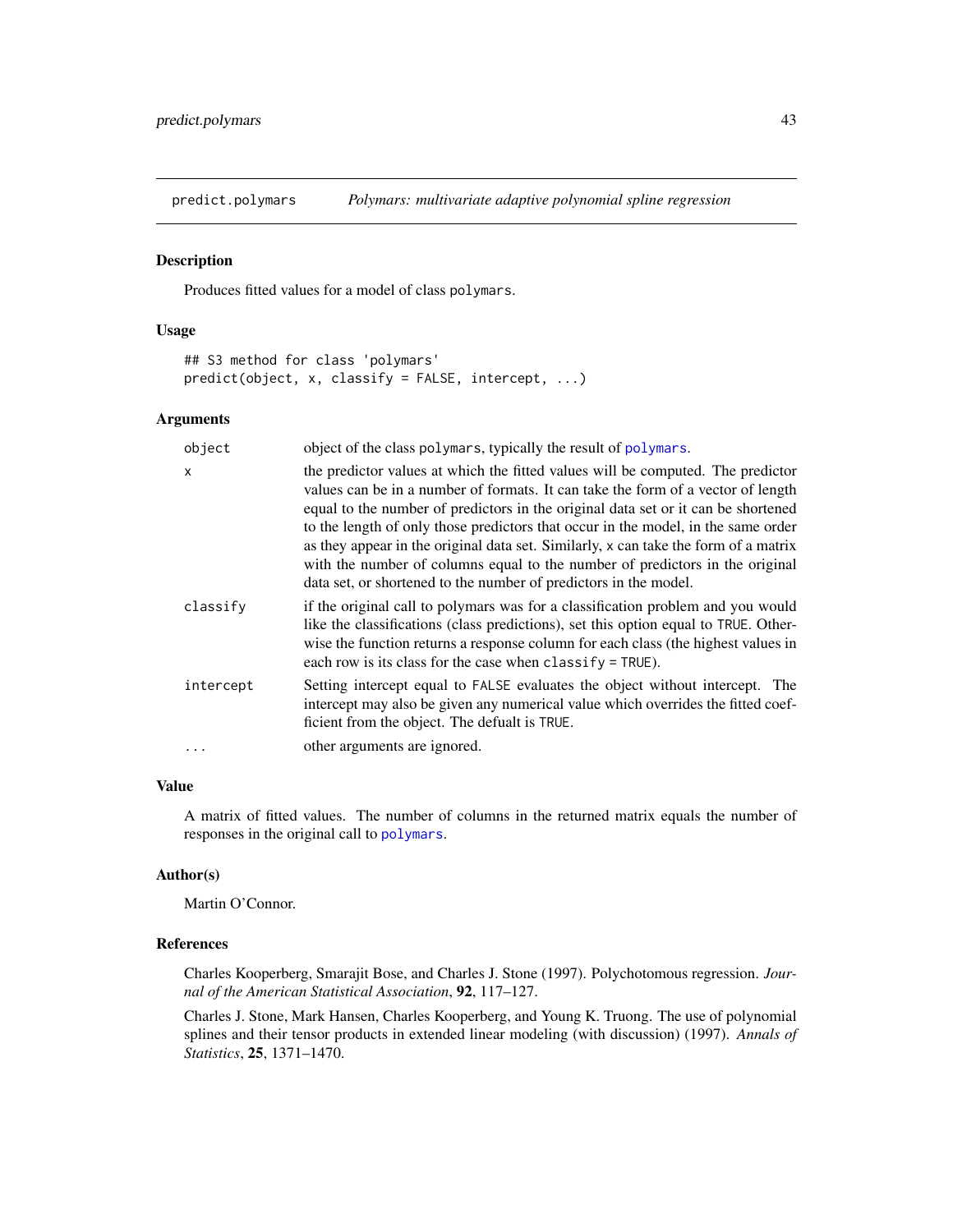# predict.polymars — *Polymars: multivariate adaptive polynomial spline regression*

## Description

Produces fitted values for a model of class `polymars`.

## Usage

```
## S3 method for class 'polymars'
predict(object, x, classify = FALSE, intercept, ...)
```

## Arguments

| | |
|---|---|
| `object` | object of the class `polymars`, typically the result of `polymars`. |
| `x` | the predictor values at which the fitted values will be computed. The predictor values can be in a number of formats. It can take the form of a vector of length equal to the number of predictors in the original data set or it can be shortened to the length of only those predictors that occur in the model, in the same order as they appear in the original data set. Similarly, `x` can take the form of a matrix with the number of columns equal to the number of predictors in the original data set, or shortened to the number of predictors in the model. |
| `classify` | if the original call to polymars was for a classification problem and you would like the classifications (class predictions), set this option equal to `TRUE`. Otherwise the function returns a response column for each class (the highest values in each row is its class for the case when `classify = TRUE`). |
| `intercept` | Setting intercept equal to `FALSE` evaluates the object without intercept. The intercept may also be given any numerical value which overrides the fitted coefficient from the object. The defualt is `TRUE`. |
| `...` | other arguments are ignored. |

## Value

A matrix of fitted values. The number of columns in the returned matrix equals the number of responses in the original call to `polymars`.

## Author(s)

Martin O'Connor.

## References

Charles Kooperberg, Smarajit Bose, and Charles J. Stone (1997). Polychotomous regression. *Journal of the American Statistical Association*, **92**, 117–127.

Charles J. Stone, Mark Hansen, Charles Kooperberg, and Young K. Truong. The use of polynomial splines and their tensor products in extended linear modeling (with discussion) (1997). *Annals of Statistics*, **25**, 1371–1470.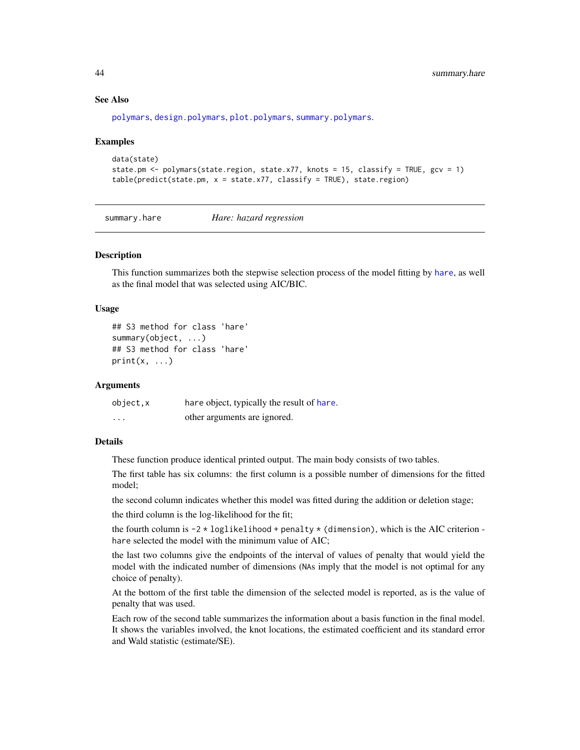### See Also

polymars, design.polymars, plot.polymars, summary.polymars.

### Examples

```
data(state)
state.pm <- polymars(state.region, state.x77, knots = 15, classify = TRUE, gcv = 1)
table(predict(state.pm, x = state.x77, classify = TRUE), state.region)
```

---

## summary.hare — *Hare: hazard regression*

### Description

This function summarizes both the stepwise selection process of the model fitting by hare, as well as the final model that was selected using AIC/BIC.

### Usage

```
## S3 method for class 'hare'
summary(object, ...)
## S3 method for class 'hare'
print(x, ...)
```

### Arguments

| | |
|---|---|
| object,x | hare object, typically the result of hare. |
| ... | other arguments are ignored. |

### Details

These function produce identical printed output. The main body consists of two tables.

The first table has six columns: the first column is a possible number of dimensions for the fitted model;

the second column indicates whether this model was fitted during the addition or deletion stage;

the third column is the log-likelihood for the fit;

the fourth column is `-2 * loglikelihood + penalty * (dimension)`, which is the AIC criterion - `hare` selected the model with the minimum value of AIC;

the last two columns give the endpoints of the interval of values of penalty that would yield the model with the indicated number of dimensions (`NA`s imply that the model is not optimal for any choice of penalty).

At the bottom of the first table the dimension of the selected model is reported, as is the value of penalty that was used.

Each row of the second table summarizes the information about a basis function in the final model. It shows the variables involved, the knot locations, the estimated coefficient and its standard error and Wald statistic (estimate/SE).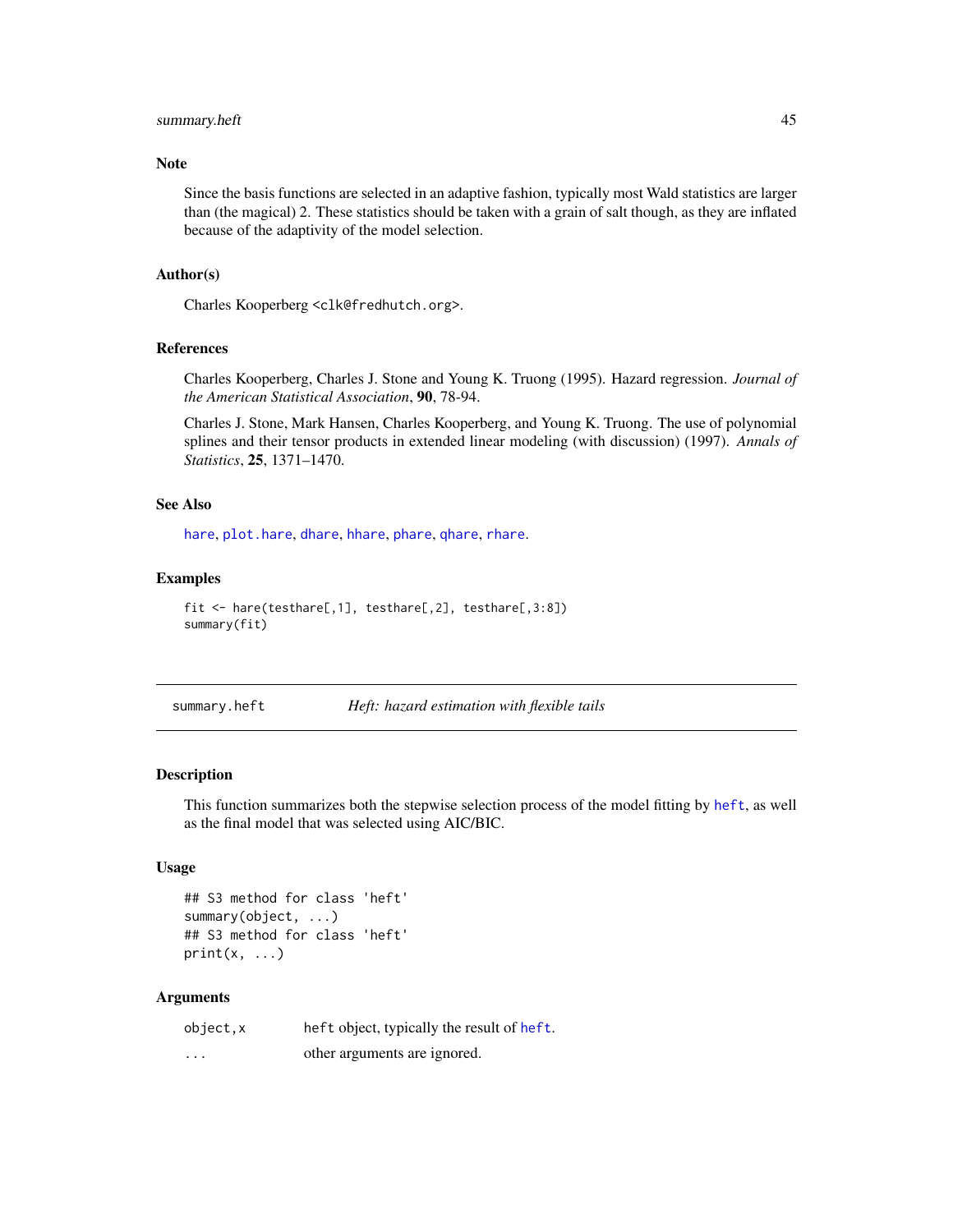### Note

Since the basis functions are selected in an adaptive fashion, typically most Wald statistics are larger than (the magical) 2. These statistics should be taken with a grain of salt though, as they are inflated because of the adaptivity of the model selection.

### Author(s)

Charles Kooperberg <clk@fredhutch.org>.

### References

Charles Kooperberg, Charles J. Stone and Young K. Truong (1995). Hazard regression. *Journal of the American Statistical Association*, **90**, 78-94.

Charles J. Stone, Mark Hansen, Charles Kooperberg, and Young K. Truong. The use of polynomial splines and their tensor products in extended linear modeling (with discussion) (1997). *Annals of Statistics*, **25**, 1371–1470.

### See Also

hare, plot.hare, dhare, hhare, phare, qhare, rhare.

### Examples

```
fit <- hare(testhare[,1], testhare[,2], testhare[,3:8])
summary(fit)
```

---

## summary.heft — *Heft: hazard estimation with flexible tails*

### Description

This function summarizes both the stepwise selection process of the model fitting by heft, as well as the final model that was selected using AIC/BIC.

### Usage

```
## S3 method for class 'heft'
summary(object, ...)
## S3 method for class 'heft'
print(x, ...)
```

### Arguments

| | |
|---|---|
| object,x | heft object, typically the result of heft. |
| ... | other arguments are ignored. |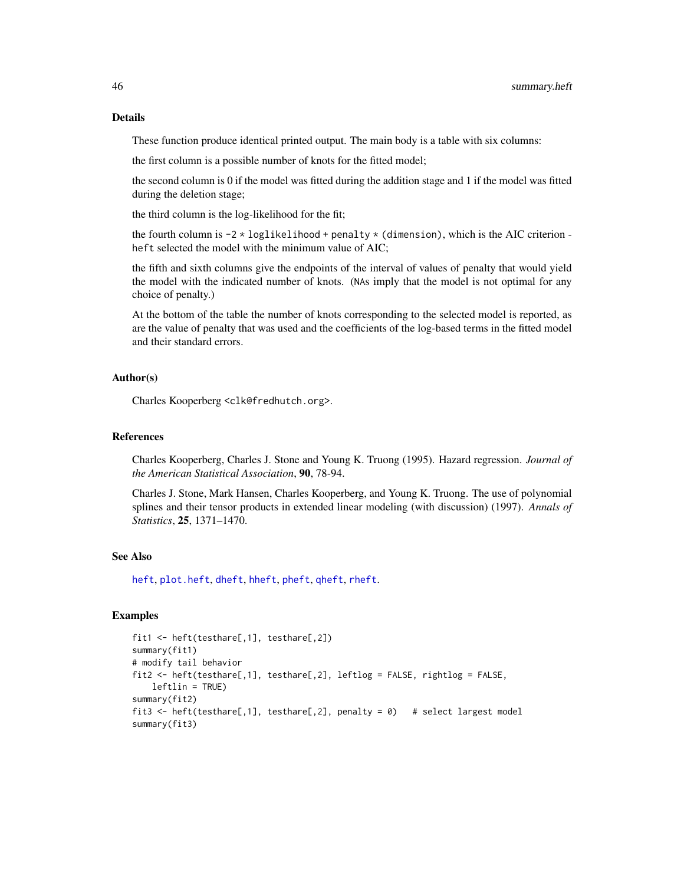## Details

These function produce identical printed output. The main body is a table with six columns:

the first column is a possible number of knots for the fitted model;

the second column is 0 if the model was fitted during the addition stage and 1 if the model was fitted during the deletion stage;

the third column is the log-likelihood for the fit;

the fourth column is `-2 * loglikelihood + penalty * (dimension)`, which is the AIC criterion - `heft` selected the model with the minimum value of AIC;

the fifth and sixth columns give the endpoints of the interval of values of penalty that would yield the model with the indicated number of knots. (`NA`s imply that the model is not optimal for any choice of penalty.)

At the bottom of the table the number of knots corresponding to the selected model is reported, as are the value of penalty that was used and the coefficients of the log-based terms in the fitted model and their standard errors.

## Author(s)

Charles Kooperberg <clk@fredhutch.org>.

## References

Charles Kooperberg, Charles J. Stone and Young K. Truong (1995). Hazard regression. *Journal of the American Statistical Association*, **90**, 78-94.

Charles J. Stone, Mark Hansen, Charles Kooperberg, and Young K. Truong. The use of polynomial splines and their tensor products in extended linear modeling (with discussion) (1997). *Annals of Statistics*, **25**, 1371–1470.

## See Also

heft, plot.heft, dheft, hheft, pheft, qheft, rheft.

## Examples

```
fit1 <- heft(testhare[,1], testhare[,2])
summary(fit1)
# modify tail behavior
fit2 <- heft(testhare[,1], testhare[,2], leftlog = FALSE, rightlog = FALSE,
    leftlin = TRUE)
summary(fit2)
fit3 <- heft(testhare[,1], testhare[,2], penalty = 0)   # select largest model
summary(fit3)
```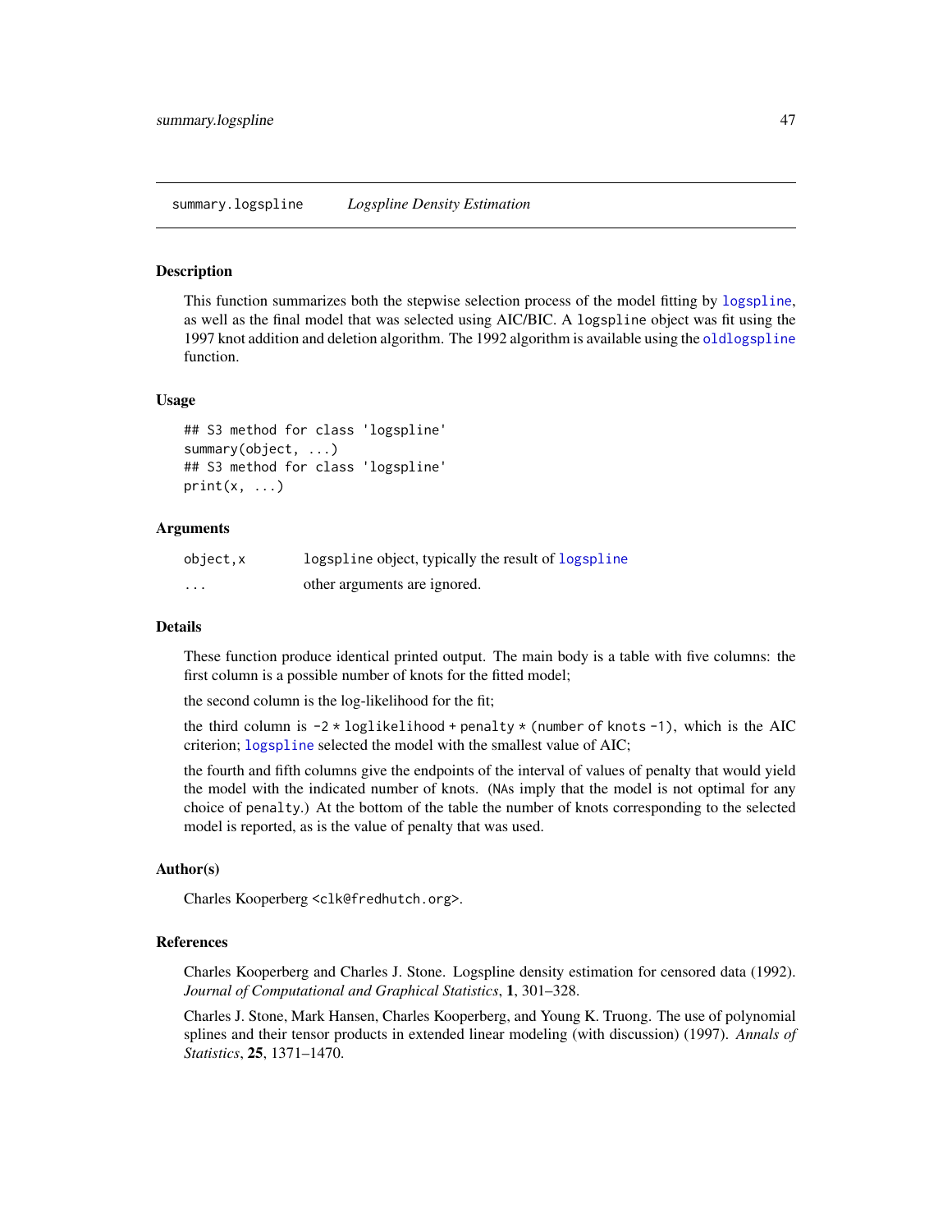## summary.logspline — *Logspline Density Estimation*

### Description

This function summarizes both the stepwise selection process of the model fitting by `logspline`, as well as the final model that was selected using AIC/BIC. A `logspline` object was fit using the 1997 knot addition and deletion algorithm. The 1992 algorithm is available using the `oldlogspline` function.

### Usage

```
## S3 method for class 'logspline'
summary(object, ...)
## S3 method for class 'logspline'
print(x, ...)
```

### Arguments

| | |
|---|---|
| `object,x` | `logspline` object, typically the result of `logspline` |
| `...` | other arguments are ignored. |

### Details

These function produce identical printed output. The main body is a table with five columns: the first column is a possible number of knots for the fitted model;

the second column is the log-likelihood for the fit;

the third column is `-2 * loglikelihood + penalty * (number of knots -1)`, which is the AIC criterion; `logspline` selected the model with the smallest value of AIC;

the fourth and fifth columns give the endpoints of the interval of values of penalty that would yield the model with the indicated number of knots. (`NA`s imply that the model is not optimal for any choice of `penalty`.) At the bottom of the table the number of knots corresponding to the selected model is reported, as is the value of penalty that was used.

### Author(s)

Charles Kooperberg <`clk@fredhutch.org`>.

### References

Charles Kooperberg and Charles J. Stone. Logspline density estimation for censored data (1992). *Journal of Computational and Graphical Statistics*, **1**, 301–328.

Charles J. Stone, Mark Hansen, Charles Kooperberg, and Young K. Truong. The use of polynomial splines and their tensor products in extended linear modeling (with discussion) (1997). *Annals of Statistics*, **25**, 1371–1470.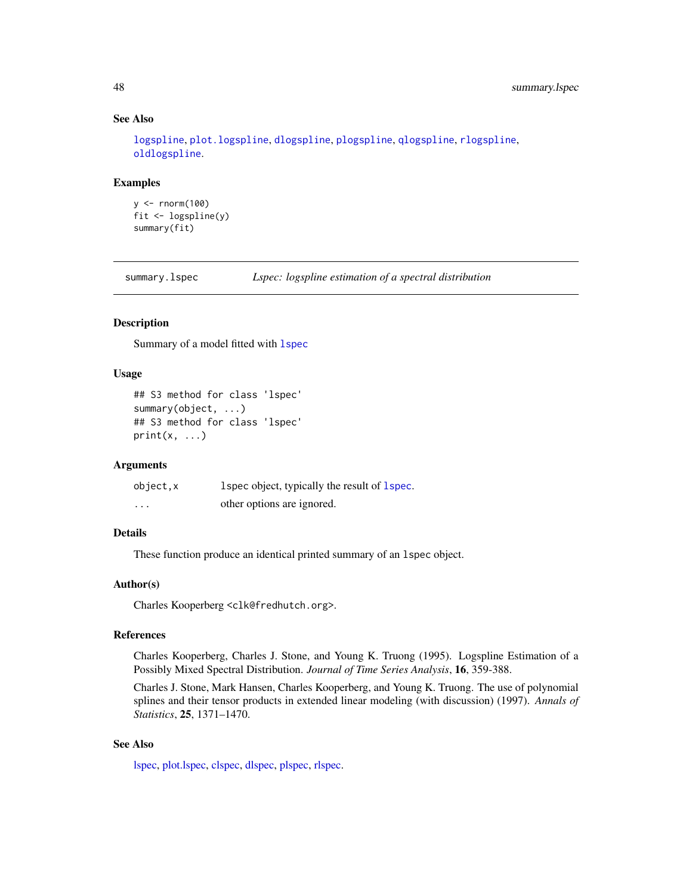### See Also

logspline, plot.logspline, dlogspline, plogspline, qlogspline, rlogspline, oldlogspline.

### Examples

```
y <- rnorm(100)
fit <- logspline(y)
summary(fit)
```

---

## summary.lspec *Lspec: logspline estimation of a spectral distribution*

### Description

Summary of a model fitted with lspec

### Usage

```
## S3 method for class 'lspec'
summary(object, ...)
## S3 method for class 'lspec'
print(x, ...)
```

### Arguments

| | |
|---|---|
| object,x | lspec object, typically the result of lspec. |
| ... | other options are ignored. |

### Details

These function produce an identical printed summary of an lspec object.

### Author(s)

Charles Kooperberg <clk@fredhutch.org>.

### References

Charles Kooperberg, Charles J. Stone, and Young K. Truong (1995). Logspline Estimation of a Possibly Mixed Spectral Distribution. *Journal of Time Series Analysis*, **16**, 359-388.

Charles J. Stone, Mark Hansen, Charles Kooperberg, and Young K. Truong. The use of polynomial splines and their tensor products in extended linear modeling (with discussion) (1997). *Annals of Statistics*, **25**, 1371–1470.

### See Also

lspec, plot.lspec, clspec, dlspec, plspec, rlspec.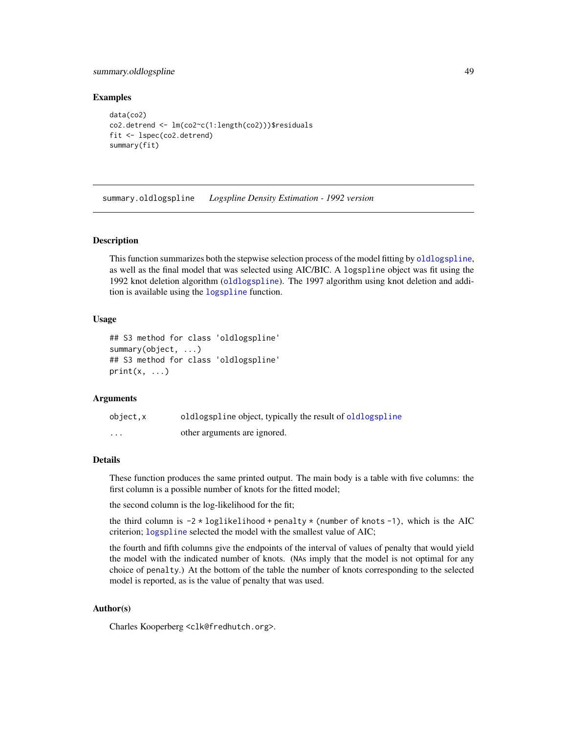### Examples

```
data(co2)
co2.detrend <- lm(co2~c(1:length(co2)))$residuals
fit <- lspec(co2.detrend)
summary(fit)
```

---

## summary.oldlogspline    *Logspline Density Estimation - 1992 version*

---

### Description

This function summarizes both the stepwise selection process of the model fitting by oldlogspline, as well as the final model that was selected using AIC/BIC. A logspline object was fit using the 1992 knot deletion algorithm (oldlogspline). The 1997 algorithm using knot deletion and addition is available using the logspline function.

### Usage

```
## S3 method for class 'oldlogspline'
summary(object, ...)
## S3 method for class 'oldlogspline'
print(x, ...)
```

### Arguments

| | |
|---|---|
| object,x | oldlogspline object, typically the result of oldlogspline |
| ... | other arguments are ignored. |

### Details

These function produces the same printed output. The main body is a table with five columns: the first column is a possible number of knots for the fitted model;

the second column is the log-likelihood for the fit;

the third column is `-2 * loglikelihood + penalty * (number of knots -1)`, which is the AIC criterion; logspline selected the model with the smallest value of AIC;

the fourth and fifth columns give the endpoints of the interval of values of penalty that would yield the model with the indicated number of knots. (NAs imply that the model is not optimal for any choice of penalty.) At the bottom of the table the number of knots corresponding to the selected model is reported, as is the value of penalty that was used.

### Author(s)

Charles Kooperberg <clk@fredhutch.org>.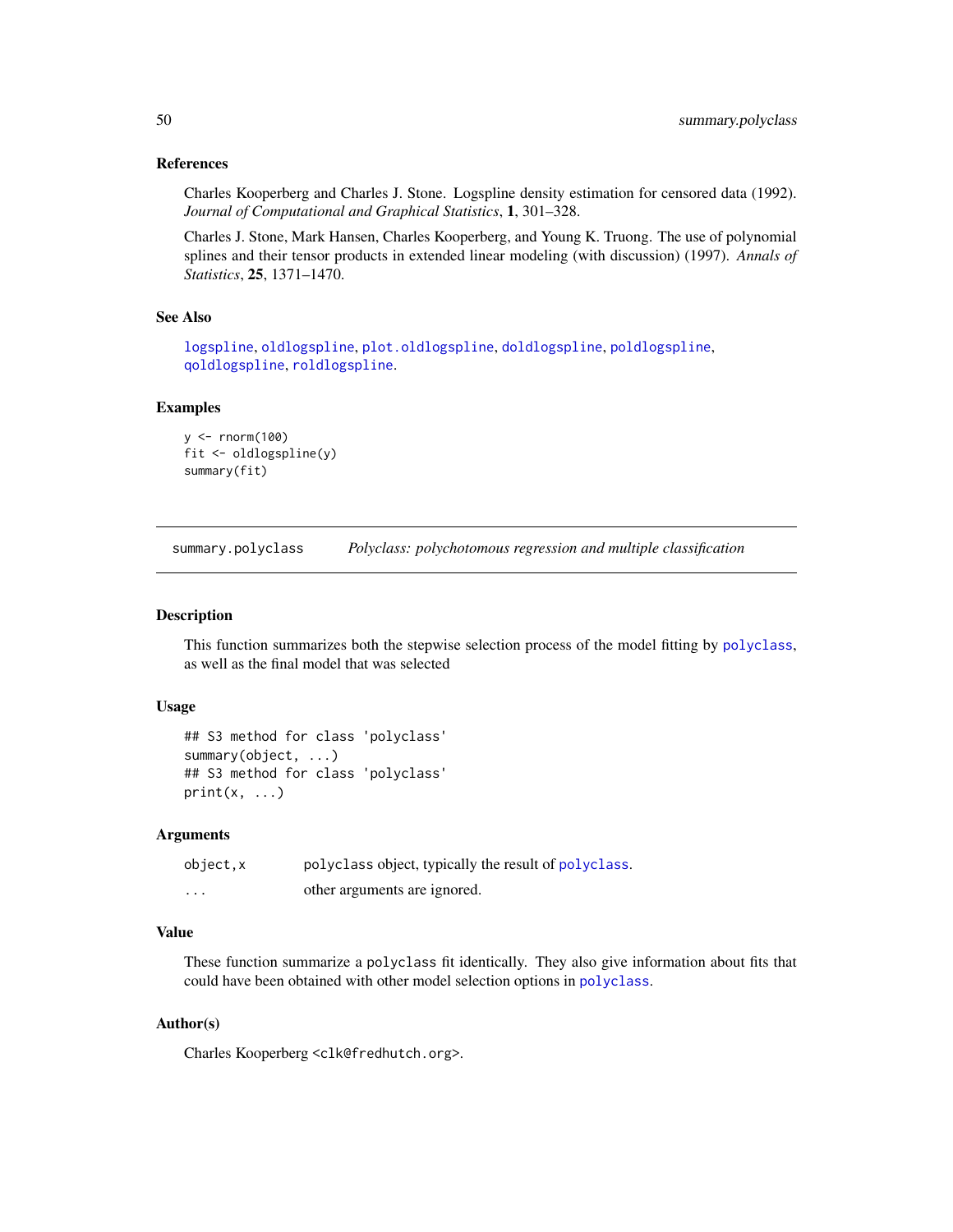### References

Charles Kooperberg and Charles J. Stone. Logspline density estimation for censored data (1992). *Journal of Computational and Graphical Statistics*, **1**, 301–328.

Charles J. Stone, Mark Hansen, Charles Kooperberg, and Young K. Truong. The use of polynomial splines and their tensor products in extended linear modeling (with discussion) (1997). *Annals of Statistics*, **25**, 1371–1470.

### See Also

`logspline`, `oldlogspline`, `plot.oldlogspline`, `doldlogspline`, `poldlogspline`, `qoldlogspline`, `roldlogspline`.

### Examples

```
y <- rnorm(100)
fit <- oldlogspline(y)
summary(fit)
```

---

## summary.polyclass — *Polyclass: polychotomous regression and multiple classification*

---

### Description

This function summarizes both the stepwise selection process of the model fitting by `polyclass`, as well as the final model that was selected

### Usage

```
## S3 method for class 'polyclass'
summary(object, ...)
## S3 method for class 'polyclass'
print(x, ...)
```

### Arguments

| | |
|---|---|
| `object,x` | polyclass object, typically the result of `polyclass`. |
| `...` | other arguments are ignored. |

### Value

These function summarize a `polyclass` fit identically. They also give information about fits that could have been obtained with other model selection options in `polyclass`.

### Author(s)

Charles Kooperberg <clk@fredhutch.org>.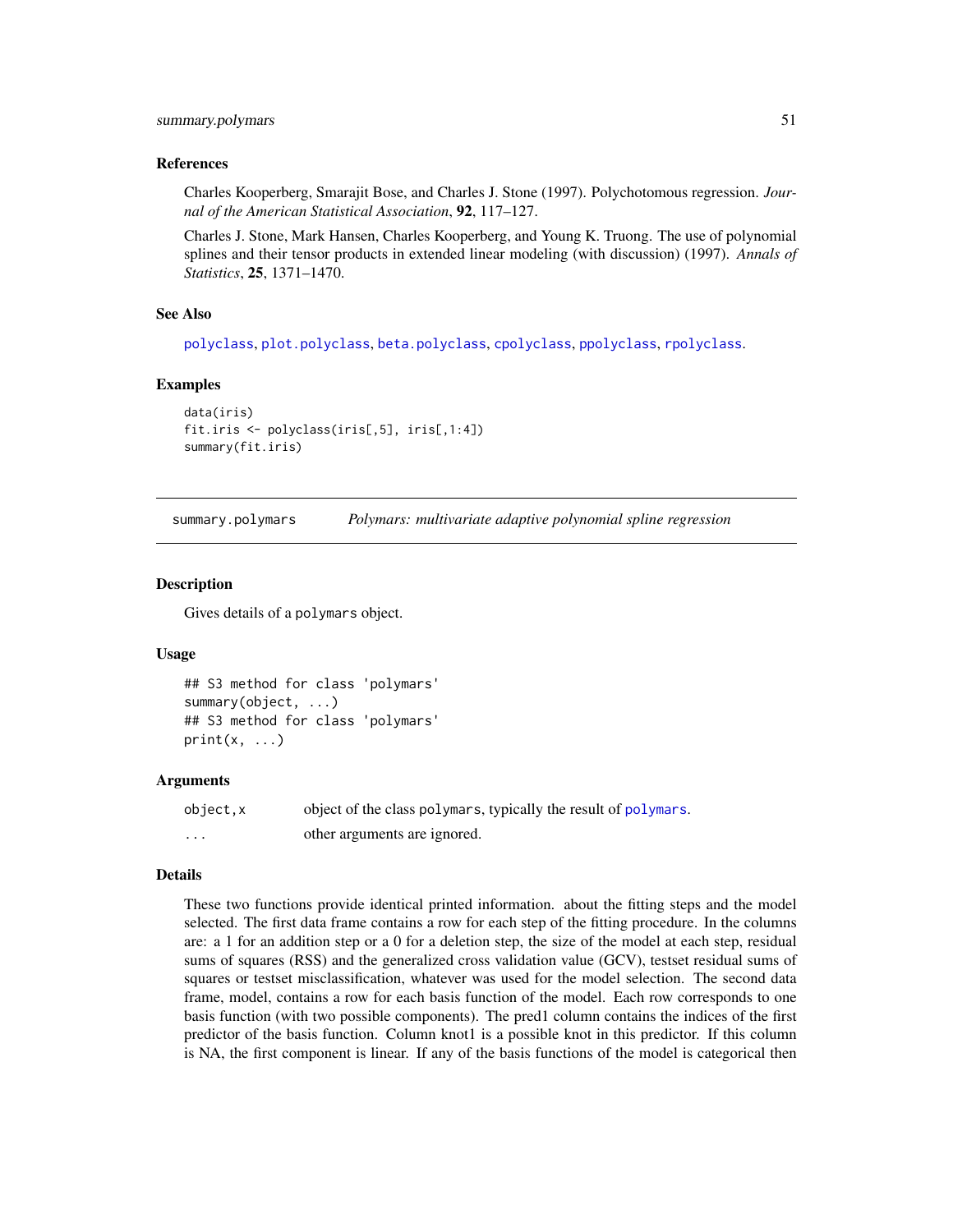## References

Charles Kooperberg, Smarajit Bose, and Charles J. Stone (1997). Polychotomous regression. *Journal of the American Statistical Association*, **92**, 117–127.

Charles J. Stone, Mark Hansen, Charles Kooperberg, and Young K. Truong. The use of polynomial splines and their tensor products in extended linear modeling (with discussion) (1997). *Annals of Statistics*, **25**, 1371–1470.

## See Also

polyclass, plot.polyclass, beta.polyclass, cpolyclass, ppolyclass, rpolyclass.

## Examples

```
data(iris)
fit.iris <- polyclass(iris[,5], iris[,1:4])
summary(fit.iris)
```

---

# summary.polymars &nbsp;&nbsp;&nbsp; *Polymars: multivariate adaptive polynomial spline regression*

---

## Description

Gives details of a polymars object.

## Usage

```
## S3 method for class 'polymars'
summary(object, ...)
## S3 method for class 'polymars'
print(x, ...)
```

## Arguments

| | |
|---|---|
| object,x | object of the class polymars, typically the result of polymars. |
| ... | other arguments are ignored. |

## Details

These two functions provide identical printed information. about the fitting steps and the model selected. The first data frame contains a row for each step of the fitting procedure. In the columns are: a 1 for an addition step or a 0 for a deletion step, the size of the model at each step, residual sums of squares (RSS) and the generalized cross validation value (GCV), testset residual sums of squares or testset misclassification, whatever was used for the model selection. The second data frame, model, contains a row for each basis function of the model. Each row corresponds to one basis function (with two possible components). The pred1 column contains the indices of the first predictor of the basis function. Column knot1 is a possible knot in this predictor. If this column is NA, the first component is linear. If any of the basis functions of the model is categorical then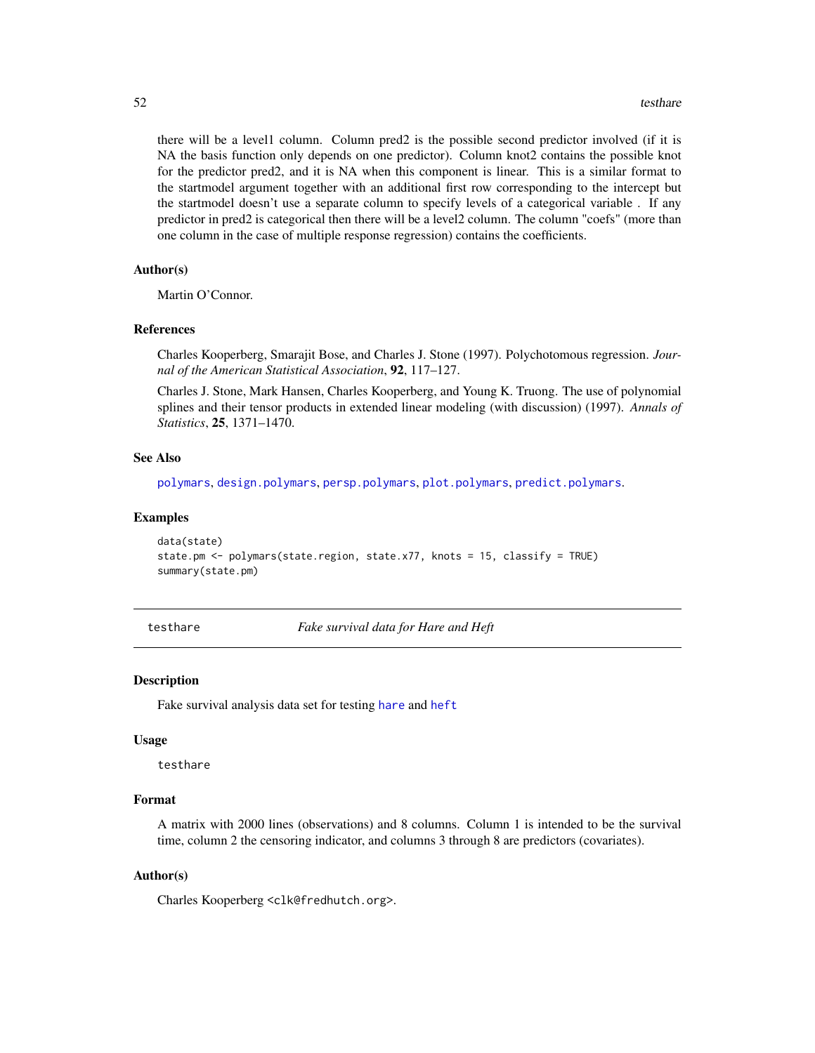there will be a level1 column. Column pred2 is the possible second predictor involved (if it is NA the basis function only depends on one predictor). Column knot2 contains the possible knot for the predictor pred2, and it is NA when this component is linear. This is a similar format to the startmodel argument together with an additional first row corresponding to the intercept but the startmodel doesn't use a separate column to specify levels of a categorical variable . If any predictor in pred2 is categorical then there will be a level2 column. The column "coefs" (more than one column in the case of multiple response regression) contains the coefficients.

### Author(s)

Martin O'Connor.

### References

Charles Kooperberg, Smarajit Bose, and Charles J. Stone (1997). Polychotomous regression. *Journal of the American Statistical Association*, **92**, 117–127.

Charles J. Stone, Mark Hansen, Charles Kooperberg, and Young K. Truong. The use of polynomial splines and their tensor products in extended linear modeling (with discussion) (1997). *Annals of Statistics*, **25**, 1371–1470.

### See Also

polymars, design.polymars, persp.polymars, plot.polymars, predict.polymars.

### Examples

```
data(state)
state.pm <- polymars(state.region, state.x77, knots = 15, classify = TRUE)
summary(state.pm)
```

---

## testhare — *Fake survival data for Hare and Heft*

### Description

Fake survival analysis data set for testing hare and heft

### Usage

```
testhare
```

### Format

A matrix with 2000 lines (observations) and 8 columns. Column 1 is intended to be the survival time, column 2 the censoring indicator, and columns 3 through 8 are predictors (covariates).

### Author(s)

Charles Kooperberg <clk@fredhutch.org>.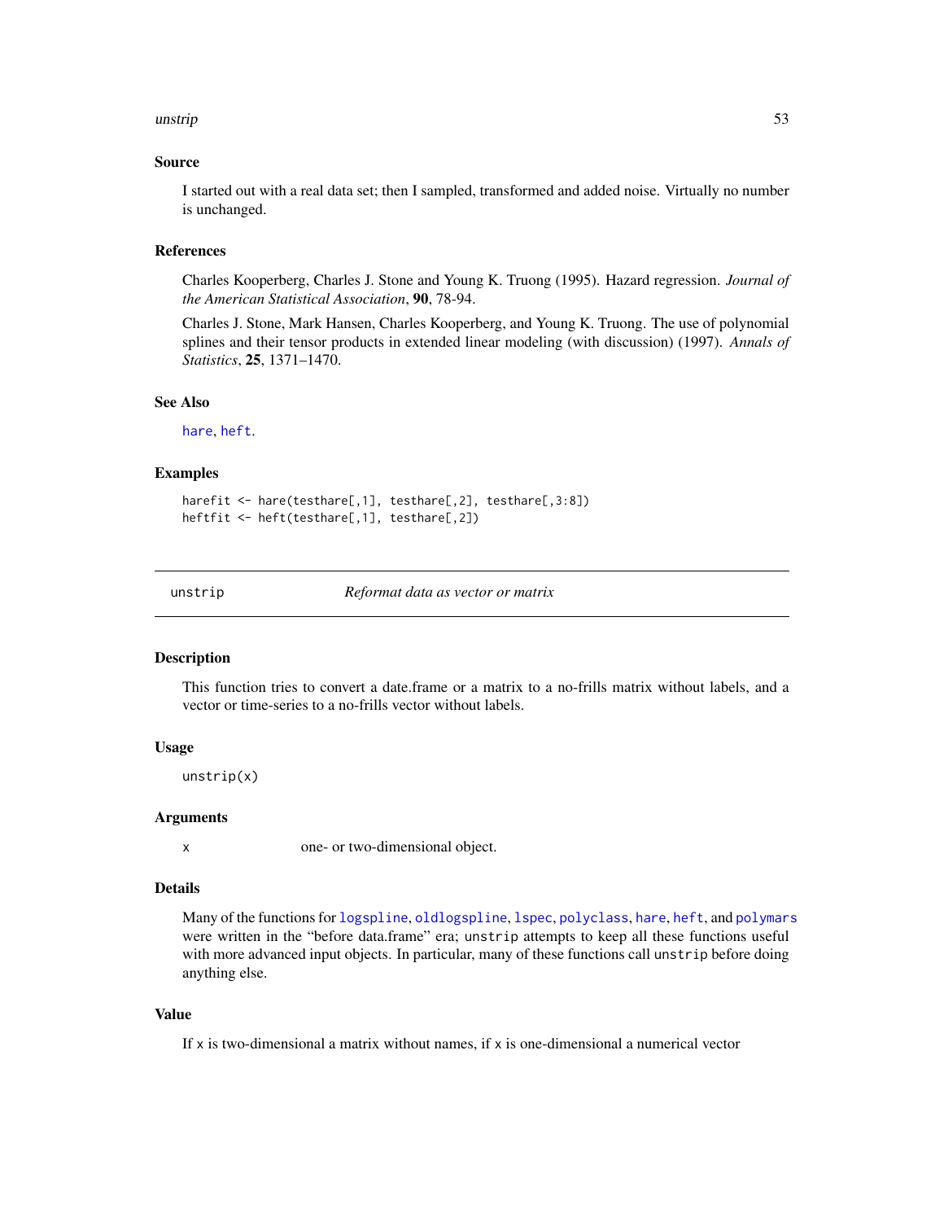### Source

I started out with a real data set; then I sampled, transformed and added noise. Virtually no number is unchanged.

### References

Charles Kooperberg, Charles J. Stone and Young K. Truong (1995). Hazard regression. *Journal of the American Statistical Association*, **90**, 78-94.

Charles J. Stone, Mark Hansen, Charles Kooperberg, and Young K. Truong. The use of polynomial splines and their tensor products in extended linear modeling (with discussion) (1997). *Annals of Statistics*, **25**, 1371–1470.

### See Also

`hare`, `heft`.

### Examples

```
harefit <- hare(testhare[,1], testhare[,2], testhare[,3:8])
heftfit <- heft(testhare[,1], testhare[,2])
```

---

## unstrip — *Reformat data as vector or matrix*

---

### Description

This function tries to convert a date.frame or a matrix to a no-frills matrix without labels, and a vector or time-series to a no-frills vector without labels.

### Usage

```
unstrip(x)
```

### Arguments

| | |
|---|---|
| `x` | one- or two-dimensional object. |

### Details

Many of the functions for `logspline`, `oldlogspline`, `lspec`, `polyclass`, `hare`, `heft`, and `polymars` were written in the "before data.frame" era; `unstrip` attempts to keep all these functions useful with more advanced input objects. In particular, many of these functions call `unstrip` before doing anything else.

### Value

If `x` is two-dimensional a matrix without names, if `x` is one-dimensional a numerical vector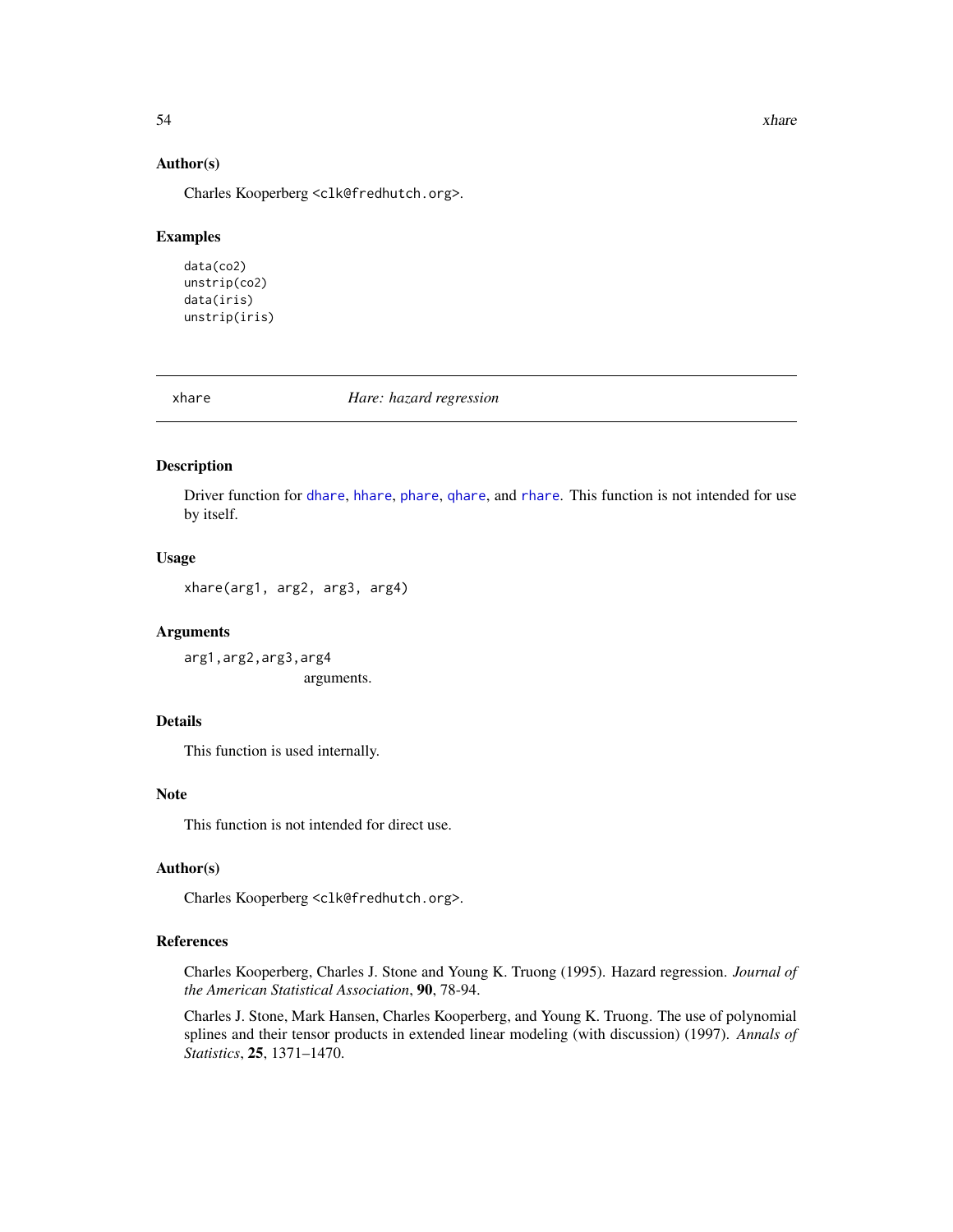### Author(s)

Charles Kooperberg <clk@fredhutch.org>.

### Examples

```
data(co2)
unstrip(co2)
data(iris)
unstrip(iris)
```

---

## xhare — *Hare: hazard regression*

---

### Description

Driver function for dhare, hhare, phare, qhare, and rhare. This function is not intended for use by itself.

### Usage

```
xhare(arg1, arg2, arg3, arg4)
```

### Arguments

`arg1,arg2,arg3,arg4`
arguments.

### Details

This function is used internally.

### Note

This function is not intended for direct use.

### Author(s)

Charles Kooperberg <clk@fredhutch.org>.

### References

Charles Kooperberg, Charles J. Stone and Young K. Truong (1995). Hazard regression. *Journal of the American Statistical Association*, **90**, 78-94.

Charles J. Stone, Mark Hansen, Charles Kooperberg, and Young K. Truong. The use of polynomial splines and their tensor products in extended linear modeling (with discussion) (1997). *Annals of Statistics*, **25**, 1371–1470.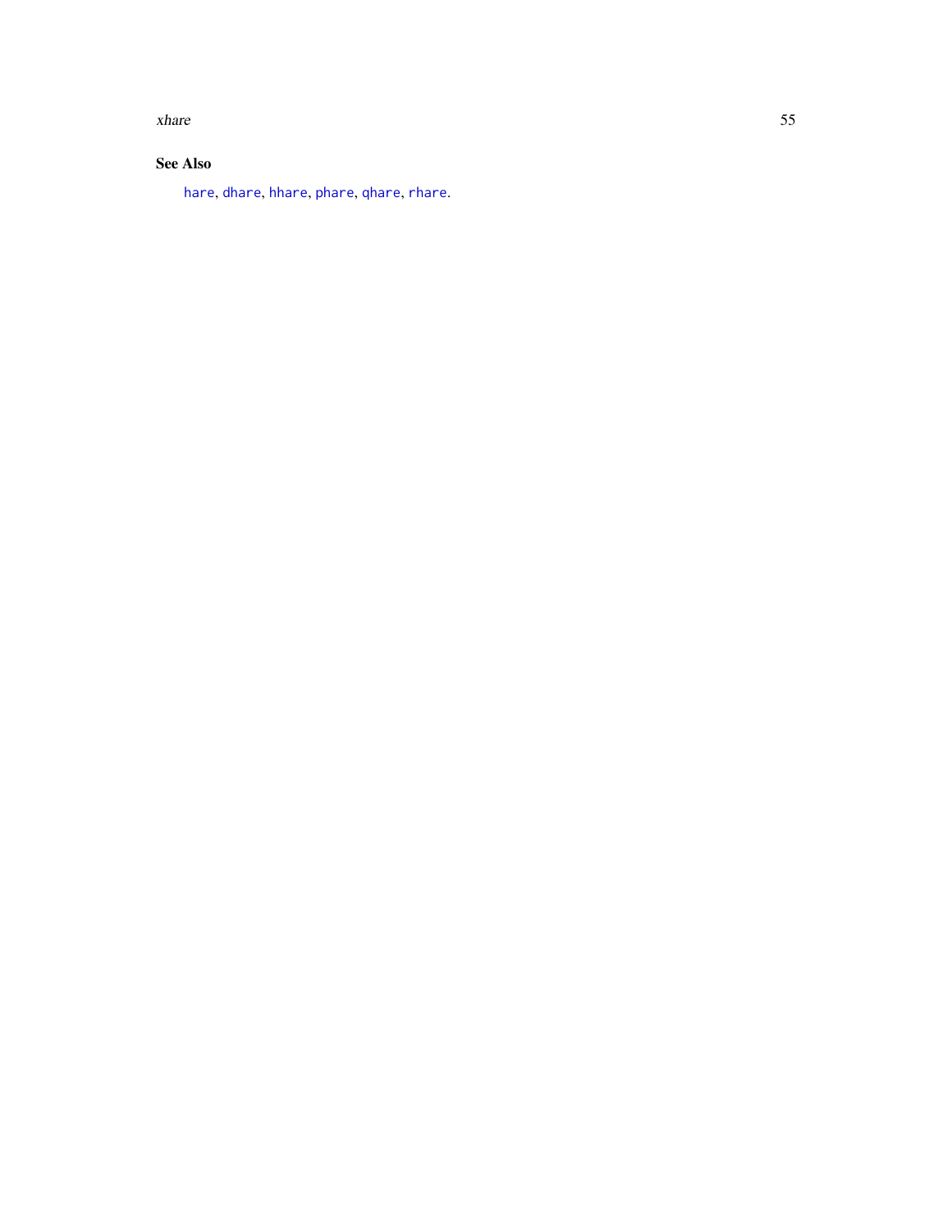### See Also

hare, dhare, hhare, phare, qhare, rhare.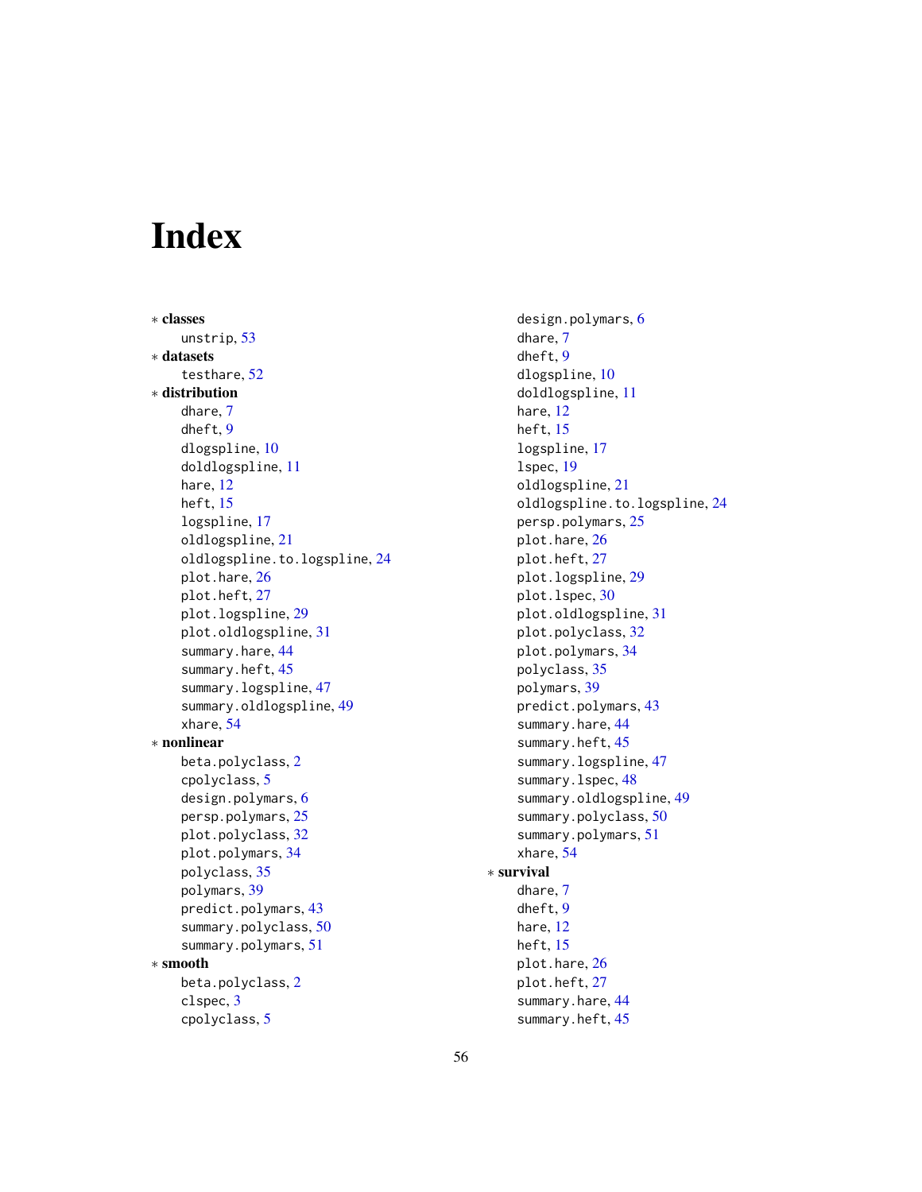# Index

* **classes**
  - unstrip, 53
* **datasets**
  - testhare, 52
* **distribution**
  - dhare, 7
  - dheft, 9
  - dlogspline, 10
  - doldlogspline, 11
  - hare, 12
  - heft, 15
  - logspline, 17
  - oldlogspline, 21
  - oldlogspline.to.logspline, 24
  - plot.hare, 26
  - plot.heft, 27
  - plot.logspline, 29
  - plot.oldlogspline, 31
  - summary.hare, 44
  - summary.heft, 45
  - summary.logspline, 47
  - summary.oldlogspline, 49
  - xhare, 54
* **nonlinear**
  - beta.polyclass, 2
  - cpolyclass, 5
  - design.polymars, 6
  - persp.polymars, 25
  - plot.polyclass, 32
  - plot.polymars, 34
  - polyclass, 35
  - polymars, 39
  - predict.polymars, 43
  - summary.polyclass, 50
  - summary.polymars, 51
* **smooth**
  - beta.polyclass, 2
  - clspec, 3
  - cpolyclass, 5
  - design.polymars, 6
  - dhare, 7
  - dheft, 9
  - dlogspline, 10
  - doldlogspline, 11
  - hare, 12
  - heft, 15
  - logspline, 17
  - lspec, 19
  - oldlogspline, 21
  - oldlogspline.to.logspline, 24
  - persp.polymars, 25
  - plot.hare, 26
  - plot.heft, 27
  - plot.logspline, 29
  - plot.lspec, 30
  - plot.oldlogspline, 31
  - plot.polyclass, 32
  - plot.polymars, 34
  - polyclass, 35
  - polymars, 39
  - predict.polymars, 43
  - summary.hare, 44
  - summary.heft, 45
  - summary.logspline, 47
  - summary.lspec, 48
  - summary.oldlogspline, 49
  - summary.polyclass, 50
  - summary.polymars, 51
  - xhare, 54
* **survival**
  - dhare, 7
  - dheft, 9
  - hare, 12
  - heft, 15
  - plot.hare, 26
  - plot.heft, 27
  - summary.hare, 44
  - summary.heft, 45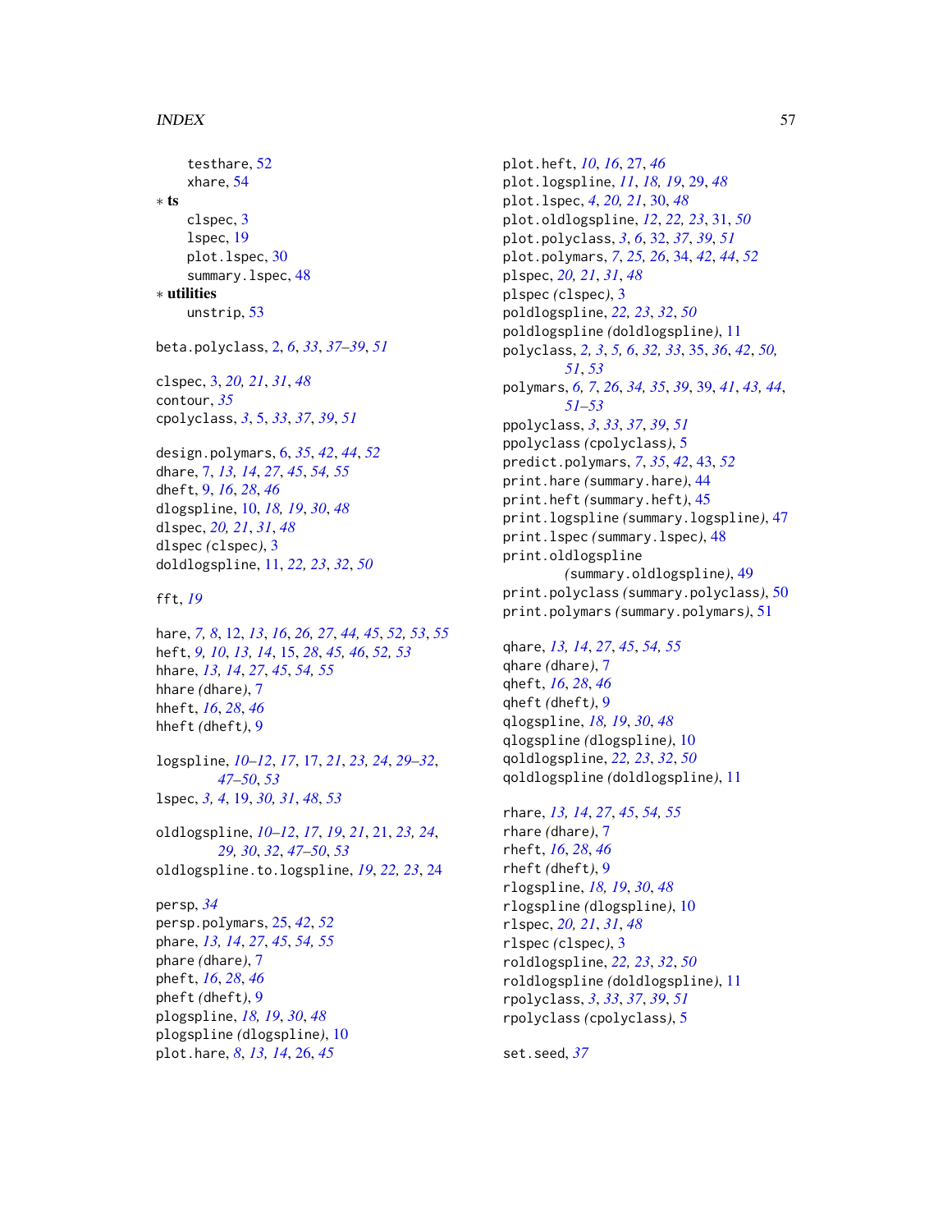testhare, 52
xhare, 54

∗ **ts**
clspec, 3
lspec, 19
plot.lspec, 30
summary.lspec, 48

∗ **utilities**
unstrip, 53

beta.polyclass, 2, *6*, *33*, *37–39*, *51*

clspec, 3, *20, 21*, *31*, *48*
contour, *35*
cpolyclass, *3*, 5, *33*, *37*, *39*, *51*

design.polymars, 6, *35*, *42*, *44*, *52*
dhare, 7, *13, 14*, *27*, *45*, *54, 55*
dheft, 9, *16*, *28*, *46*
dlogspline, 10, *18, 19*, *30*, *48*
dlspec, *20, 21*, *31*, *48*
dlspec *(*clspec*)*, 3
doldlogspline, 11, *22, 23*, *32*, *50*

fft, *19*

hare, *7, 8*, 12, *13*, *16*, *26, 27*, *44, 45*, *52, 53*, *55*
heft, *9, 10*, *13, 14*, 15, *28*, *45, 46*, *52, 53*
hhare, *13, 14*, *27*, *45*, *54, 55*
hhare *(*dhare*)*, 7
hheft, *16*, *28*, *46*
hheft *(*dheft*)*, 9

logspline, *10–12*, *17*, 17, *21*, *23, 24*, *29–32*, *47–50*, *53*
lspec, *3, 4*, 19, *30, 31*, *48*, *53*

oldlogspline, *10–12*, *17*, *19*, *21*, 21, *23, 24*, *29, 30*, *32*, *47–50*, *53*
oldlogspline.to.logspline, *19*, *22, 23*, 24

persp, *34*
persp.polymars, 25, *42*, *52*
phare, *13, 14*, *27*, *45*, *54, 55*
phare *(*dhare*)*, 7
pheft, *16*, *28*, *46*
pheft *(*dheft*)*, 9
plogspline, *18, 19*, *30*, *48*
plogspline *(*dlogspline*)*, 10
plot.hare, *8*, *13, 14*, 26, *45*
plot.heft, *10*, *16*, 27, *46*
plot.logspline, *11*, *18, 19*, 29, *48*
plot.lspec, *4*, *20, 21*, 30, *48*
plot.oldlogspline, *12*, *22, 23*, 31, *50*
plot.polyclass, *3*, *6*, 32, *37*, *39*, *51*
plot.polymars, *7*, *25, 26*, 34, *42*, *44*, *52*
plspec, *20, 21*, *31*, *48*
plspec *(*clspec*)*, 3
poldlogspline, *22, 23*, *32*, *50*
poldlogspline *(*doldlogspline*)*, 11
polyclass, *2, 3*, *5, 6*, *32, 33*, 35, *36*, *42*, *50, 51*, *53*
polymars, *6, 7*, *26*, *34, 35*, *39*, 39, *41*, *43, 44*, *51–53*
ppolyclass, *3*, *33*, *37*, *39*, *51*
ppolyclass *(*cpolyclass*)*, 5
predict.polymars, *7*, *35*, *42*, 43, *52*
print.hare *(*summary.hare*)*, 44
print.heft *(*summary.heft*)*, 45
print.logspline *(*summary.logspline*)*, 47
print.lspec *(*summary.lspec*)*, 48
print.oldlogspline *(*summary.oldlogspline*)*, 49
print.polyclass *(*summary.polyclass*)*, 50
print.polymars *(*summary.polymars*)*, 51

qhare, *13, 14*, *27*, *45*, *54, 55*
qhare *(*dhare*)*, 7
qheft, *16*, *28*, *46*
qheft *(*dheft*)*, 9
qlogspline, *18, 19*, *30*, *48*
qlogspline *(*dlogspline*)*, 10
qoldlogspline, *22, 23*, *32*, *50*
qoldlogspline *(*doldlogspline*)*, 11

rhare, *13, 14*, *27*, *45*, *54, 55*
rhare *(*dhare*)*, 7
rheft, *16*, *28*, *46*
rheft *(*dheft*)*, 9
rlogspline, *18, 19*, *30*, *48*
rlogspline *(*dlogspline*)*, 10
rlspec, *20, 21*, *31*, *48*
rlspec *(*clspec*)*, 3
roldlogspline, *22, 23*, *32*, *50*
roldlogspline *(*doldlogspline*)*, 11
rpolyclass, *3*, *33*, *37*, *39*, *51*
rpolyclass *(*cpolyclass*)*, 5

set.seed, *37*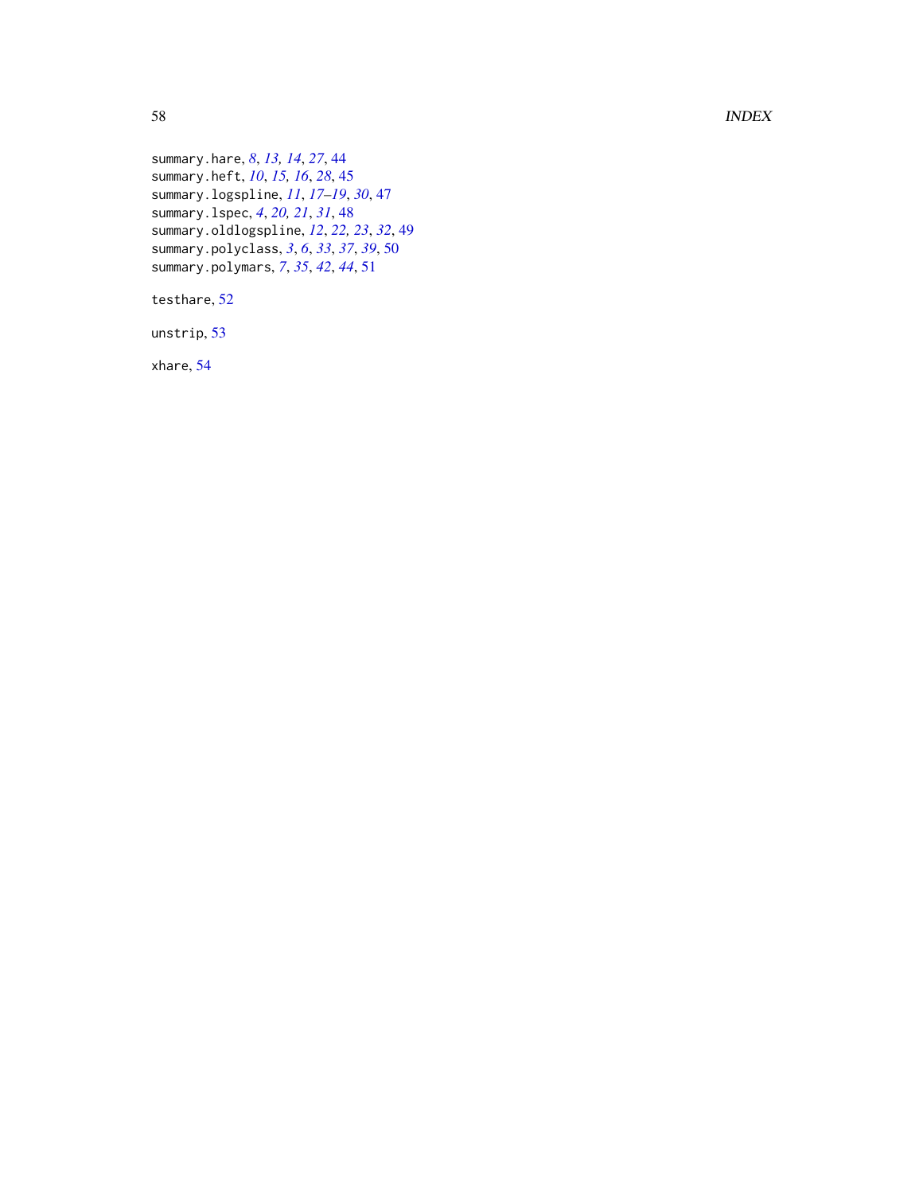summary.hare, *8*, *13, 14*, *27*, 44
summary.heft, *10*, *15, 16*, *28*, 45
summary.logspline, *11*, *17–19*, *30*, 47
summary.lspec, *4*, *20, 21*, *31*, 48
summary.oldlogspline, *12*, *22, 23*, *32*, 49
summary.polyclass, *3*, *6*, *33*, *37*, *39*, 50
summary.polymars, *7*, *35*, *42*, *44*, 51

testhare, 52

unstrip, 53

xhare, 54